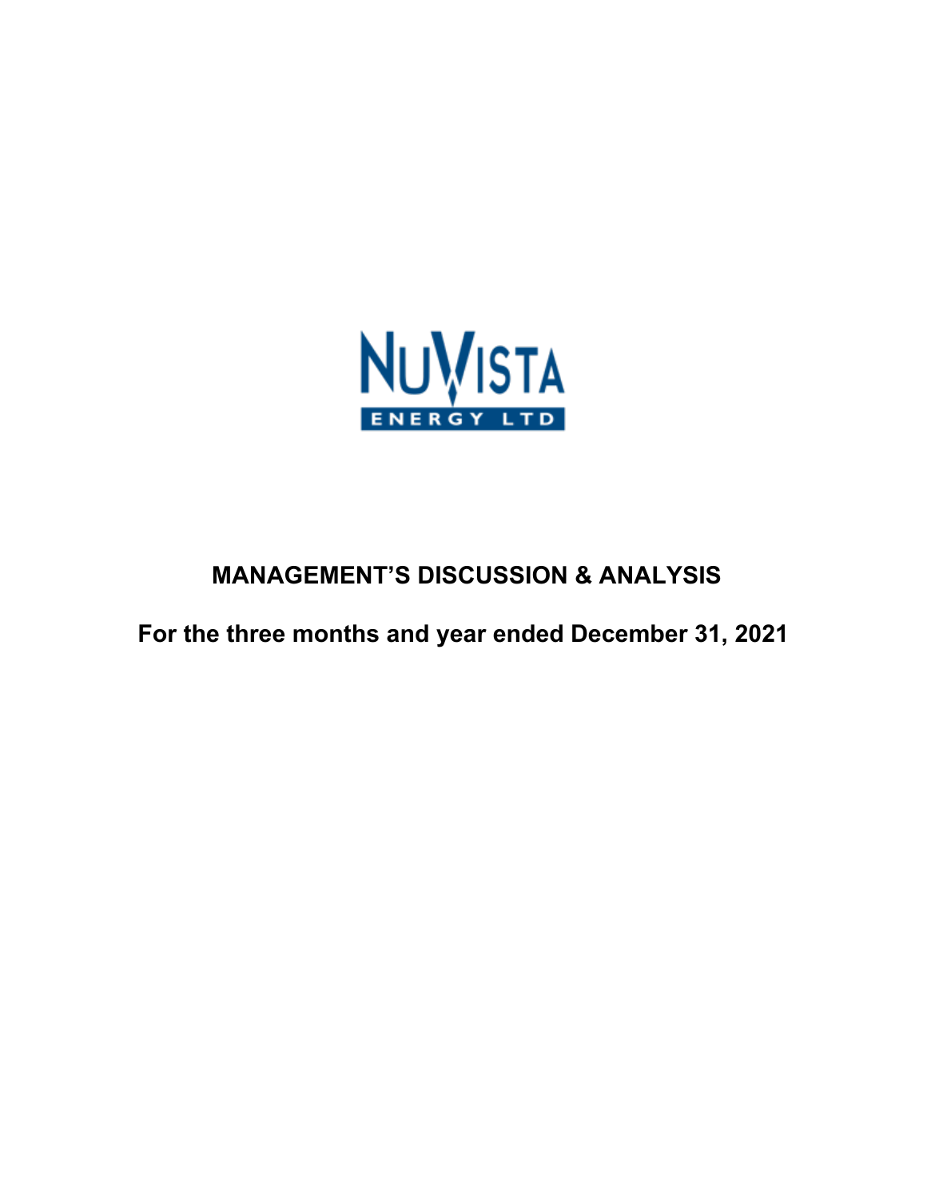NUVISTA ENERGY LTD

# MANAGEMENT'S DISCUSSION & ANALYSIS

## For the three months and year ended December 31, 2021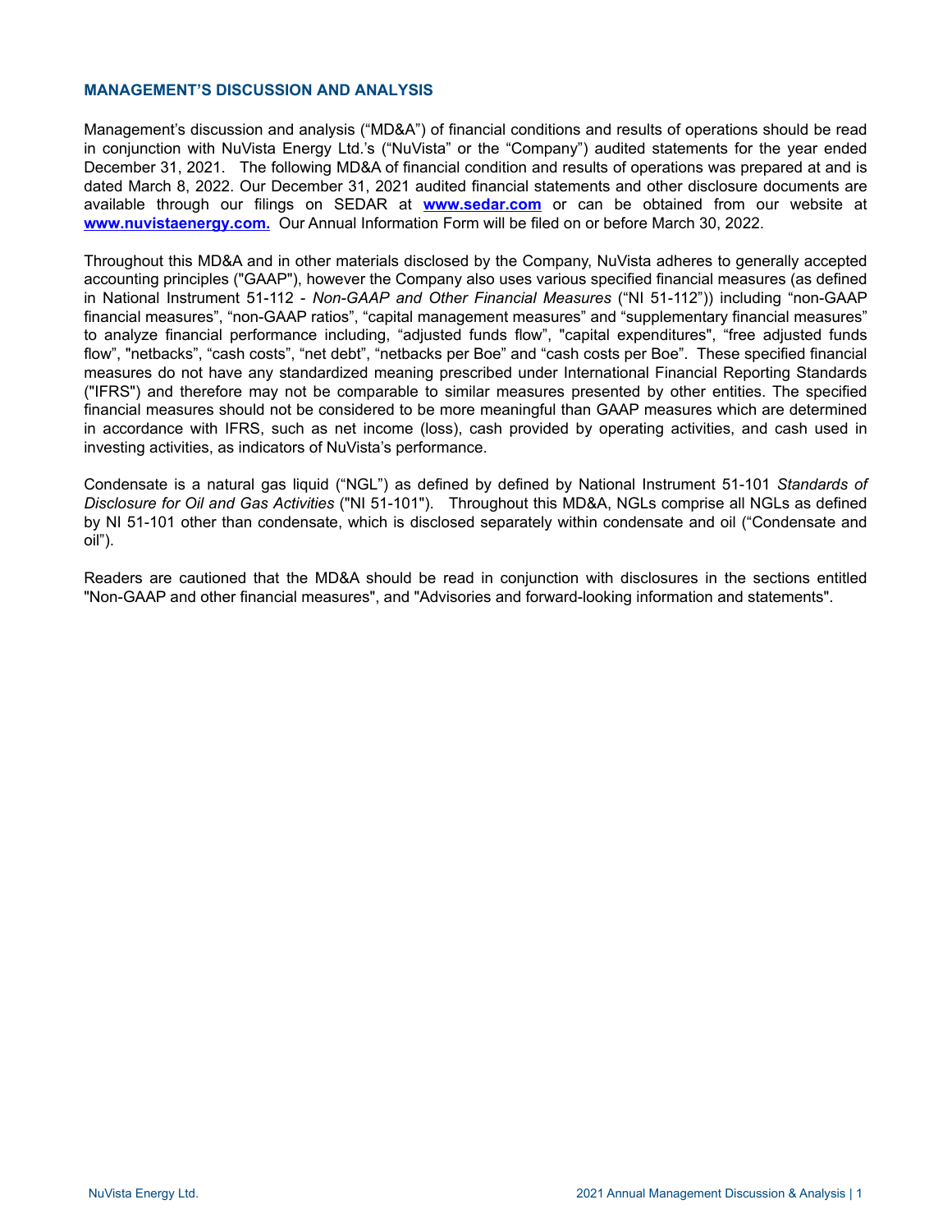## MANAGEMENT'S DISCUSSION AND ANALYSIS

Management's discussion and analysis ("MD&A") of financial conditions and results of operations should be read in conjunction with NuVista Energy Ltd.'s ("NuVista" or the "Company") audited statements for the year ended December 31, 2021. The following MD&A of financial condition and results of operations was prepared at and is dated March 8, 2022. Our December 31, 2021 audited financial statements and other disclosure documents are available through our filings on SEDAR at **www.sedar.com** or can be obtained from our website at **www.nuvistaenergy.com.** Our Annual Information Form will be filed on or before March 30, 2022.

Throughout this MD&A and in other materials disclosed by the Company, NuVista adheres to generally accepted accounting principles ("GAAP"), however the Company also uses various specified financial measures (as defined in National Instrument 51-112 - *Non-GAAP and Other Financial Measures* ("NI 51-112")) including "non-GAAP financial measures", "non-GAAP ratios", "capital management measures" and "supplementary financial measures" to analyze financial performance including, "adjusted funds flow", "capital expenditures", "free adjusted funds flow", "netbacks", "cash costs", "net debt", "netbacks per Boe" and "cash costs per Boe". These specified financial measures do not have any standardized meaning prescribed under International Financial Reporting Standards ("IFRS") and therefore may not be comparable to similar measures presented by other entities. The specified financial measures should not be considered to be more meaningful than GAAP measures which are determined in accordance with IFRS, such as net income (loss), cash provided by operating activities, and cash used in investing activities, as indicators of NuVista's performance.

Condensate is a natural gas liquid ("NGL") as defined by defined by National Instrument 51-101 *Standards of Disclosure for Oil and Gas Activities* ("NI 51-101"). Throughout this MD&A, NGLs comprise all NGLs as defined by NI 51-101 other than condensate, which is disclosed separately within condensate and oil ("Condensate and oil").

Readers are cautioned that the MD&A should be read in conjunction with disclosures in the sections entitled "Non-GAAP and other financial measures", and "Advisories and forward-looking information and statements".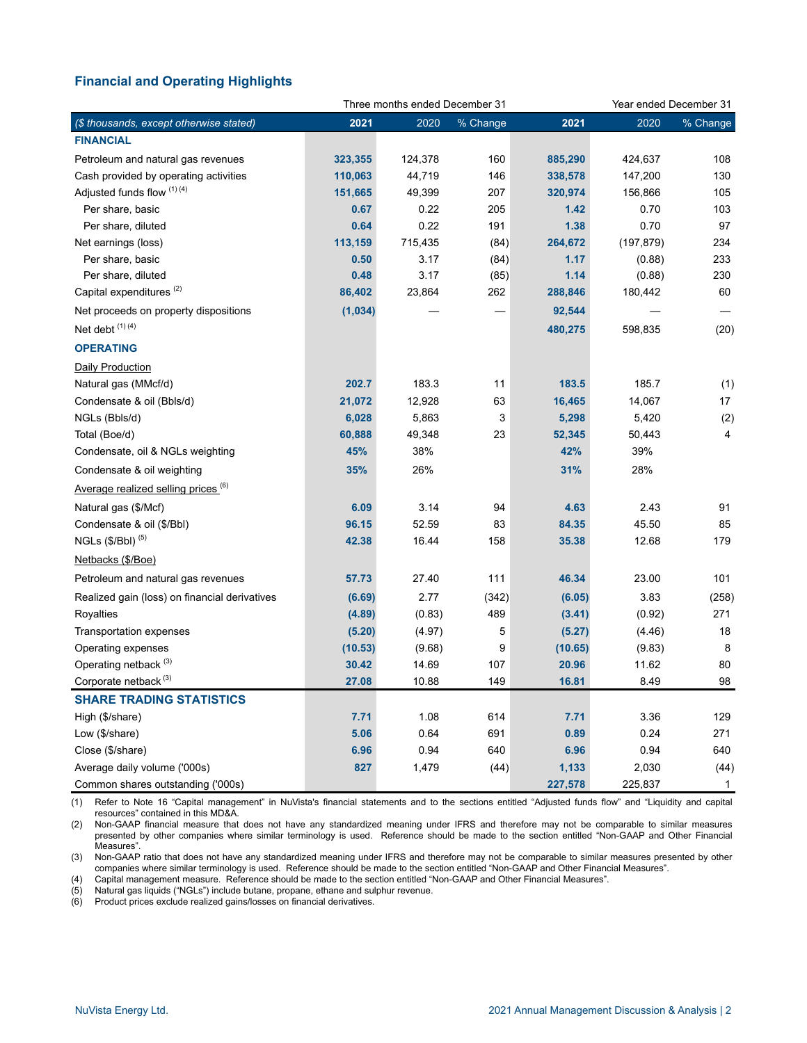## Financial and Operating Highlights

| ($ thousands, except otherwise stated) | Three months ended December 31 2021 | 2020 | % Change | Year ended December 31 2021 | 2020 | % Change |
|---|---|---|---|---|---|---|
| **FINANCIAL** | | | | | | |
| Petroleum and natural gas revenues | **323,355** | 124,378 | 160 | **885,290** | 424,637 | 108 |
| Cash provided by operating activities | **110,063** | 44,719 | 146 | **338,578** | 147,200 | 130 |
| Adjusted funds flow [(1) (4)] | **151,665** | 49,399 | 207 | **320,974** | 156,866 | 105 |
| Per share, basic | **0.67** | 0.22 | 205 | **1.42** | 0.70 | 103 |
| Per share, diluted | **0.64** | 0.22 | 191 | **1.38** | 0.70 | 97 |
| Net earnings (loss) | **113,159** | 715,435 | (84) | **264,672** | (197,879) | 234 |
| Per share, basic | **0.50** | 3.17 | (84) | **1.17** | (0.88) | 233 |
| Per share, diluted | **0.48** | 3.17 | (85) | **1.14** | (0.88) | 230 |
| Capital expenditures [(2)] | **86,402** | 23,864 | 262 | **288,846** | 180,442 | 60 |
| Net proceeds on property dispositions | **(1,034)** | — | — | **92,544** | — | — |
| Net debt [(1) (4)] | | | | **480,275** | 598,835 | (20) |
| **OPERATING** | | | | | | |
| Daily Production | | | | | | |
| Natural gas (MMcf/d) | **202.7** | 183.3 | 11 | **183.5** | 185.7 | (1) |
| Condensate & oil (Bbls/d) | **21,072** | 12,928 | 63 | **16,465** | 14,067 | 17 |
| NGLs (Bbls/d) | **6,028** | 5,863 | 3 | **5,298** | 5,420 | (2) |
| Total (Boe/d) | **60,888** | 49,348 | 23 | **52,345** | 50,443 | 4 |
| Condensate, oil & NGLs weighting | **45%** | 38% | | **42%** | 39% | |
| Condensate & oil weighting | **35%** | 26% | | **31%** | 28% | |
| Average realized selling prices [(6)] | | | | | | |
| Natural gas ($/Mcf) | **6.09** | 3.14 | 94 | **4.63** | 2.43 | 91 |
| Condensate & oil ($/Bbl) | **96.15** | 52.59 | 83 | **84.35** | 45.50 | 85 |
| NGLs ($/Bbl) [(5)] | **42.38** | 16.44 | 158 | **35.38** | 12.68 | 179 |
| Netbacks ($/Boe) | | | | | | |
| Petroleum and natural gas revenues | **57.73** | 27.40 | 111 | **46.34** | 23.00 | 101 |
| Realized gain (loss) on financial derivatives | **(6.69)** | 2.77 | (342) | **(6.05)** | 3.83 | (258) |
| Royalties | **(4.89)** | (0.83) | 489 | **(3.41)** | (0.92) | 271 |
| Transportation expenses | **(5.20)** | (4.97) | 5 | **(5.27)** | (4.46) | 18 |
| Operating expenses | **(10.53)** | (9.68) | 9 | **(10.65)** | (9.83) | 8 |
| Operating netback [(3)] | **30.42** | 14.69 | 107 | **20.96** | 11.62 | 80 |
| Corporate netback [(3)] | **27.08** | 10.88 | 149 | **16.81** | 8.49 | 98 |
| **SHARE TRADING STATISTICS** | | | | | | |
| High ($/share) | **7.71** | 1.08 | 614 | **7.71** | 3.36 | 129 |
| Low ($/share) | **5.06** | 0.64 | 691 | **0.89** | 0.24 | 271 |
| Close ($/share) | **6.96** | 0.94 | 640 | **6.96** | 0.94 | 640 |
| Average daily volume ('000s) | **827** | 1,479 | (44) | **1,133** | 2,030 | (44) |
| Common shares outstanding ('000s) | | | | **227,578** | 225,837 | 1 |

(1) Refer to Note 16 "Capital management" in NuVista's financial statements and to the sections entitled "Adjusted funds flow" and "Liquidity and capital resources" contained in this MD&A.

(2) Non-GAAP financial measure that does not have any standardized meaning under IFRS and therefore may not be comparable to similar measures presented by other companies where similar terminology is used. Reference should be made to the section entitled "Non-GAAP and Other Financial Measures".

(3) Non-GAAP ratio that does not have any standardized meaning under IFRS and therefore may not be comparable to similar measures presented by other companies where similar terminology is used. Reference should be made to the section entitled "Non-GAAP and Other Financial Measures".

(4) Capital management measure. Reference should be made to the section entitled "Non-GAAP and Other Financial Measures".

(5) Natural gas liquids ("NGLs") include butane, propane, ethane and sulphur revenue.

(6) Product prices exclude realized gains/losses on financial derivatives.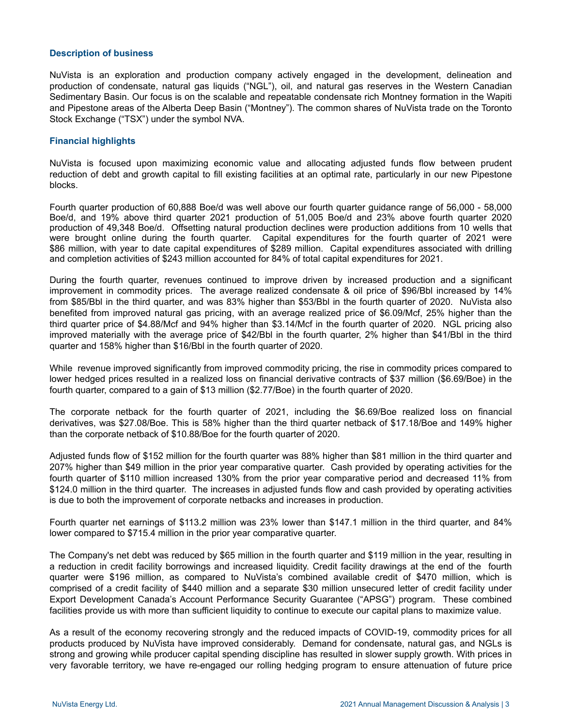## Description of business

NuVista is an exploration and production company actively engaged in the development, delineation and production of condensate, natural gas liquids ("NGL"), oil, and natural gas reserves in the Western Canadian Sedimentary Basin. Our focus is on the scalable and repeatable condensate rich Montney formation in the Wapiti and Pipestone areas of the Alberta Deep Basin ("Montney"). The common shares of NuVista trade on the Toronto Stock Exchange ("TSX") under the symbol NVA.

## Financial highlights

NuVista is focused upon maximizing economic value and allocating adjusted funds flow between prudent reduction of debt and growth capital to fill existing facilities at an optimal rate, particularly in our new Pipestone blocks.

Fourth quarter production of 60,888 Boe/d was well above our fourth quarter guidance range of 56,000 - 58,000 Boe/d, and 19% above third quarter 2021 production of 51,005 Boe/d and 23% above fourth quarter 2020 production of 49,348 Boe/d. Offsetting natural production declines were production additions from 10 wells that were brought online during the fourth quarter. Capital expenditures for the fourth quarter of 2021 were $86 million, with year to date capital expenditures of $289 million. Capital expenditures associated with drilling and completion activities of $243 million accounted for 84% of total capital expenditures for 2021.

During the fourth quarter, revenues continued to improve driven by increased production and a significant improvement in commodity prices. The average realized condensate & oil price of $96/Bbl increased by 14% from $85/Bbl in the third quarter, and was 83% higher than $53/Bbl in the fourth quarter of 2020. NuVista also benefited from improved natural gas pricing, with an average realized price of $6.09/Mcf, 25% higher than the third quarter price of $4.88/Mcf and 94% higher than $3.14/Mcf in the fourth quarter of 2020. NGL pricing also improved materially with the average price of $42/Bbl in the fourth quarter, 2% higher than $41/Bbl in the third quarter and 158% higher than $16/Bbl in the fourth quarter of 2020.

While revenue improved significantly from improved commodity pricing, the rise in commodity prices compared to lower hedged prices resulted in a realized loss on financial derivative contracts of $37 million ($6.69/Boe) in the fourth quarter, compared to a gain of $13 million ($2.77/Boe) in the fourth quarter of 2020.

The corporate netback for the fourth quarter of 2021, including the $6.69/Boe realized loss on financial derivatives, was $27.08/Boe. This is 58% higher than the third quarter netback of $17.18/Boe and 149% higher than the corporate netback of $10.88/Boe for the fourth quarter of 2020.

Adjusted funds flow of $152 million for the fourth quarter was 88% higher than $81 million in the third quarter and 207% higher than $49 million in the prior year comparative quarter. Cash provided by operating activities for the fourth quarter of $110 million increased 130% from the prior year comparative period and decreased 11% from $124.0 million in the third quarter. The increases in adjusted funds flow and cash provided by operating activities is due to both the improvement of corporate netbacks and increases in production.

Fourth quarter net earnings of $113.2 million was 23% lower than $147.1 million in the third quarter, and 84% lower compared to $715.4 million in the prior year comparative quarter.

The Company's net debt was reduced by $65 million in the fourth quarter and $119 million in the year, resulting in a reduction in credit facility borrowings and increased liquidity. Credit facility drawings at the end of the fourth quarter were $196 million, as compared to NuVista's combined available credit of $470 million, which is comprised of a credit facility of $440 million and a separate $30 million unsecured letter of credit facility under Export Development Canada's Account Performance Security Guarantee ("APSG") program. These combined facilities provide us with more than sufficient liquidity to continue to execute our capital plans to maximize value.

As a result of the economy recovering strongly and the reduced impacts of COVID-19, commodity prices for all products produced by NuVista have improved considerably. Demand for condensate, natural gas, and NGLs is strong and growing while producer capital spending discipline has resulted in slower supply growth. With prices in very favorable territory, we have re-engaged our rolling hedging program to ensure attenuation of future price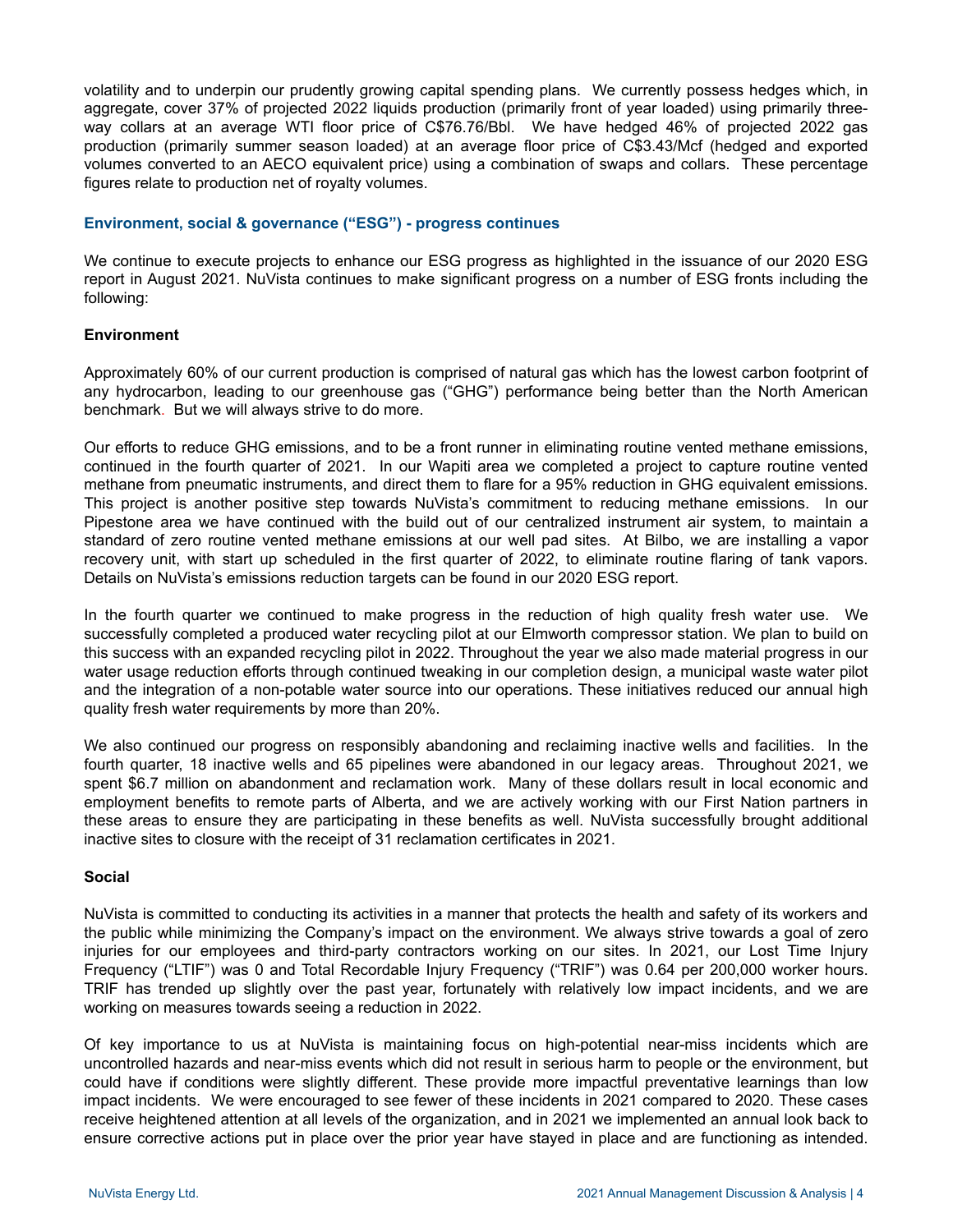volatility and to underpin our prudently growing capital spending plans. We currently possess hedges which, in aggregate, cover 37% of projected 2022 liquids production (primarily front of year loaded) using primarily three-way collars at an average WTI floor price of C$76.76/Bbl. We have hedged 46% of projected 2022 gas production (primarily summer season loaded) at an average floor price of C$3.43/Mcf (hedged and exported volumes converted to an AECO equivalent price) using a combination of swaps and collars. These percentage figures relate to production net of royalty volumes.

## Environment, social & governance ("ESG") - progress continues

We continue to execute projects to enhance our ESG progress as highlighted in the issuance of our 2020 ESG report in August 2021. NuVista continues to make significant progress on a number of ESG fronts including the following:

### Environment

Approximately 60% of our current production is comprised of natural gas which has the lowest carbon footprint of any hydrocarbon, leading to our greenhouse gas ("GHG") performance being better than the North American benchmark. But we will always strive to do more.

Our efforts to reduce GHG emissions, and to be a front runner in eliminating routine vented methane emissions, continued in the fourth quarter of 2021. In our Wapiti area we completed a project to capture routine vented methane from pneumatic instruments, and direct them to flare for a 95% reduction in GHG equivalent emissions. This project is another positive step towards NuVista's commitment to reducing methane emissions. In our Pipestone area we have continued with the build out of our centralized instrument air system, to maintain a standard of zero routine vented methane emissions at our well pad sites. At Bilbo, we are installing a vapor recovery unit, with start up scheduled in the first quarter of 2022, to eliminate routine flaring of tank vapors. Details on NuVista's emissions reduction targets can be found in our 2020 ESG report.

In the fourth quarter we continued to make progress in the reduction of high quality fresh water use. We successfully completed a produced water recycling pilot at our Elmworth compressor station. We plan to build on this success with an expanded recycling pilot in 2022. Throughout the year we also made material progress in our water usage reduction efforts through continued tweaking in our completion design, a municipal waste water pilot and the integration of a non-potable water source into our operations. These initiatives reduced our annual high quality fresh water requirements by more than 20%.

We also continued our progress on responsibly abandoning and reclaiming inactive wells and facilities. In the fourth quarter, 18 inactive wells and 65 pipelines were abandoned in our legacy areas. Throughout 2021, we spent $6.7 million on abandonment and reclamation work. Many of these dollars result in local economic and employment benefits to remote parts of Alberta, and we are actively working with our First Nation partners in these areas to ensure they are participating in these benefits as well. NuVista successfully brought additional inactive sites to closure with the receipt of 31 reclamation certificates in 2021.

### Social

NuVista is committed to conducting its activities in a manner that protects the health and safety of its workers and the public while minimizing the Company's impact on the environment. We always strive towards a goal of zero injuries for our employees and third-party contractors working on our sites. In 2021, our Lost Time Injury Frequency ("LTIF") was 0 and Total Recordable Injury Frequency ("TRIF") was 0.64 per 200,000 worker hours. TRIF has trended up slightly over the past year, fortunately with relatively low impact incidents, and we are working on measures towards seeing a reduction in 2022.

Of key importance to us at NuVista is maintaining focus on high-potential near-miss incidents which are uncontrolled hazards and near-miss events which did not result in serious harm to people or the environment, but could have if conditions were slightly different. These provide more impactful preventative learnings than low impact incidents. We were encouraged to see fewer of these incidents in 2021 compared to 2020. These cases receive heightened attention at all levels of the organization, and in 2021 we implemented an annual look back to ensure corrective actions put in place over the prior year have stayed in place and are functioning as intended.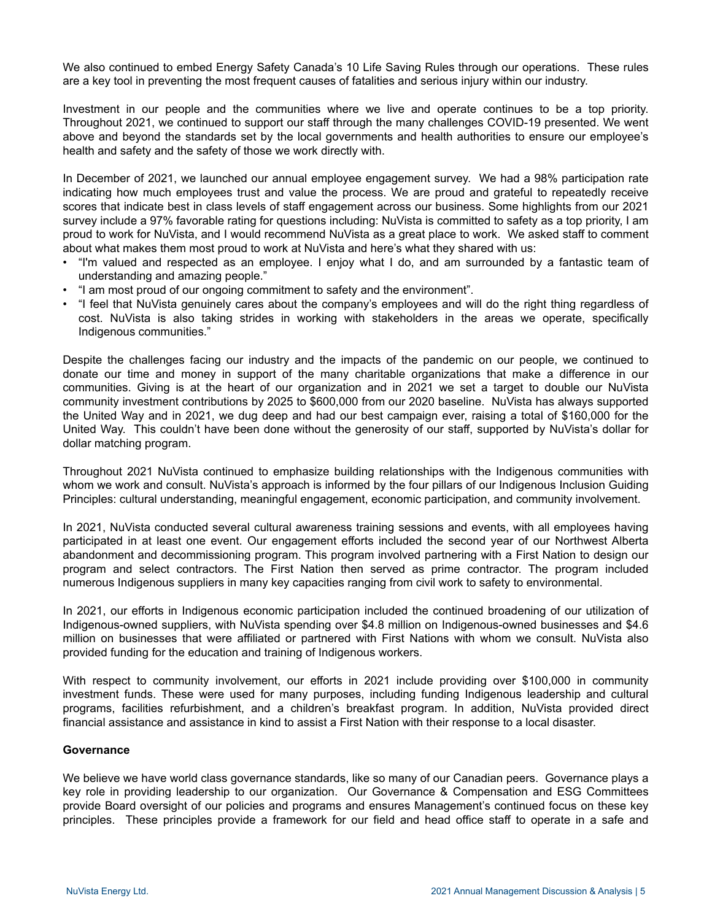We also continued to embed Energy Safety Canada's 10 Life Saving Rules through our operations. These rules are a key tool in preventing the most frequent causes of fatalities and serious injury within our industry.

Investment in our people and the communities where we live and operate continues to be a top priority. Throughout 2021, we continued to support our staff through the many challenges COVID-19 presented. We went above and beyond the standards set by the local governments and health authorities to ensure our employee's health and safety and the safety of those we work directly with.

In December of 2021, we launched our annual employee engagement survey. We had a 98% participation rate indicating how much employees trust and value the process. We are proud and grateful to repeatedly receive scores that indicate best in class levels of staff engagement across our business. Some highlights from our 2021 survey include a 97% favorable rating for questions including: NuVista is committed to safety as a top priority, I am proud to work for NuVista, and I would recommend NuVista as a great place to work. We asked staff to comment about what makes them most proud to work at NuVista and here's what they shared with us:

- "I'm valued and respected as an employee. I enjoy what I do, and am surrounded by a fantastic team of understanding and amazing people."
- "I am most proud of our ongoing commitment to safety and the environment".
- "I feel that NuVista genuinely cares about the company's employees and will do the right thing regardless of cost. NuVista is also taking strides in working with stakeholders in the areas we operate, specifically Indigenous communities."

Despite the challenges facing our industry and the impacts of the pandemic on our people, we continued to donate our time and money in support of the many charitable organizations that make a difference in our communities. Giving is at the heart of our organization and in 2021 we set a target to double our NuVista community investment contributions by 2025 to $600,000 from our 2020 baseline. NuVista has always supported the United Way and in 2021, we dug deep and had our best campaign ever, raising a total of $160,000 for the United Way. This couldn't have been done without the generosity of our staff, supported by NuVista's dollar for dollar matching program.

Throughout 2021 NuVista continued to emphasize building relationships with the Indigenous communities with whom we work and consult. NuVista's approach is informed by the four pillars of our Indigenous Inclusion Guiding Principles: cultural understanding, meaningful engagement, economic participation, and community involvement.

In 2021, NuVista conducted several cultural awareness training sessions and events, with all employees having participated in at least one event. Our engagement efforts included the second year of our Northwest Alberta abandonment and decommissioning program. This program involved partnering with a First Nation to design our program and select contractors. The First Nation then served as prime contractor. The program included numerous Indigenous suppliers in many key capacities ranging from civil work to safety to environmental.

In 2021, our efforts in Indigenous economic participation included the continued broadening of our utilization of Indigenous-owned suppliers, with NuVista spending over $4.8 million on Indigenous-owned businesses and $4.6 million on businesses that were affiliated or partnered with First Nations with whom we consult. NuVista also provided funding for the education and training of Indigenous workers.

With respect to community involvement, our efforts in 2021 include providing over $100,000 in community investment funds. These were used for many purposes, including funding Indigenous leadership and cultural programs, facilities refurbishment, and a children's breakfast program. In addition, NuVista provided direct financial assistance and assistance in kind to assist a First Nation with their response to a local disaster.

**Governance**

We believe we have world class governance standards, like so many of our Canadian peers. Governance plays a key role in providing leadership to our organization. Our Governance & Compensation and ESG Committees provide Board oversight of our policies and programs and ensures Management's continued focus on these key principles. These principles provide a framework for our field and head office staff to operate in a safe and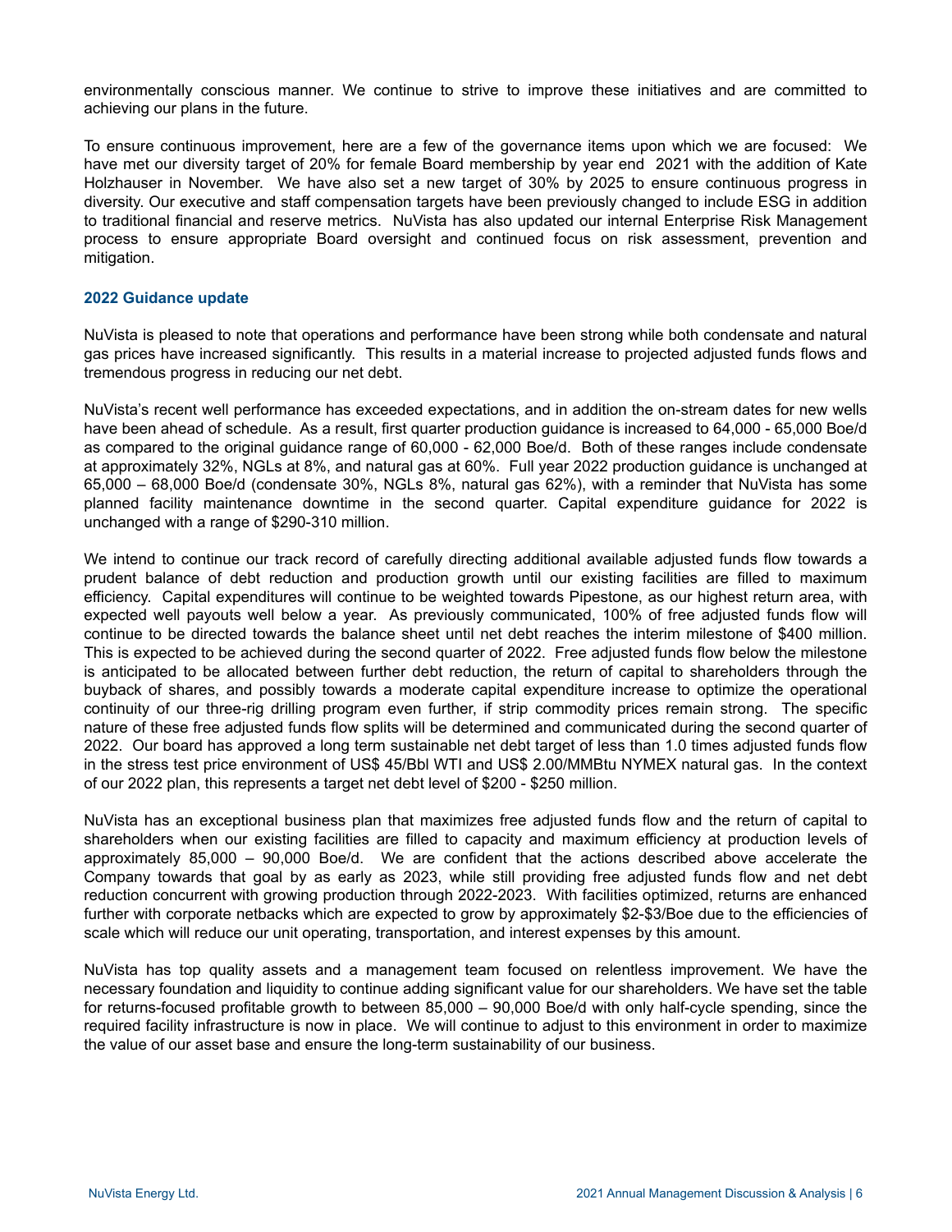environmentally conscious manner. We continue to strive to improve these initiatives and are committed to achieving our plans in the future.

To ensure continuous improvement, here are a few of the governance items upon which we are focused: We have met our diversity target of 20% for female Board membership by year end 2021 with the addition of Kate Holzhauser in November. We have also set a new target of 30% by 2025 to ensure continuous progress in diversity. Our executive and staff compensation targets have been previously changed to include ESG in addition to traditional financial and reserve metrics. NuVista has also updated our internal Enterprise Risk Management process to ensure appropriate Board oversight and continued focus on risk assessment, prevention and mitigation.

## 2022 Guidance update

NuVista is pleased to note that operations and performance have been strong while both condensate and natural gas prices have increased significantly. This results in a material increase to projected adjusted funds flows and tremendous progress in reducing our net debt.

NuVista's recent well performance has exceeded expectations, and in addition the on-stream dates for new wells have been ahead of schedule. As a result, first quarter production guidance is increased to 64,000 - 65,000 Boe/d as compared to the original guidance range of 60,000 - 62,000 Boe/d. Both of these ranges include condensate at approximately 32%, NGLs at 8%, and natural gas at 60%. Full year 2022 production guidance is unchanged at 65,000 – 68,000 Boe/d (condensate 30%, NGLs 8%, natural gas 62%), with a reminder that NuVista has some planned facility maintenance downtime in the second quarter. Capital expenditure guidance for 2022 is unchanged with a range of $290-310 million.

We intend to continue our track record of carefully directing additional available adjusted funds flow towards a prudent balance of debt reduction and production growth until our existing facilities are filled to maximum efficiency. Capital expenditures will continue to be weighted towards Pipestone, as our highest return area, with expected well payouts well below a year. As previously communicated, 100% of free adjusted funds flow will continue to be directed towards the balance sheet until net debt reaches the interim milestone of $400 million. This is expected to be achieved during the second quarter of 2022. Free adjusted funds flow below the milestone is anticipated to be allocated between further debt reduction, the return of capital to shareholders through the buyback of shares, and possibly towards a moderate capital expenditure increase to optimize the operational continuity of our three-rig drilling program even further, if strip commodity prices remain strong. The specific nature of these free adjusted funds flow splits will be determined and communicated during the second quarter of 2022. Our board has approved a long term sustainable net debt target of less than 1.0 times adjusted funds flow in the stress test price environment of US$ 45/Bbl WTI and US$ 2.00/MMBtu NYMEX natural gas. In the context of our 2022 plan, this represents a target net debt level of $200 - $250 million.

NuVista has an exceptional business plan that maximizes free adjusted funds flow and the return of capital to shareholders when our existing facilities are filled to capacity and maximum efficiency at production levels of approximately 85,000 – 90,000 Boe/d. We are confident that the actions described above accelerate the Company towards that goal by as early as 2023, while still providing free adjusted funds flow and net debt reduction concurrent with growing production through 2022-2023. With facilities optimized, returns are enhanced further with corporate netbacks which are expected to grow by approximately $2-$3/Boe due to the efficiencies of scale which will reduce our unit operating, transportation, and interest expenses by this amount.

NuVista has top quality assets and a management team focused on relentless improvement. We have the necessary foundation and liquidity to continue adding significant value for our shareholders. We have set the table for returns-focused profitable growth to between 85,000 – 90,000 Boe/d with only half-cycle spending, since the required facility infrastructure is now in place. We will continue to adjust to this environment in order to maximize the value of our asset base and ensure the long-term sustainability of our business.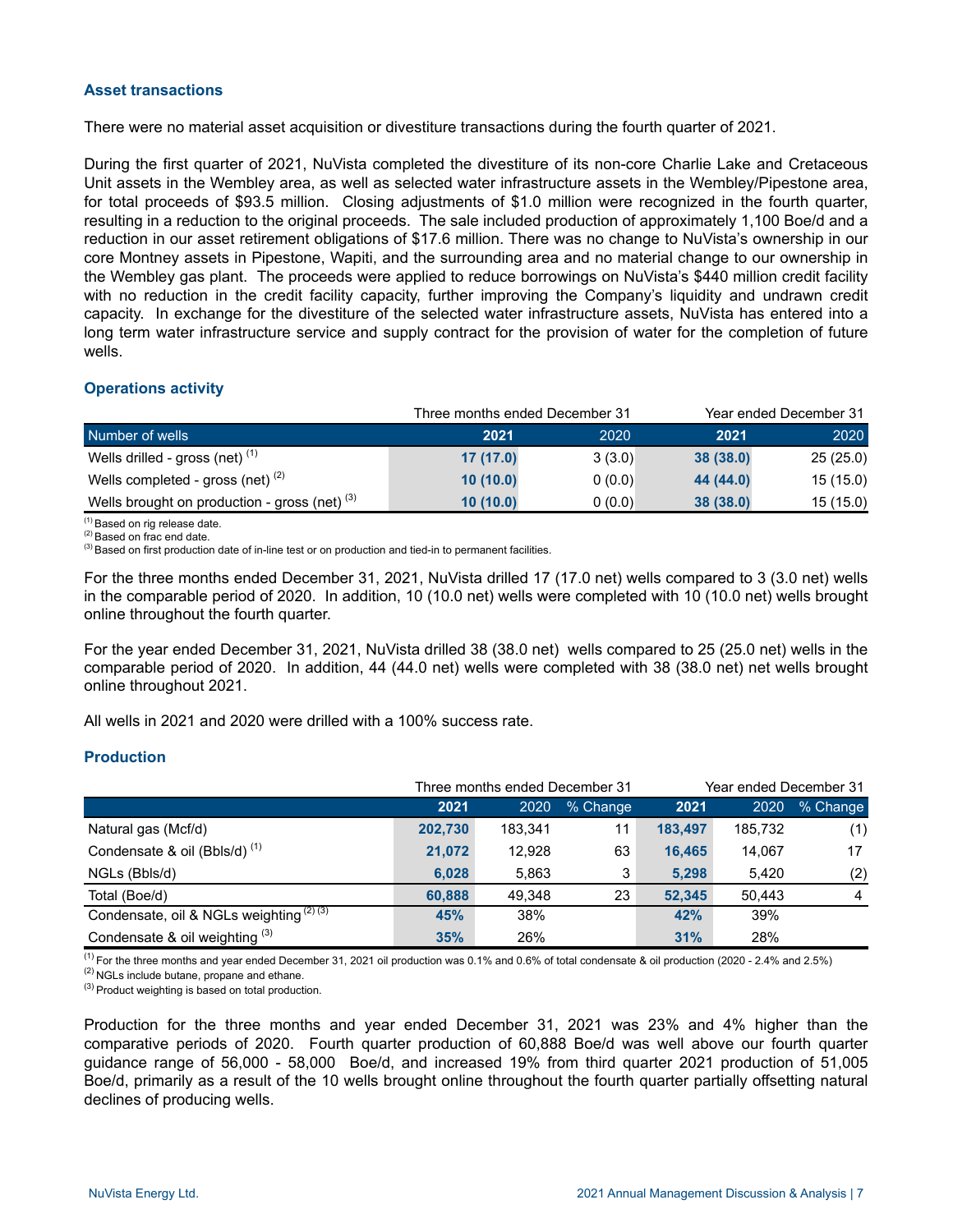### Asset transactions

There were no material asset acquisition or divestiture transactions during the fourth quarter of 2021.

During the first quarter of 2021, NuVista completed the divestiture of its non-core Charlie Lake and Cretaceous Unit assets in the Wembley area, as well as selected water infrastructure assets in the Wembley/Pipestone area, for total proceeds of $93.5 million. Closing adjustments of $1.0 million were recognized in the fourth quarter, resulting in a reduction to the original proceeds. The sale included production of approximately 1,100 Boe/d and a reduction in our asset retirement obligations of $17.6 million. There was no change to NuVista's ownership in our core Montney assets in Pipestone, Wapiti, and the surrounding area and no material change to our ownership in the Wembley gas plant. The proceeds were applied to reduce borrowings on NuVista's $440 million credit facility with no reduction in the credit facility capacity, further improving the Company's liquidity and undrawn credit capacity. In exchange for the divestiture of the selected water infrastructure assets, NuVista has entered into a long term water infrastructure service and supply contract for the provision of water for the completion of future wells.

### Operations activity

| | Three months ended December 31 | | Year ended December 31 | |
|---|---|---|---|---|
| Number of wells | **2021** | 2020 | **2021** | 2020 |
| Wells drilled - gross (net) [1] | **17 (17.0)** | 3 (3.0) | **38 (38.0)** | 25 (25.0) |
| Wells completed - gross (net) [2] | **10 (10.0)** | 0 (0.0) | **44 (44.0)** | 15 (15.0) |
| Wells brought on production - gross (net) [3] | **10 (10.0)** | 0 (0.0) | **38 (38.0)** | 15 (15.0) |

[1] Based on rig release date.
[2] Based on frac end date.
[3] Based on first production date of in-line test or on production and tied-in to permanent facilities.

For the three months ended December 31, 2021, NuVista drilled 17 (17.0 net) wells compared to 3 (3.0 net) wells in the comparable period of 2020. In addition, 10 (10.0 net) wells were completed with 10 (10.0 net) wells brought online throughout the fourth quarter.

For the year ended December 31, 2021, NuVista drilled 38 (38.0 net) wells compared to 25 (25.0 net) wells in the comparable period of 2020. In addition, 44 (44.0 net) wells were completed with 38 (38.0 net) net wells brought online throughout 2021.

All wells in 2021 and 2020 were drilled with a 100% success rate.

### Production

| | Three months ended December 31 | | | Year ended December 31 | | |
|---|---|---|---|---|---|---|
| | **2021** | 2020 | % Change | **2021** | 2020 | % Change |
| Natural gas (Mcf/d) | **202,730** | 183,341 | 11 | **183,497** | 185,732 | (1) |
| Condensate & oil (Bbls/d) [1] | **21,072** | 12,928 | 63 | **16,465** | 14,067 | 17 |
| NGLs (Bbls/d) | **6,028** | 5,863 | 3 | **5,298** | 5,420 | (2) |
| Total (Boe/d) | **60,888** | 49,348 | 23 | **52,345** | 50,443 | 4 |
| Condensate, oil & NGLs weighting [2] [3] | **45%** | 38% | | **42%** | 39% | |
| Condensate & oil weighting [3] | **35%** | 26% | | **31%** | 28% | |

[1] For the three months and year ended December 31, 2021 oil production was 0.1% and 0.6% of total condensate & oil production (2020 - 2.4% and 2.5%)
[2] NGLs include butane, propane and ethane.
[3] Product weighting is based on total production.

Production for the three months and year ended December 31, 2021 was 23% and 4% higher than the comparative periods of 2020. Fourth quarter production of 60,888 Boe/d was well above our fourth quarter guidance range of 56,000 - 58,000 Boe/d, and increased 19% from third quarter 2021 production of 51,005 Boe/d, primarily as a result of the 10 wells brought online throughout the fourth quarter partially offsetting natural declines of producing wells.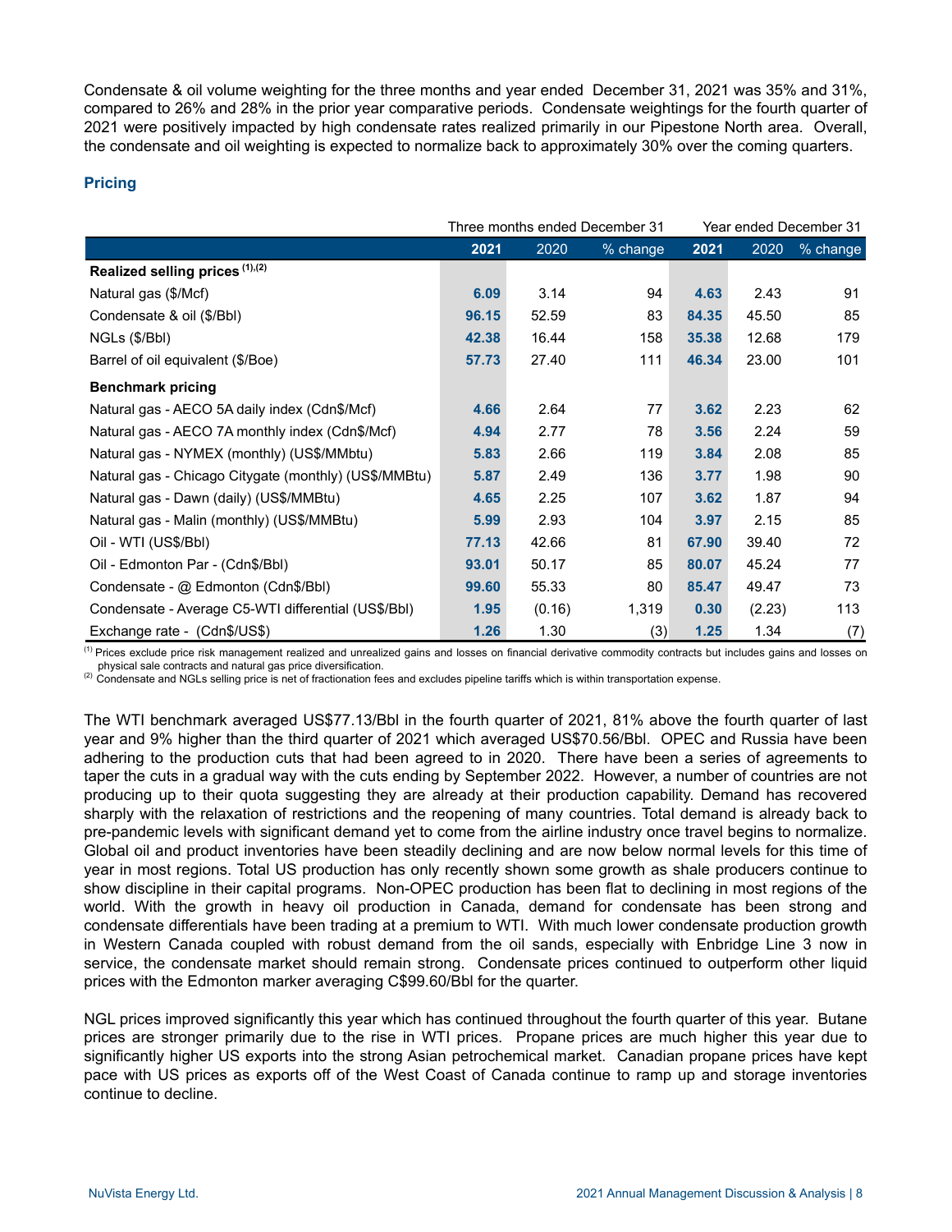Condensate & oil volume weighting for the three months and year ended December 31, 2021 was 35% and 31%, compared to 26% and 28% in the prior year comparative periods. Condensate weightings for the fourth quarter of 2021 were positively impacted by high condensate rates realized primarily in our Pipestone North area. Overall, the condensate and oil weighting is expected to normalize back to approximately 30% over the coming quarters.

## Pricing

| | Three months ended December 31 | | | Year ended December 31 | | |
|---|---|---|---|---|---|---|
| | **2021** | 2020 | % change | **2021** | 2020 | % change |
| **Realized selling prices [(1),(2)]** | | | | | | |
| Natural gas ($/Mcf) | **6.09** | 3.14 | 94 | **4.63** | 2.43 | 91 |
| Condensate & oil ($/Bbl) | **96.15** | 52.59 | 83 | **84.35** | 45.50 | 85 |
| NGLs ($/Bbl) | **42.38** | 16.44 | 158 | **35.38** | 12.68 | 179 |
| Barrel of oil equivalent ($/Boe) | **57.73** | 27.40 | 111 | **46.34** | 23.00 | 101 |
| **Benchmark pricing** | | | | | | |
| Natural gas - AECO 5A daily index (Cdn$/Mcf) | **4.66** | 2.64 | 77 | **3.62** | 2.23 | 62 |
| Natural gas - AECO 7A monthly index (Cdn$/Mcf) | **4.94** | 2.77 | 78 | **3.56** | 2.24 | 59 |
| Natural gas - NYMEX (monthly) (US$/MMbtu) | **5.83** | 2.66 | 119 | **3.84** | 2.08 | 85 |
| Natural gas - Chicago Citygate (monthly) (US$/MMBtu) | **5.87** | 2.49 | 136 | **3.77** | 1.98 | 90 |
| Natural gas - Dawn (daily) (US$/MMBtu) | **4.65** | 2.25 | 107 | **3.62** | 1.87 | 94 |
| Natural gas - Malin (monthly) (US$/MMBtu) | **5.99** | 2.93 | 104 | **3.97** | 2.15 | 85 |
| Oil - WTI (US$/Bbl) | **77.13** | 42.66 | 81 | **67.90** | 39.40 | 72 |
| Oil - Edmonton Par - (Cdn$/Bbl) | **93.01** | 50.17 | 85 | **80.07** | 45.24 | 77 |
| Condensate - @ Edmonton (Cdn$/Bbl) | **99.60** | 55.33 | 80 | **85.47** | 49.47 | 73 |
| Condensate - Average C5-WTI differential (US$/Bbl) | **1.95** | (0.16) | 1,319 | **0.30** | (2.23) | 113 |
| Exchange rate - (Cdn$/US$) | **1.26** | 1.30 | (3) | **1.25** | 1.34 | (7) |

[1] Prices exclude price risk management realized and unrealized gains and losses on financial derivative commodity contracts but includes gains and losses on physical sale contracts and natural gas price diversification.
[2] Condensate and NGLs selling price is net of fractionation fees and excludes pipeline tariffs which is within transportation expense.

The WTI benchmark averaged US$77.13/Bbl in the fourth quarter of 2021, 81% above the fourth quarter of last year and 9% higher than the third quarter of 2021 which averaged US$70.56/Bbl. OPEC and Russia have been adhering to the production cuts that had been agreed to in 2020. There have been a series of agreements to taper the cuts in a gradual way with the cuts ending by September 2022. However, a number of countries are not producing up to their quota suggesting they are already at their production capability. Demand has recovered sharply with the relaxation of restrictions and the reopening of many countries. Total demand is already back to pre-pandemic levels with significant demand yet to come from the airline industry once travel begins to normalize. Global oil and product inventories have been steadily declining and are now below normal levels for this time of year in most regions. Total US production has only recently shown some growth as shale producers continue to show discipline in their capital programs. Non-OPEC production has been flat to declining in most regions of the world. With the growth in heavy oil production in Canada, demand for condensate has been strong and condensate differentials have been trading at a premium to WTI. With much lower condensate production growth in Western Canada coupled with robust demand from the oil sands, especially with Enbridge Line 3 now in service, the condensate market should remain strong. Condensate prices continued to outperform other liquid prices with the Edmonton marker averaging C$99.60/Bbl for the quarter.

NGL prices improved significantly this year which has continued throughout the fourth quarter of this year. Butane prices are stronger primarily due to the rise in WTI prices. Propane prices are much higher this year due to significantly higher US exports into the strong Asian petrochemical market. Canadian propane prices have kept pace with US prices as exports off of the West Coast of Canada continue to ramp up and storage inventories continue to decline.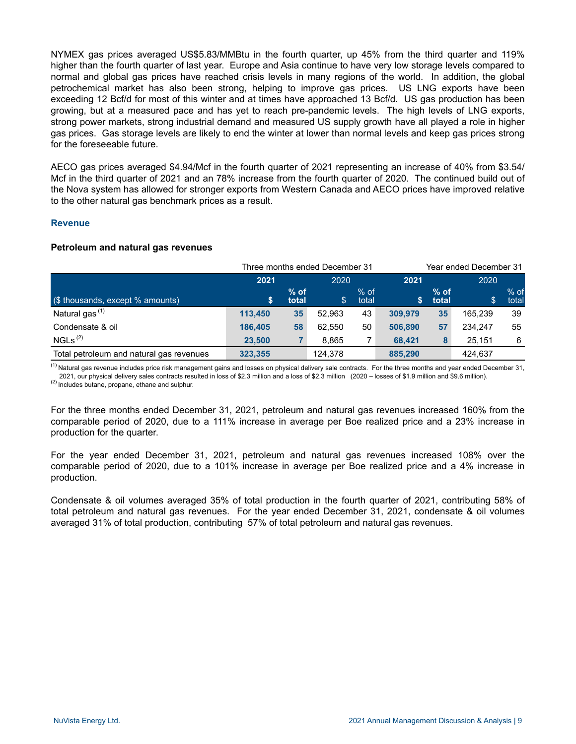NYMEX gas prices averaged US$5.83/MMBtu in the fourth quarter, up 45% from the third quarter and 119% higher than the fourth quarter of last year. Europe and Asia continue to have very low storage levels compared to normal and global gas prices have reached crisis levels in many regions of the world. In addition, the global petrochemical market has also been strong, helping to improve gas prices. US LNG exports have been exceeding 12 Bcf/d for most of this winter and at times have approached 13 Bcf/d. US gas production has been growing, but at a measured pace and has yet to reach pre-pandemic levels. The high levels of LNG exports, strong power markets, strong industrial demand and measured US supply growth have all played a role in higher gas prices. Gas storage levels are likely to end the winter at lower than normal levels and keep gas prices strong for the foreseeable future.

AECO gas prices averaged $4.94/Mcf in the fourth quarter of 2021 representing an increase of 40% from $3.54/Mcf in the third quarter of 2021 and an 78% increase from the fourth quarter of 2020. The continued build out of the Nova system has allowed for stronger exports from Western Canada and AECO prices have improved relative to the other natural gas benchmark prices as a result.

## Revenue

### Petroleum and natural gas revenues

| | Three months ended December 31 | | | | Year ended December 31 | | | |
|---|---|---|---|---|---|---|---|---|
| | **2021** | | 2020 | | **2021** | | 2020 | |
| ($ thousands, except % amounts) | **$** | **% of total** | $ | % of total | **$** | **% of total** | $ | % of total |
| Natural gas [(1)] | **113,450** | **35** | 52,963 | 43 | **309,979** | **35** | 165,239 | 39 |
| Condensate & oil | **186,405** | **58** | 62,550 | 50 | **506,890** | **57** | 234,247 | 55 |
| NGLs [(2)] | **23,500** | **7** | 8,865 | 7 | **68,421** | **8** | 25,151 | 6 |
| Total petroleum and natural gas revenues | **323,355** | | 124,378 | | **885,290** | | 424,637 | |

(1) Natural gas revenue includes price risk management gains and losses on physical delivery sale contracts. For the three months and year ended December 31, 2021, our physical delivery sales contracts resulted in loss of $2.3 million and a loss of $2.3 million (2020 – losses of $1.9 million and $9.6 million).
(2) Includes butane, propane, ethane and sulphur.

For the three months ended December 31, 2021, petroleum and natural gas revenues increased 160% from the comparable period of 2020, due to a 111% increase in average per Boe realized price and a 23% increase in production for the quarter.

For the year ended December 31, 2021, petroleum and natural gas revenues increased 108% over the comparable period of 2020, due to a 101% increase in average per Boe realized price and a 4% increase in production.

Condensate & oil volumes averaged 35% of total production in the fourth quarter of 2021, contributing 58% of total petroleum and natural gas revenues. For the year ended December 31, 2021, condensate & oil volumes averaged 31% of total production, contributing 57% of total petroleum and natural gas revenues.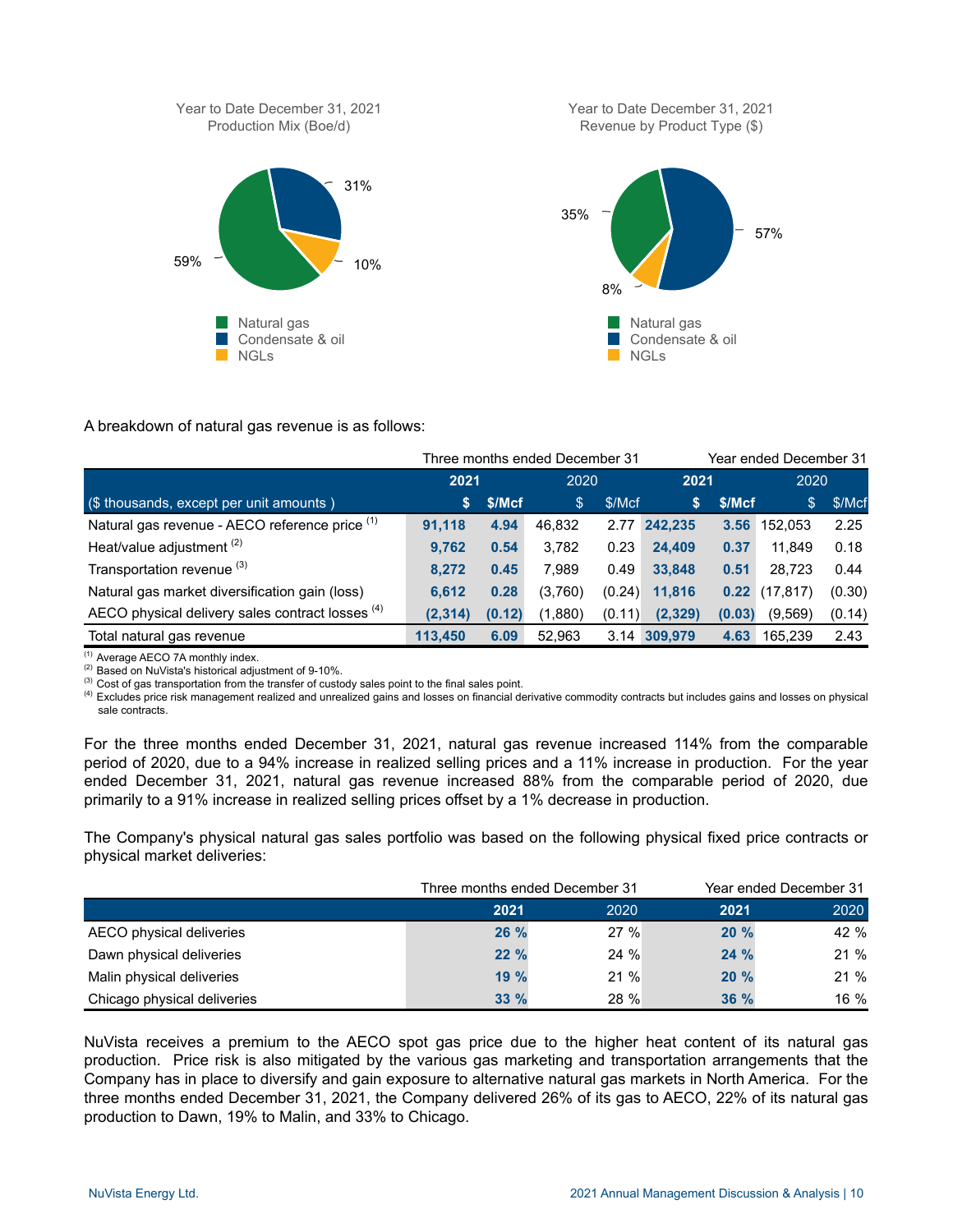Year to Date December 31, 2021
Production Mix (Boe/d)

- Natural gas: 59%
- Condensate & oil: 31%
- NGLs: 10%

Year to Date December 31, 2021
Revenue by Product Type ($)

- Natural gas: 35%
- Condensate & oil: 57%
- NGLs: 8%

A breakdown of natural gas revenue is as follows:

| | Three months ended December 31 | | | | Year ended December 31 | | | |
|---|---|---|---|---|---|---|---|---|
| | **2021** | | 2020 | | **2021** | | 2020 | |
| ($ thousands, except per unit amounts ) | **$** | **$/Mcf** | $ | $/Mcf | **$** | **$/Mcf** | $ | $/Mcf |
| Natural gas revenue - AECO reference price [(1)] | **91,118** | **4.94** | 46,832 | 2.77 | **242,235** | **3.56** | 152,053 | 2.25 |
| Heat/value adjustment [(2)] | **9,762** | **0.54** | 3,782 | 0.23 | **24,409** | **0.37** | 11,849 | 0.18 |
| Transportation revenue [(3)] | **8,272** | **0.45** | 7,989 | 0.49 | **33,848** | **0.51** | 28,723 | 0.44 |
| Natural gas market diversification gain (loss) | **6,612** | **0.28** | (3,760) | (0.24) | **11,816** | **0.22** | (17,817) | (0.30) |
| AECO physical delivery sales contract losses [(4)] | **(2,314)** | **(0.12)** | (1,880) | (0.11) | **(2,329)** | **(0.03)** | (9,569) | (0.14) |
| Total natural gas revenue | **113,450** | **6.09** | 52,963 | 3.14 | **309,979** | **4.63** | 165,239 | 2.43 |

(1) Average AECO 7A monthly index.
(2) Based on NuVista's historical adjustment of 9-10%.
(3) Cost of gas transportation from the transfer of custody sales point to the final sales point.
(4) Excludes price risk management realized and unrealized gains and losses on financial derivative commodity contracts but includes gains and losses on physical sale contracts.

For the three months ended December 31, 2021, natural gas revenue increased 114% from the comparable period of 2020, due to a 94% increase in realized selling prices and a 11% increase in production. For the year ended December 31, 2021, natural gas revenue increased 88% from the comparable period of 2020, due primarily to a 91% increase in realized selling prices offset by a 1% decrease in production.

The Company's physical natural gas sales portfolio was based on the following physical fixed price contracts or physical market deliveries:

| | Three months ended December 31 | | Year ended December 31 | |
|---|---|---|---|---|
| | **2021** | 2020 | **2021** | 2020 |
| AECO physical deliveries | **26 %** | 27 % | **20 %** | 42 % |
| Dawn physical deliveries | **22 %** | 24 % | **24 %** | 21 % |
| Malin physical deliveries | **19 %** | 21 % | **20 %** | 21 % |
| Chicago physical deliveries | **33 %** | 28 % | **36 %** | 16 % |

NuVista receives a premium to the AECO spot gas price due to the higher heat content of its natural gas production. Price risk is also mitigated by the various gas marketing and transportation arrangements that the Company has in place to diversify and gain exposure to alternative natural gas markets in North America. For the three months ended December 31, 2021, the Company delivered 26% of its gas to AECO, 22% of its natural gas production to Dawn, 19% to Malin, and 33% to Chicago.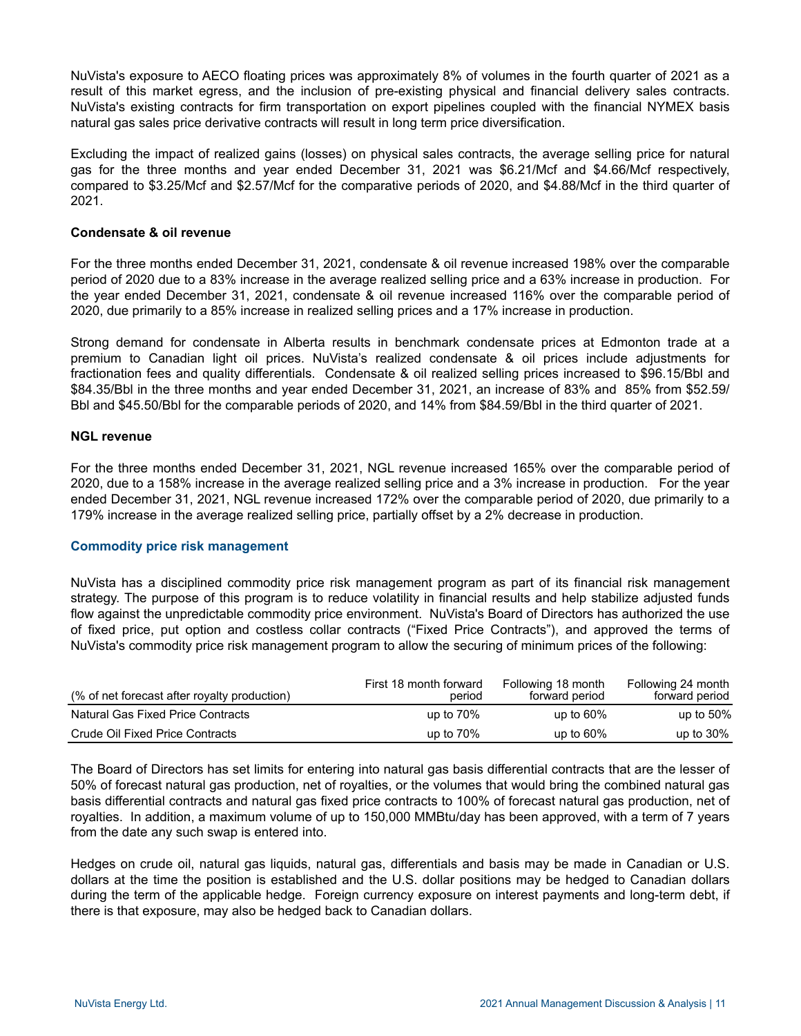NuVista's exposure to AECO floating prices was approximately 8% of volumes in the fourth quarter of 2021 as a result of this market egress, and the inclusion of pre-existing physical and financial delivery sales contracts. NuVista's existing contracts for firm transportation on export pipelines coupled with the financial NYMEX basis natural gas sales price derivative contracts will result in long term price diversification.

Excluding the impact of realized gains (losses) on physical sales contracts, the average selling price for natural gas for the three months and year ended December 31, 2021 was $6.21/Mcf and $4.66/Mcf respectively, compared to $3.25/Mcf and $2.57/Mcf for the comparative periods of 2020, and $4.88/Mcf in the third quarter of 2021.

**Condensate & oil revenue**

For the three months ended December 31, 2021, condensate & oil revenue increased 198% over the comparable period of 2020 due to a 83% increase in the average realized selling price and a 63% increase in production. For the year ended December 31, 2021, condensate & oil revenue increased 116% over the comparable period of 2020, due primarily to a 85% increase in realized selling prices and a 17% increase in production.

Strong demand for condensate in Alberta results in benchmark condensate prices at Edmonton trade at a premium to Canadian light oil prices. NuVista's realized condensate & oil prices include adjustments for fractionation fees and quality differentials. Condensate & oil realized selling prices increased to $96.15/Bbl and $84.35/Bbl in the three months and year ended December 31, 2021, an increase of 83% and 85% from $52.59/Bbl and $45.50/Bbl for the comparable periods of 2020, and 14% from $84.59/Bbl in the third quarter of 2021.

**NGL revenue**

For the three months ended December 31, 2021, NGL revenue increased 165% over the comparable period of 2020, due to a 158% increase in the average realized selling price and a 3% increase in production. For the year ended December 31, 2021, NGL revenue increased 172% over the comparable period of 2020, due primarily to a 179% increase in the average realized selling price, partially offset by a 2% decrease in production.

## Commodity price risk management

NuVista has a disciplined commodity price risk management program as part of its financial risk management strategy. The purpose of this program is to reduce volatility in financial results and help stabilize adjusted funds flow against the unpredictable commodity price environment. NuVista's Board of Directors has authorized the use of fixed price, put option and costless collar contracts ("Fixed Price Contracts"), and approved the terms of NuVista's commodity price risk management program to allow the securing of minimum prices of the following:

| (% of net forecast after royalty production) | First 18 month forward period | Following 18 month forward period | Following 24 month forward period |
|---|---|---|---|
| Natural Gas Fixed Price Contracts | up to 70% | up to 60% | up to 50% |
| Crude Oil Fixed Price Contracts | up to 70% | up to 60% | up to 30% |

The Board of Directors has set limits for entering into natural gas basis differential contracts that are the lesser of 50% of forecast natural gas production, net of royalties, or the volumes that would bring the combined natural gas basis differential contracts and natural gas fixed price contracts to 100% of forecast natural gas production, net of royalties. In addition, a maximum volume of up to 150,000 MMBtu/day has been approved, with a term of 7 years from the date any such swap is entered into.

Hedges on crude oil, natural gas liquids, natural gas, differentials and basis may be made in Canadian or U.S. dollars at the time the position is established and the U.S. dollar positions may be hedged to Canadian dollars during the term of the applicable hedge. Foreign currency exposure on interest payments and long-term debt, if there is that exposure, may also be hedged back to Canadian dollars.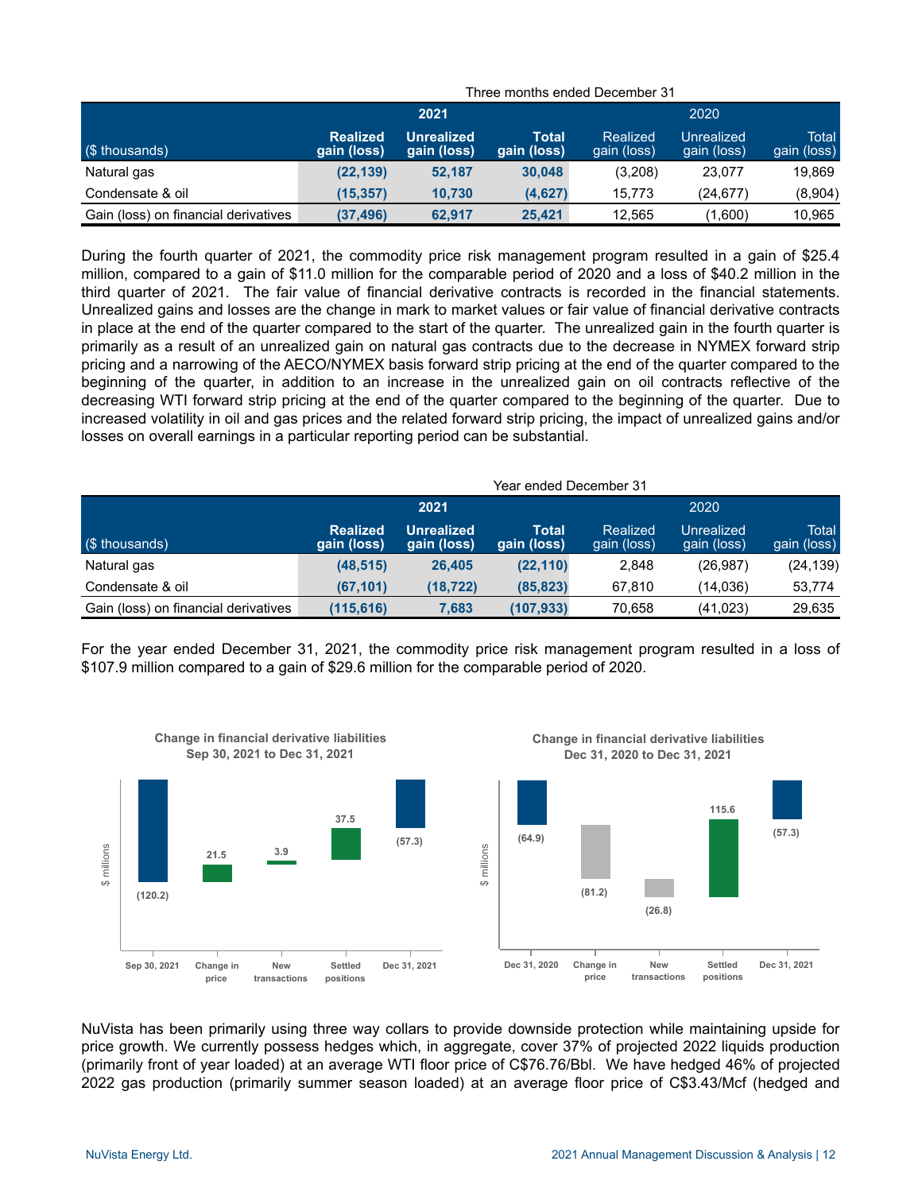| ($ thousands) | Three months ended December 31 | | | | | |
|---|---|---|---|---|---|---|
| | 2021 | | | 2020 | | |
| | Realized gain (loss) | Unrealized gain (loss) | Total gain (loss) | Realized gain (loss) | Unrealized gain (loss) | Total gain (loss) |
| Natural gas | (22,139) | 52,187 | 30,048 | (3,208) | 23,077 | 19,869 |
| Condensate & oil | (15,357) | 10,730 | (4,627) | 15,773 | (24,677) | (8,904) |
| Gain (loss) on financial derivatives | (37,496) | 62,917 | 25,421 | 12,565 | (1,600) | 10,965 |

During the fourth quarter of 2021, the commodity price risk management program resulted in a gain of $25.4 million, compared to a gain of $11.0 million for the comparable period of 2020 and a loss of $40.2 million in the third quarter of 2021. The fair value of financial derivative contracts is recorded in the financial statements. Unrealized gains and losses are the change in mark to market values or fair value of financial derivative contracts in place at the end of the quarter compared to the start of the quarter. The unrealized gain in the fourth quarter is primarily as a result of an unrealized gain on natural gas contracts due to the decrease in NYMEX forward strip pricing and a narrowing of the AECO/NYMEX basis forward strip pricing at the end of the quarter compared to the beginning of the quarter, in addition to an increase in the unrealized gain on oil contracts reflective of the decreasing WTI forward strip pricing at the end of the quarter compared to the beginning of the quarter. Due to increased volatility in oil and gas prices and the related forward strip pricing, the impact of unrealized gains and/or losses on overall earnings in a particular reporting period can be substantial.

| ($ thousands) | Year ended December 31 | | | | | |
|---|---|---|---|---|---|---|
| | 2021 | | | 2020 | | |
| | Realized gain (loss) | Unrealized gain (loss) | Total gain (loss) | Realized gain (loss) | Unrealized gain (loss) | Total gain (loss) |
| Natural gas | (48,515) | 26,405 | (22,110) | 2,848 | (26,987) | (24,139) |
| Condensate & oil | (67,101) | (18,722) | (85,823) | 67,810 | (14,036) | 53,774 |
| Gain (loss) on financial derivatives | (115,616) | 7,683 | (107,933) | 70,658 | (41,023) | 29,635 |

For the year ended December 31, 2021, the commodity price risk management program resulted in a loss of $107.9 million compared to a gain of $29.6 million for the comparable period of 2020.

**Change in financial derivative liabilities Sep 30, 2021 to Dec 31, 2021** ($ millions)

| Sep 30, 2021 | Change in price | New transactions | Settled positions | Dec 31, 2021 |
|---|---|---|---|---|
| (120.2) | 21.5 | 3.9 | 37.5 | (57.3) |

**Change in financial derivative liabilities Dec 31, 2020 to Dec 31, 2021** ($ millions)

| Dec 31, 2020 | Change in price | New transactions | Settled positions | Dec 31, 2021 |
|---|---|---|---|---|
| (64.9) | (81.2) | (26.8) | 115.6 | (57.3) |

NuVista has been primarily using three way collars to provide downside protection while maintaining upside for price growth. We currently possess hedges which, in aggregate, cover 37% of projected 2022 liquids production (primarily front of year loaded) at an average WTI floor price of C$76.76/Bbl. We have hedged 46% of projected 2022 gas production (primarily summer season loaded) at an average floor price of C$3.43/Mcf (hedged and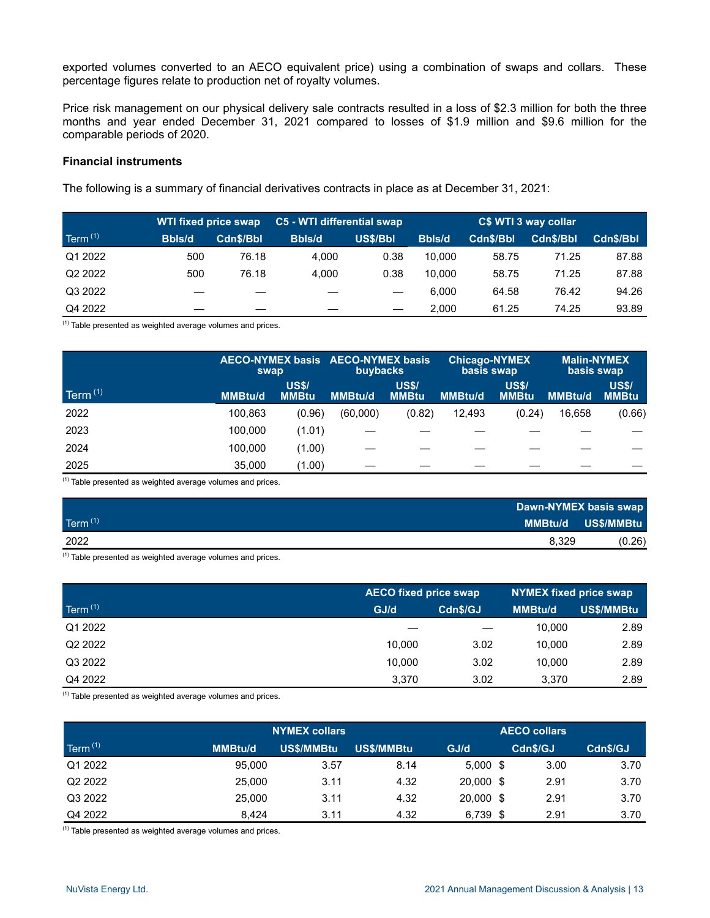exported volumes converted to an AECO equivalent price) using a combination of swaps and collars. These percentage figures relate to production net of royalty volumes.

Price risk management on our physical delivery sale contracts resulted in a loss of $2.3 million for both the three months and year ended December 31, 2021 compared to losses of $1.9 million and $9.6 million for the comparable periods of 2020.

**Financial instruments**

The following is a summary of financial derivatives contracts in place as at December 31, 2021:

| | WTI fixed price swap | | C5 - WTI differential swap | | C$ WTI 3 way collar | | | |
|---|---|---|---|---|---|---|---|---|
| Term [(1)] | Bbls/d | Cdn$/Bbl | Bbls/d | US$/Bbl | Bbls/d | Cdn$/Bbl | Cdn$/Bbl | Cdn$/Bbl |
| Q1 2022 | 500 | 76.18 | 4,000 | 0.38 | 10,000 | 58.75 | 71.25 | 87.88 |
| Q2 2022 | 500 | 76.18 | 4,000 | 0.38 | 10,000 | 58.75 | 71.25 | 87.88 |
| Q3 2022 | — | — | — | — | 6,000 | 64.58 | 76.42 | 94.26 |
| Q4 2022 | — | — | — | — | 2,000 | 61.25 | 74.25 | 93.89 |

[(1)] Table presented as weighted average volumes and prices.

| | AECO-NYMEX basis swap | | AECO-NYMEX basis buybacks | | Chicago-NYMEX basis swap | | Malin-NYMEX basis swap | |
|---|---|---|---|---|---|---|---|---|
| Term [(1)] | MMBtu/d | US$/ MMBtu | MMBtu/d | US$/ MMBtu | MMBtu/d | US$/ MMBtu | MMBtu/d | US$/ MMBtu |
| 2022 | 100,863 | (0.96) | (60,000) | (0.82) | 12,493 | (0.24) | 16,658 | (0.66) |
| 2023 | 100,000 | (1.01) | — | — | — | — | — | — |
| 2024 | 100,000 | (1.00) | — | — | — | — | — | — |
| 2025 | 35,000 | (1.00) | — | — | — | — | — | — |

[(1)] Table presented as weighted average volumes and prices.

| | Dawn-NYMEX basis swap | |
|---|---|---|
| Term [(1)] | MMBtu/d | US$/MMBtu |
| 2022 | 8,329 | (0.26) |

[(1)] Table presented as weighted average volumes and prices.

| | AECO fixed price swap | | NYMEX fixed price swap | |
|---|---|---|---|---|
| Term [(1)] | GJ/d | Cdn$/GJ | MMBtu/d | US$/MMBtu |
| Q1 2022 | — | — | 10,000 | 2.89 |
| Q2 2022 | 10,000 | 3.02 | 10,000 | 2.89 |
| Q3 2022 | 10,000 | 3.02 | 10,000 | 2.89 |
| Q4 2022 | 3,370 | 3.02 | 3,370 | 2.89 |

[(1)] Table presented as weighted average volumes and prices.

| | NYMEX collars | | | AECO collars | | |
|---|---|---|---|---|---|---|
| Term [(1)] | MMBtu/d | US$/MMBtu | US$/MMBtu | GJ/d | Cdn$/GJ | Cdn$/GJ |
| Q1 2022 | 95,000 | 3.57 | 8.14 | 5,000 | $ 3.00 | 3.70 |
| Q2 2022 | 25,000 | 3.11 | 4.32 | 20,000 | $ 2.91 | 3.70 |
| Q3 2022 | 25,000 | 3.11 | 4.32 | 20,000 | $ 2.91 | 3.70 |
| Q4 2022 | 8,424 | 3.11 | 4.32 | 6,739 | $ 2.91 | 3.70 |

[(1)] Table presented as weighted average volumes and prices.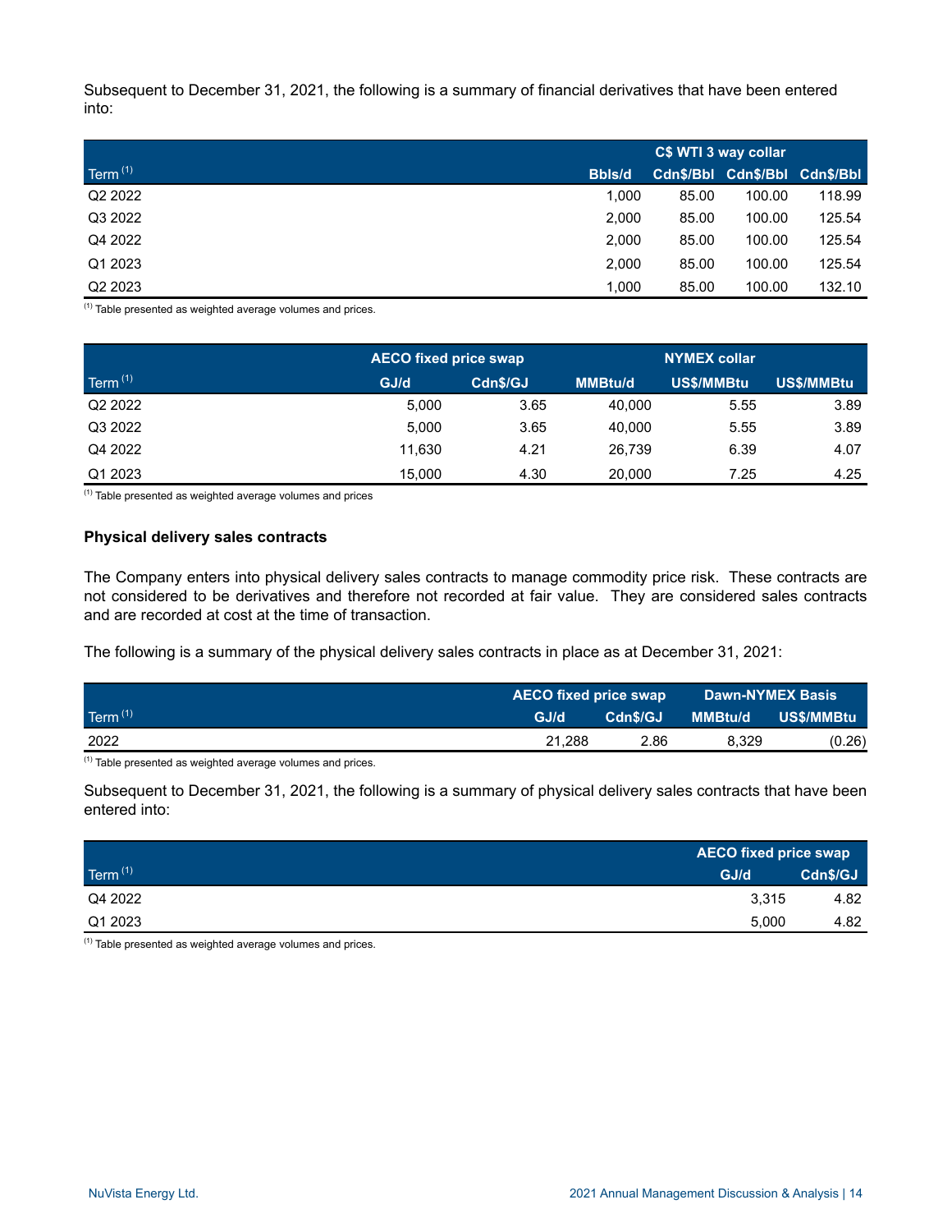Subsequent to December 31, 2021, the following is a summary of financial derivatives that have been entered into:

| | C$ WTI 3 way collar | | | |
|---|---|---|---|---|
| Term [1] | Bbls/d | Cdn$/Bbl | Cdn$/Bbl | Cdn$/Bbl |
| Q2 2022 | 1,000 | 85.00 | 100.00 | 118.99 |
| Q3 2022 | 2,000 | 85.00 | 100.00 | 125.54 |
| Q4 2022 | 2,000 | 85.00 | 100.00 | 125.54 |
| Q1 2023 | 2,000 | 85.00 | 100.00 | 125.54 |
| Q2 2023 | 1,000 | 85.00 | 100.00 | 132.10 |

[1] Table presented as weighted average volumes and prices.

| | AECO fixed price swap | | NYMEX collar | | |
|---|---|---|---|---|---|
| Term [1] | GJ/d | Cdn$/GJ | MMBtu/d | US$/MMBtu | US$/MMBtu |
| Q2 2022 | 5,000 | 3.65 | 40,000 | 5.55 | 3.89 |
| Q3 2022 | 5,000 | 3.65 | 40,000 | 5.55 | 3.89 |
| Q4 2022 | 11,630 | 4.21 | 26,739 | 6.39 | 4.07 |
| Q1 2023 | 15,000 | 4.30 | 20,000 | 7.25 | 4.25 |

[1] Table presented as weighted average volumes and prices

**Physical delivery sales contracts**

The Company enters into physical delivery sales contracts to manage commodity price risk. These contracts are not considered to be derivatives and therefore not recorded at fair value. They are considered sales contracts and are recorded at cost at the time of transaction.

The following is a summary of the physical delivery sales contracts in place as at December 31, 2021:

| | AECO fixed price swap | | Dawn-NYMEX Basis | |
|---|---|---|---|---|
| Term [1] | GJ/d | Cdn$/GJ | MMBtu/d | US$/MMBtu |
| 2022 | 21,288 | 2.86 | 8,329 | (0.26) |

[1] Table presented as weighted average volumes and prices.

Subsequent to December 31, 2021, the following is a summary of physical delivery sales contracts that have been entered into:

| | AECO fixed price swap | |
|---|---|---|
| Term [1] | GJ/d | Cdn$/GJ |
| Q4 2022 | 3,315 | 4.82 |
| Q1 2023 | 5,000 | 4.82 |

[1] Table presented as weighted average volumes and prices.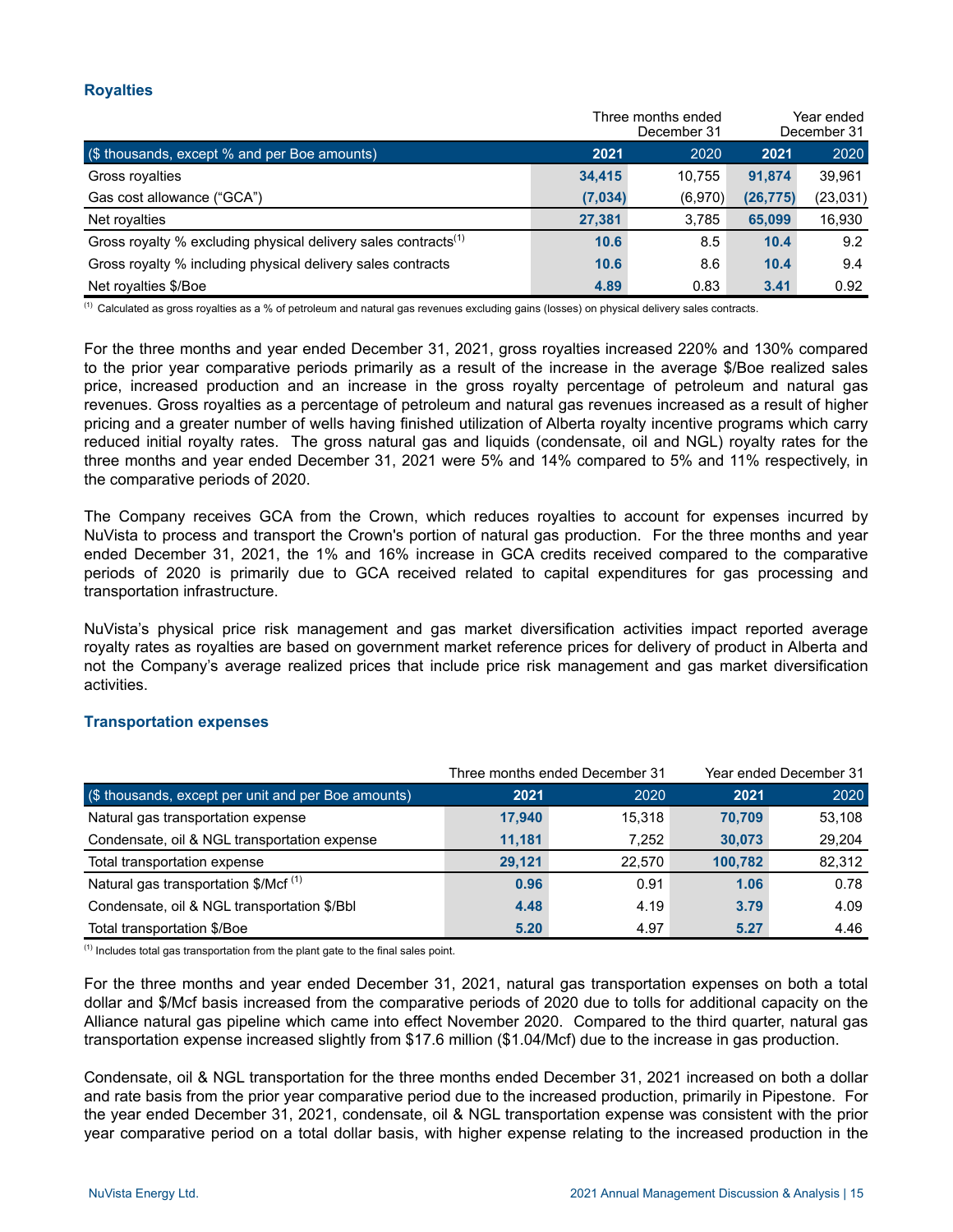## Royalties

| ($ thousands, except % and per Boe amounts) | Three months ended December 31 2021 | Three months ended December 31 2020 | Year ended December 31 2021 | Year ended December 31 2020 |
|---|---|---|---|---|
| Gross royalties | **34,415** | 10,755 | **91,874** | 39,961 |
| Gas cost allowance ("GCA") | **(7,034)** | (6,970) | **(26,775)** | (23,031) |
| Net royalties | **27,381** | 3,785 | **65,099** | 16,930 |
| Gross royalty % excluding physical delivery sales contracts[(1)] | **10.6** | 8.5 | **10.4** | 9.2 |
| Gross royalty % including physical delivery sales contracts | **10.6** | 8.6 | **10.4** | 9.4 |
| Net royalties $/Boe | **4.89** | 0.83 | **3.41** | 0.92 |

[(1)] Calculated as gross royalties as a % of petroleum and natural gas revenues excluding gains (losses) on physical delivery sales contracts.

For the three months and year ended December 31, 2021, gross royalties increased 220% and 130% compared to the prior year comparative periods primarily as a result of the increase in the average $/Boe realized sales price, increased production and an increase in the gross royalty percentage of petroleum and natural gas revenues. Gross royalties as a percentage of petroleum and natural gas revenues increased as a result of higher pricing and a greater number of wells having finished utilization of Alberta royalty incentive programs which carry reduced initial royalty rates. The gross natural gas and liquids (condensate, oil and NGL) royalty rates for the three months and year ended December 31, 2021 were 5% and 14% compared to 5% and 11% respectively, in the comparative periods of 2020.

The Company receives GCA from the Crown, which reduces royalties to account for expenses incurred by NuVista to process and transport the Crown's portion of natural gas production. For the three months and year ended December 31, 2021, the 1% and 16% increase in GCA credits received compared to the comparative periods of 2020 is primarily due to GCA received related to capital expenditures for gas processing and transportation infrastructure.

NuVista's physical price risk management and gas market diversification activities impact reported average royalty rates as royalties are based on government market reference prices for delivery of product in Alberta and not the Company's average realized prices that include price risk management and gas market diversification activities.

## Transportation expenses

| ($ thousands, except per unit and per Boe amounts) | Three months ended December 31 2021 | Three months ended December 31 2020 | Year ended December 31 2021 | Year ended December 31 2020 |
|---|---|---|---|---|
| Natural gas transportation expense | **17,940** | 15,318 | **70,709** | 53,108 |
| Condensate, oil & NGL transportation expense | **11,181** | 7,252 | **30,073** | 29,204 |
| Total transportation expense | **29,121** | 22,570 | **100,782** | 82,312 |
| Natural gas transportation $/Mcf [(1)] | **0.96** | 0.91 | **1.06** | 0.78 |
| Condensate, oil & NGL transportation $/Bbl | **4.48** | 4.19 | **3.79** | 4.09 |
| Total transportation $/Boe | **5.20** | 4.97 | **5.27** | 4.46 |

[(1)] Includes total gas transportation from the plant gate to the final sales point.

For the three months and year ended December 31, 2021, natural gas transportation expenses on both a total dollar and $/Mcf basis increased from the comparative periods of 2020 due to tolls for additional capacity on the Alliance natural gas pipeline which came into effect November 2020. Compared to the third quarter, natural gas transportation expense increased slightly from $17.6 million ($1.04/Mcf) due to the increase in gas production.

Condensate, oil & NGL transportation for the three months ended December 31, 2021 increased on both a dollar and rate basis from the prior year comparative period due to the increased production, primarily in Pipestone. For the year ended December 31, 2021, condensate, oil & NGL transportation expense was consistent with the prior year comparative period on a total dollar basis, with higher expense relating to the increased production in the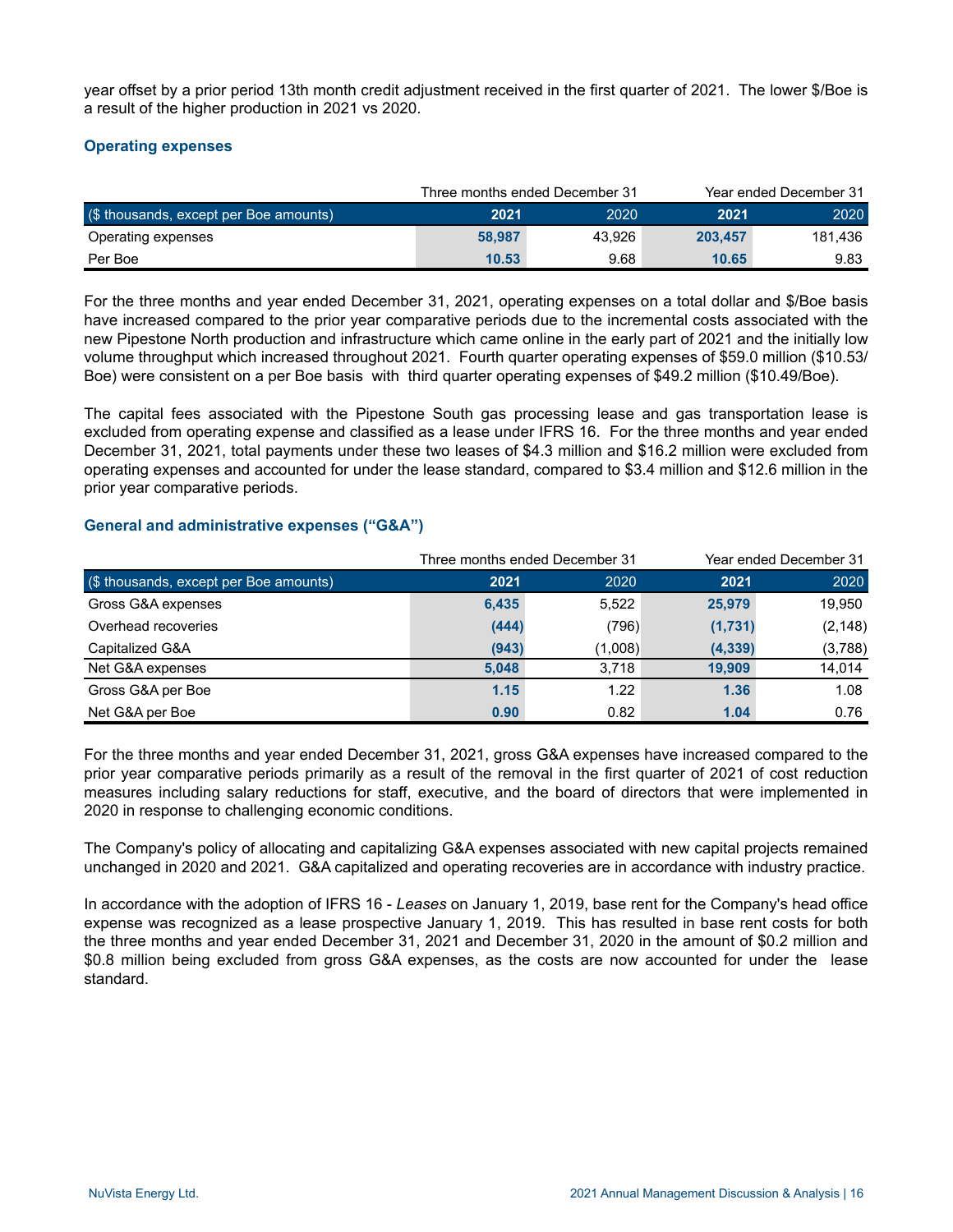year offset by a prior period 13th month credit adjustment received in the first quarter of 2021. The lower $/Boe is a result of the higher production in 2021 vs 2020.

### Operating expenses

| | Three months ended December 31 | | Year ended December 31 | |
|---|---|---|---|---|
| ($ thousands, except per Boe amounts) | **2021** | 2020 | **2021** | 2020 |
| Operating expenses | **58,987** | 43,926 | **203,457** | 181,436 |
| Per Boe | **10.53** | 9.68 | **10.65** | 9.83 |

For the three months and year ended December 31, 2021, operating expenses on a total dollar and $/Boe basis have increased compared to the prior year comparative periods due to the incremental costs associated with the new Pipestone North production and infrastructure which came online in the early part of 2021 and the initially low volume throughput which increased throughout 2021. Fourth quarter operating expenses of $59.0 million ($10.53/Boe) were consistent on a per Boe basis with third quarter operating expenses of $49.2 million ($10.49/Boe).

The capital fees associated with the Pipestone South gas processing lease and gas transportation lease is excluded from operating expense and classified as a lease under IFRS 16. For the three months and year ended December 31, 2021, total payments under these two leases of $4.3 million and $16.2 million were excluded from operating expenses and accounted for under the lease standard, compared to $3.4 million and $12.6 million in the prior year comparative periods.

### General and administrative expenses ("G&A")

| | Three months ended December 31 | | Year ended December 31 | |
|---|---|---|---|---|
| ($ thousands, except per Boe amounts) | **2021** | 2020 | **2021** | 2020 |
| Gross G&A expenses | **6,435** | 5,522 | **25,979** | 19,950 |
| Overhead recoveries | **(444)** | (796) | **(1,731)** | (2,148) |
| Capitalized G&A | **(943)** | (1,008) | **(4,339)** | (3,788) |
| Net G&A expenses | **5,048** | 3,718 | **19,909** | 14,014 |
| Gross G&A per Boe | **1.15** | 1.22 | **1.36** | 1.08 |
| Net G&A per Boe | **0.90** | 0.82 | **1.04** | 0.76 |

For the three months and year ended December 31, 2021, gross G&A expenses have increased compared to the prior year comparative periods primarily as a result of the removal in the first quarter of 2021 of cost reduction measures including salary reductions for staff, executive, and the board of directors that were implemented in 2020 in response to challenging economic conditions.

The Company's policy of allocating and capitalizing G&A expenses associated with new capital projects remained unchanged in 2020 and 2021. G&A capitalized and operating recoveries are in accordance with industry practice.

In accordance with the adoption of IFRS 16 - *Leases* on January 1, 2019, base rent for the Company's head office expense was recognized as a lease prospective January 1, 2019. This has resulted in base rent costs for both the three months and year ended December 31, 2021 and December 31, 2020 in the amount of $0.2 million and $0.8 million being excluded from gross G&A expenses, as the costs are now accounted for under the lease standard.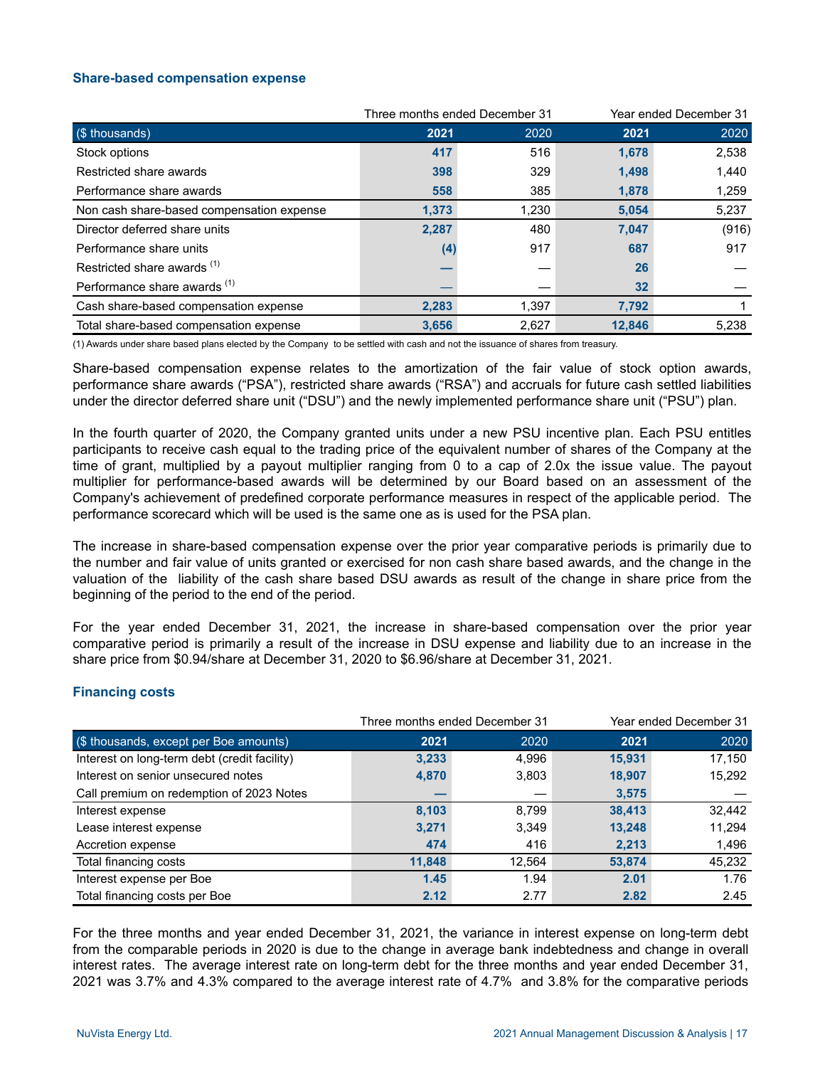### Share-based compensation expense

| | Three months ended December 31 | | Year ended December 31 | |
|---|---|---|---|---|
| ($ thousands) | 2021 | 2020 | 2021 | 2020 |
| Stock options | 417 | 516 | 1,678 | 2,538 |
| Restricted share awards | 398 | 329 | 1,498 | 1,440 |
| Performance share awards | 558 | 385 | 1,878 | 1,259 |
| Non cash share-based compensation expense | 1,373 | 1,230 | 5,054 | 5,237 |
| Director deferred share units | 2,287 | 480 | 7,047 | (916) |
| Performance share units | (4) | 917 | 687 | 917 |
| Restricted share awards [(1)] | — | — | 26 | — |
| Performance share awards [(1)] | — | — | 32 | — |
| Cash share-based compensation expense | 2,283 | 1,397 | 7,792 | 1 |
| Total share-based compensation expense | 3,656 | 2,627 | 12,846 | 5,238 |

(1) Awards under share based plans elected by the Company to be settled with cash and not the issuance of shares from treasury.

Share-based compensation expense relates to the amortization of the fair value of stock option awards, performance share awards ("PSA"), restricted share awards ("RSA") and accruals for future cash settled liabilities under the director deferred share unit ("DSU") and the newly implemented performance share unit ("PSU") plan.

In the fourth quarter of 2020, the Company granted units under a new PSU incentive plan. Each PSU entitles participants to receive cash equal to the trading price of the equivalent number of shares of the Company at the time of grant, multiplied by a payout multiplier ranging from 0 to a cap of 2.0x the issue value. The payout multiplier for performance-based awards will be determined by our Board based on an assessment of the Company's achievement of predefined corporate performance measures in respect of the applicable period. The performance scorecard which will be used is the same one as is used for the PSA plan.

The increase in share-based compensation expense over the prior year comparative periods is primarily due to the number and fair value of units granted or exercised for non cash share based awards, and the change in the valuation of the liability of the cash share based DSU awards as result of the change in share price from the beginning of the period to the end of the period.

For the year ended December 31, 2021, the increase in share-based compensation over the prior year comparative period is primarily a result of the increase in DSU expense and liability due to an increase in the share price from $0.94/share at December 31, 2020 to $6.96/share at December 31, 2021.

### Financing costs

| | Three months ended December 31 | | Year ended December 31 | |
|---|---|---|---|---|
| ($ thousands, except per Boe amounts) | 2021 | 2020 | 2021 | 2020 |
| Interest on long-term debt (credit facility) | 3,233 | 4,996 | 15,931 | 17,150 |
| Interest on senior unsecured notes | 4,870 | 3,803 | 18,907 | 15,292 |
| Call premium on redemption of 2023 Notes | — | — | 3,575 | — |
| Interest expense | 8,103 | 8,799 | 38,413 | 32,442 |
| Lease interest expense | 3,271 | 3,349 | 13,248 | 11,294 |
| Accretion expense | 474 | 416 | 2,213 | 1,496 |
| Total financing costs | 11,848 | 12,564 | 53,874 | 45,232 |
| Interest expense per Boe | 1.45 | 1.94 | 2.01 | 1.76 |
| Total financing costs per Boe | 2.12 | 2.77 | 2.82 | 2.45 |

For the three months and year ended December 31, 2021, the variance in interest expense on long-term debt from the comparable periods in 2020 is due to the change in average bank indebtedness and change in overall interest rates. The average interest rate on long-term debt for the three months and year ended December 31, 2021 was 3.7% and 4.3% compared to the average interest rate of 4.7% and 3.8% for the comparative periods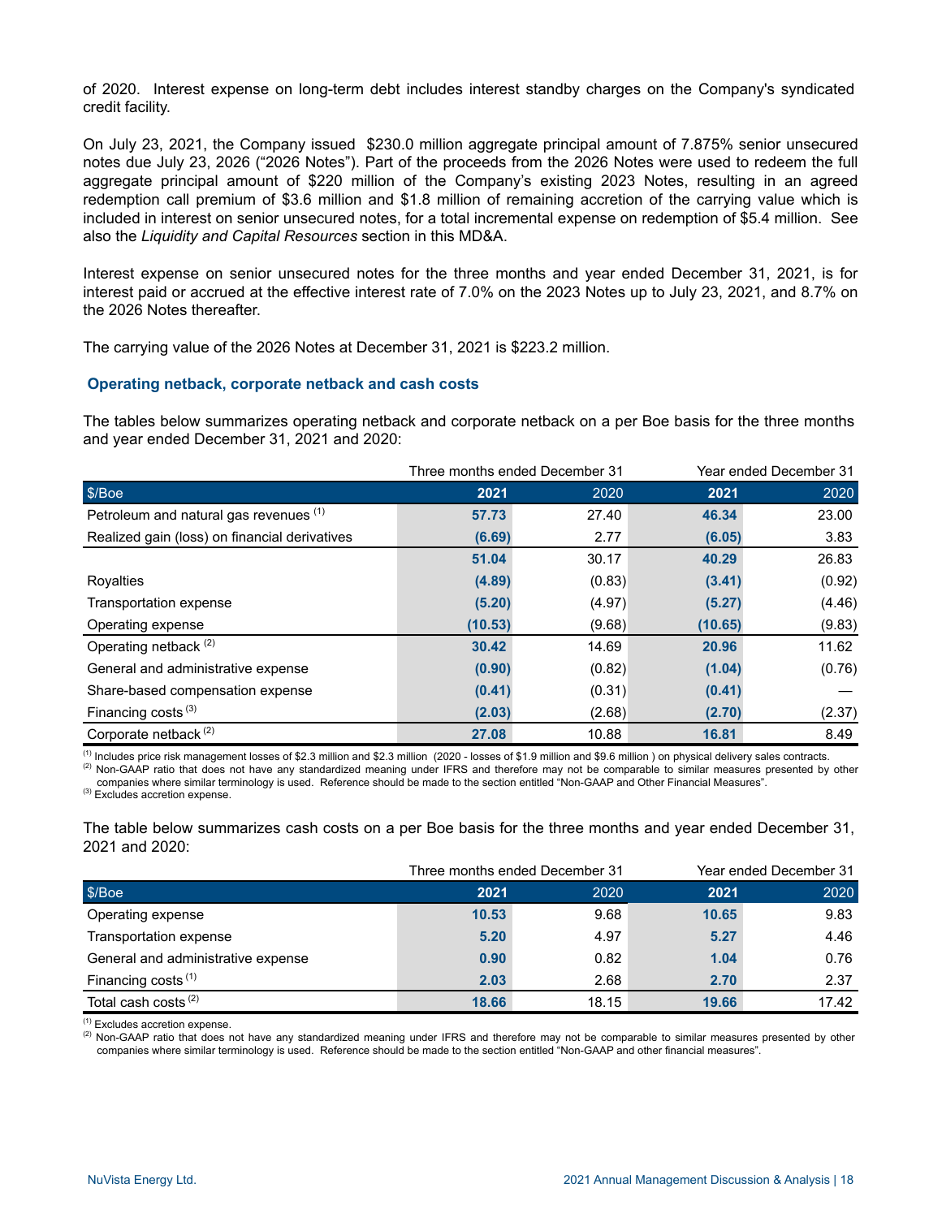of 2020. Interest expense on long-term debt includes interest standby charges on the Company's syndicated credit facility.

On July 23, 2021, the Company issued $230.0 million aggregate principal amount of 7.875% senior unsecured notes due July 23, 2026 ("2026 Notes"). Part of the proceeds from the 2026 Notes were used to redeem the full aggregate principal amount of $220 million of the Company's existing 2023 Notes, resulting in an agreed redemption call premium of $3.6 million and $1.8 million of remaining accretion of the carrying value which is included in interest on senior unsecured notes, for a total incremental expense on redemption of $5.4 million. See also the *Liquidity and Capital Resources* section in this MD&A.

Interest expense on senior unsecured notes for the three months and year ended December 31, 2021, is for interest paid or accrued at the effective interest rate of 7.0% on the 2023 Notes up to July 23, 2021, and 8.7% on the 2026 Notes thereafter.

The carrying value of the 2026 Notes at December 31, 2021 is $223.2 million.

### Operating netback, corporate netback and cash costs

The tables below summarizes operating netback and corporate netback on a per Boe basis for the three months and year ended December 31, 2021 and 2020:

| | Three months ended December 31 | | Year ended December 31 | |
|---|---|---|---|---|
| $/Boe | **2021** | 2020 | **2021** | 2020 |
| Petroleum and natural gas revenues [1] | **57.73** | 27.40 | **46.34** | 23.00 |
| Realized gain (loss) on financial derivatives | **(6.69)** | 2.77 | **(6.05)** | 3.83 |
| | **51.04** | 30.17 | **40.29** | 26.83 |
| Royalties | **(4.89)** | (0.83) | **(3.41)** | (0.92) |
| Transportation expense | **(5.20)** | (4.97) | **(5.27)** | (4.46) |
| Operating expense | **(10.53)** | (9.68) | **(10.65)** | (9.83) |
| Operating netback [2] | **30.42** | 14.69 | **20.96** | 11.62 |
| General and administrative expense | **(0.90)** | (0.82) | **(1.04)** | (0.76) |
| Share-based compensation expense | **(0.41)** | (0.31) | **(0.41)** | — |
| Financing costs [3] | **(2.03)** | (2.68) | **(2.70)** | (2.37) |
| Corporate netback [2] | **27.08** | 10.88 | **16.81** | 8.49 |

[1] Includes price risk management losses of $2.3 million and $2.3 million (2020 - losses of $1.9 million and $9.6 million ) on physical delivery sales contracts.
[2] Non-GAAP ratio that does not have any standardized meaning under IFRS and therefore may not be comparable to similar measures presented by other companies where similar terminology is used. Reference should be made to the section entitled "Non-GAAP and Other Financial Measures".
[3] Excludes accretion expense.

The table below summarizes cash costs on a per Boe basis for the three months and year ended December 31, 2021 and 2020:

| | Three months ended December 31 | | Year ended December 31 | |
|---|---|---|---|---|
| $/Boe | **2021** | 2020 | **2021** | 2020 |
| Operating expense | **10.53** | 9.68 | **10.65** | 9.83 |
| Transportation expense | **5.20** | 4.97 | **5.27** | 4.46 |
| General and administrative expense | **0.90** | 0.82 | **1.04** | 0.76 |
| Financing costs [1] | **2.03** | 2.68 | **2.70** | 2.37 |
| Total cash costs [2] | **18.66** | 18.15 | **19.66** | 17.42 |

[1] Excludes accretion expense.
[2] Non-GAAP ratio that does not have any standardized meaning under IFRS and therefore may not be comparable to similar measures presented by other companies where similar terminology is used. Reference should be made to the section entitled "Non-GAAP and other financial measures".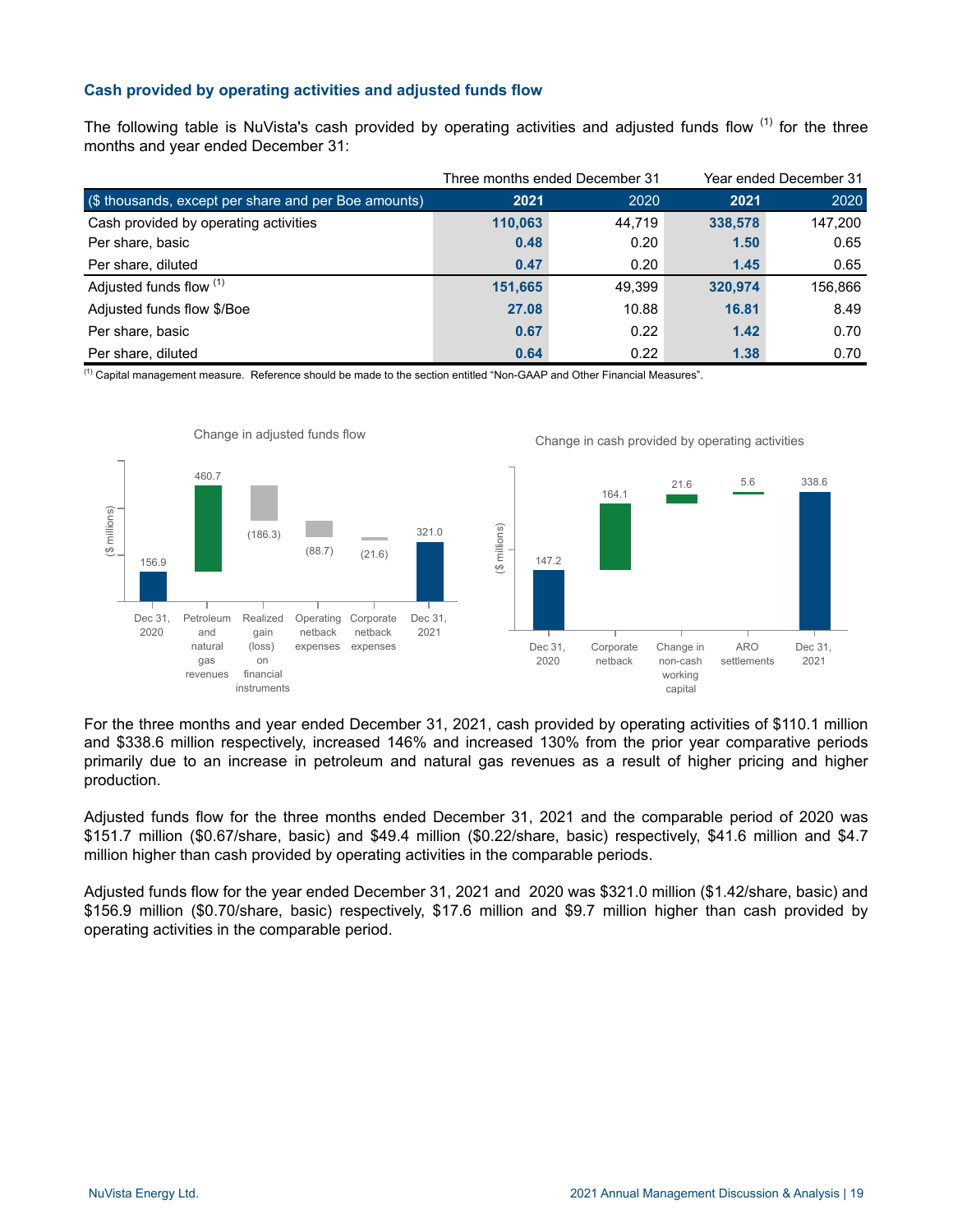### Cash provided by operating activities and adjusted funds flow

The following table is NuVista's cash provided by operating activities and adjusted funds flow [(1)] for the three months and year ended December 31:

| | Three months ended December 31 | | Year ended December 31 | |
|---|---|---|---|---|
| ($ thousands, except per share and per Boe amounts) | **2021** | 2020 | **2021** | 2020 |
| Cash provided by operating activities | **110,063** | 44,719 | **338,578** | 147,200 |
| Per share, basic | **0.48** | 0.20 | **1.50** | 0.65 |
| Per share, diluted | **0.47** | 0.20 | **1.45** | 0.65 |
| Adjusted funds flow [(1)] | **151,665** | 49,399 | **320,974** | 156,866 |
| Adjusted funds flow $/Boe | **27.08** | 10.88 | **16.81** | 8.49 |
| Per share, basic | **0.67** | 0.22 | **1.42** | 0.70 |
| Per share, diluted | **0.64** | 0.22 | **1.38** | 0.70 |

[(1)] Capital management measure. Reference should be made to the section entitled "Non-GAAP and Other Financial Measures".

Change in adjusted funds flow

($ millions)

| Dec 31, 2020 | Petroleum and natural gas revenues | Realized gain (loss) on financial instruments | Operating netback expenses | Corporate netback expenses | Dec 31, 2021 |
|---|---|---|---|---|---|
| 156.9 | 460.7 | (186.3) | (88.7) | (21.6) | 321.0 |

Change in cash provided by operating activities

($ millions)

| Dec 31, 2020 | Corporate netback | Change in non-cash working capital | ARO settlements | Dec 31, 2021 |
|---|---|---|---|---|
| 147.2 | 164.1 | 21.6 | 5.6 | 338.6 |

For the three months and year ended December 31, 2021, cash provided by operating activities of $110.1 million and $338.6 million respectively, increased 146% and increased 130% from the prior year comparative periods primarily due to an increase in petroleum and natural gas revenues as a result of higher pricing and higher production.

Adjusted funds flow for the three months ended December 31, 2021 and the comparable period of 2020 was $151.7 million ($0.67/share, basic) and $49.4 million ($0.22/share, basic) respectively, $41.6 million and $4.7 million higher than cash provided by operating activities in the comparable periods.

Adjusted funds flow for the year ended December 31, 2021 and 2020 was $321.0 million ($1.42/share, basic) and $156.9 million ($0.70/share, basic) respectively, $17.6 million and $9.7 million higher than cash provided by operating activities in the comparable period.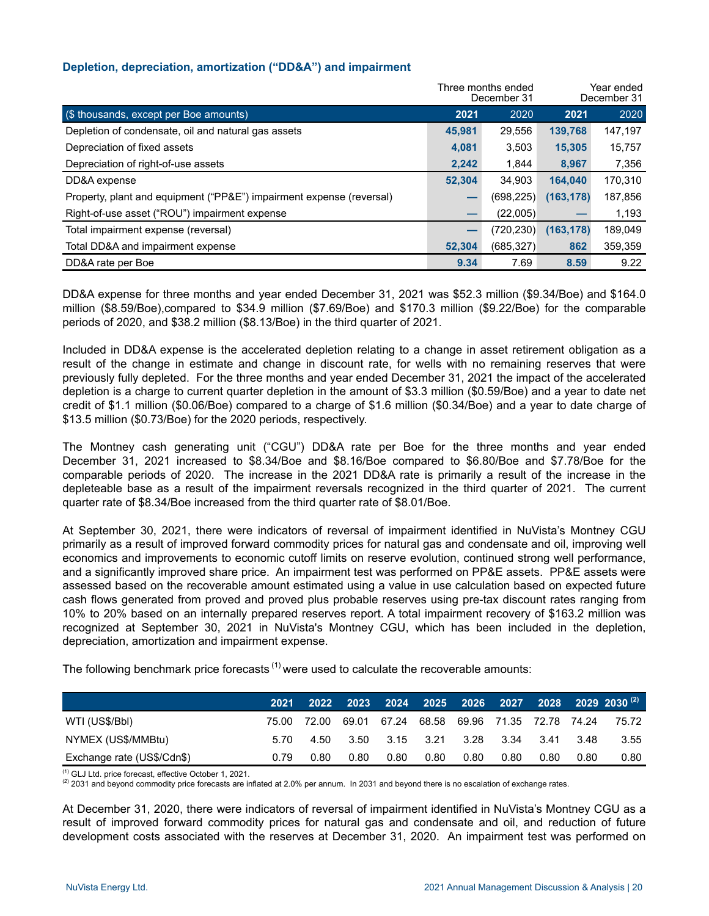### Depletion, depreciation, amortization ("DD&A") and impairment

| ($ thousands, except per Boe amounts) | Three months ended December 31 2021 | Three months ended December 31 2020 | Year ended December 31 2021 | Year ended December 31 2020 |
|---|---|---|---|---|
| Depletion of condensate, oil and natural gas assets | **45,981** | 29,556 | **139,768** | 147,197 |
| Depreciation of fixed assets | **4,081** | 3,503 | **15,305** | 15,757 |
| Depreciation of right-of-use assets | **2,242** | 1,844 | **8,967** | 7,356 |
| DD&A expense | **52,304** | 34,903 | **164,040** | 170,310 |
| Property, plant and equipment ("PP&E") impairment expense (reversal) | **—** | (698,225) | **(163,178)** | 187,856 |
| Right-of-use asset ("ROU") impairment expense | **—** | (22,005) | **—** | 1,193 |
| Total impairment expense (reversal) | **—** | (720,230) | **(163,178)** | 189,049 |
| Total DD&A and impairment expense | **52,304** | (685,327) | **862** | 359,359 |
| DD&A rate per Boe | **9.34** | 7.69 | **8.59** | 9.22 |

DD&A expense for three months and year ended December 31, 2021 was $52.3 million ($9.34/Boe) and $164.0 million ($8.59/Boe),compared to $34.9 million ($7.69/Boe) and $170.3 million ($9.22/Boe) for the comparable periods of 2020, and $38.2 million ($8.13/Boe) in the third quarter of 2021.

Included in DD&A expense is the accelerated depletion relating to a change in asset retirement obligation as a result of the change in estimate and change in discount rate, for wells with no remaining reserves that were previously fully depleted. For the three months and year ended December 31, 2021 the impact of the accelerated depletion is a charge to current quarter depletion in the amount of $3.3 million ($0.59/Boe) and a year to date net credit of $1.1 million ($0.06/Boe) compared to a charge of $1.6 million ($0.34/Boe) and a year to date charge of $13.5 million ($0.73/Boe) for the 2020 periods, respectively.

The Montney cash generating unit ("CGU") DD&A rate per Boe for the three months and year ended December 31, 2021 increased to $8.34/Boe and $8.16/Boe compared to $6.80/Boe and $7.78/Boe for the comparable periods of 2020. The increase in the 2021 DD&A rate is primarily a result of the increase in the depleteable base as a result of the impairment reversals recognized in the third quarter of 2021. The current quarter rate of $8.34/Boe increased from the third quarter rate of $8.01/Boe.

At September 30, 2021, there were indicators of reversal of impairment identified in NuVista's Montney CGU primarily as a result of improved forward commodity prices for natural gas and condensate and oil, improving well economics and improvements to economic cutoff limits on reserve evolution, continued strong well performance, and a significantly improved share price. An impairment test was performed on PP&E assets. PP&E assets were assessed based on the recoverable amount estimated using a value in use calculation based on expected future cash flows generated from proved and proved plus probable reserves using pre-tax discount rates ranging from 10% to 20% based on an internally prepared reserves report. A total impairment recovery of $163.2 million was recognized at September 30, 2021 in NuVista's Montney CGU, which has been included in the depletion, depreciation, amortization and impairment expense.

The following benchmark price forecasts [(1)] were used to calculate the recoverable amounts:

| | 2021 | 2022 | 2023 | 2024 | 2025 | 2026 | 2027 | 2028 | 2029 | 2030 [(2)] |
|---|---|---|---|---|---|---|---|---|---|---|
| WTI (US$/Bbl) | 75.00 | 72.00 | 69.01 | 67.24 | 68.58 | 69.96 | 71.35 | 72.78 | 74.24 | 75.72 |
| NYMEX (US$/MMBtu) | 5.70 | 4.50 | 3.50 | 3.15 | 3.21 | 3.28 | 3.34 | 3.41 | 3.48 | 3.55 |
| Exchange rate (US$/Cdn$) | 0.79 | 0.80 | 0.80 | 0.80 | 0.80 | 0.80 | 0.80 | 0.80 | 0.80 | 0.80 |

(1) GLJ Ltd. price forecast, effective October 1, 2021.
(2) 2031 and beyond commodity price forecasts are inflated at 2.0% per annum. In 2031 and beyond there is no escalation of exchange rates.

At December 31, 2020, there were indicators of reversal of impairment identified in NuVista's Montney CGU as a result of improved forward commodity prices for natural gas and condensate and oil, and reduction of future development costs associated with the reserves at December 31, 2020. An impairment test was performed on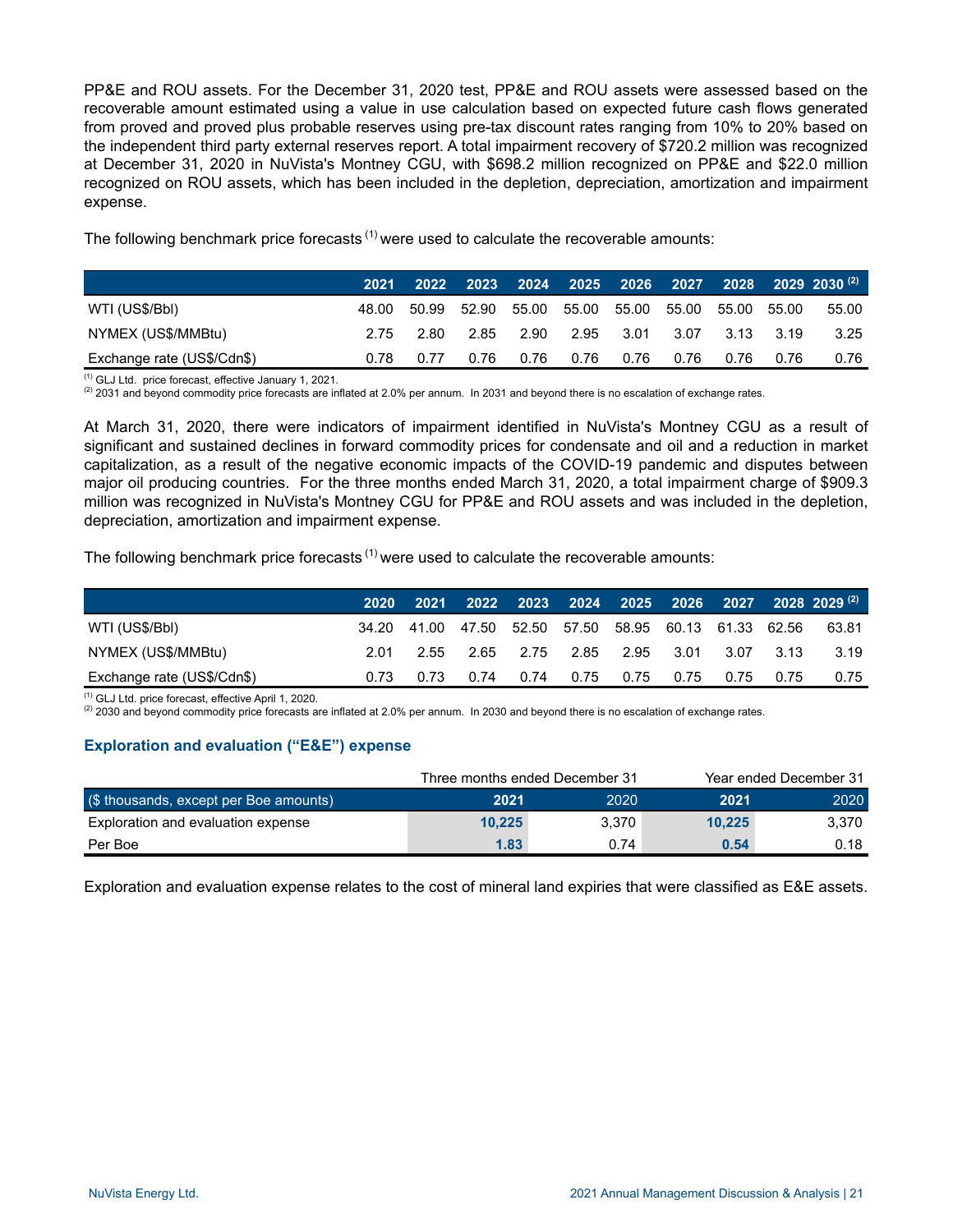PP&E and ROU assets. For the December 31, 2020 test, PP&E and ROU assets were assessed based on the recoverable amount estimated using a value in use calculation based on expected future cash flows generated from proved and proved plus probable reserves using pre-tax discount rates ranging from 10% to 20% based on the independent third party external reserves report. A total impairment recovery of $720.2 million was recognized at December 31, 2020 in NuVista's Montney CGU, with $698.2 million recognized on PP&E and $22.0 million recognized on ROU assets, which has been included in the depletion, depreciation, amortization and impairment expense.

The following benchmark price forecasts [(1)] were used to calculate the recoverable amounts:

| | 2021 | 2022 | 2023 | 2024 | 2025 | 2026 | 2027 | 2028 | 2029 | 2030 [(2)] |
|---|---|---|---|---|---|---|---|---|---|---|
| WTI (US$/Bbl) | 48.00 | 50.99 | 52.90 | 55.00 | 55.00 | 55.00 | 55.00 | 55.00 | 55.00 | 55.00 |
| NYMEX (US$/MMBtu) | 2.75 | 2.80 | 2.85 | 2.90 | 2.95 | 3.01 | 3.07 | 3.13 | 3.19 | 3.25 |
| Exchange rate (US$/Cdn$) | 0.78 | 0.77 | 0.76 | 0.76 | 0.76 | 0.76 | 0.76 | 0.76 | 0.76 | 0.76 |

(1) GLJ Ltd. price forecast, effective January 1, 2021.
(2) 2031 and beyond commodity price forecasts are inflated at 2.0% per annum. In 2031 and beyond there is no escalation of exchange rates.

At March 31, 2020, there were indicators of impairment identified in NuVista's Montney CGU as a result of significant and sustained declines in forward commodity prices for condensate and oil and a reduction in market capitalization, as a result of the negative economic impacts of the COVID-19 pandemic and disputes between major oil producing countries. For the three months ended March 31, 2020, a total impairment charge of $909.3 million was recognized in NuVista's Montney CGU for PP&E and ROU assets and was included in the depletion, depreciation, amortization and impairment expense.

The following benchmark price forecasts [(1)] were used to calculate the recoverable amounts:

| | 2020 | 2021 | 2022 | 2023 | 2024 | 2025 | 2026 | 2027 | 2028 | 2029 [(2)] |
|---|---|---|---|---|---|---|---|---|---|---|
| WTI (US$/Bbl) | 34.20 | 41.00 | 47.50 | 52.50 | 57.50 | 58.95 | 60.13 | 61.33 | 62.56 | 63.81 |
| NYMEX (US$/MMBtu) | 2.01 | 2.55 | 2.65 | 2.75 | 2.85 | 2.95 | 3.01 | 3.07 | 3.13 | 3.19 |
| Exchange rate (US$/Cdn$) | 0.73 | 0.73 | 0.74 | 0.74 | 0.75 | 0.75 | 0.75 | 0.75 | 0.75 | 0.75 |

(1) GLJ Ltd. price forecast, effective April 1, 2020.
(2) 2030 and beyond commodity price forecasts are inflated at 2.0% per annum. In 2030 and beyond there is no escalation of exchange rates.

### Exploration and evaluation ("E&E") expense

| | Three months ended December 31 | | Year ended December 31 | |
|---|---|---|---|---|
| ($ thousands, except per Boe amounts) | **2021** | 2020 | **2021** | 2020 |
| Exploration and evaluation expense | **10,225** | 3,370 | **10,225** | 3,370 |
| Per Boe | **1.83** | 0.74 | **0.54** | 0.18 |

Exploration and evaluation expense relates to the cost of mineral land expiries that were classified as E&E assets.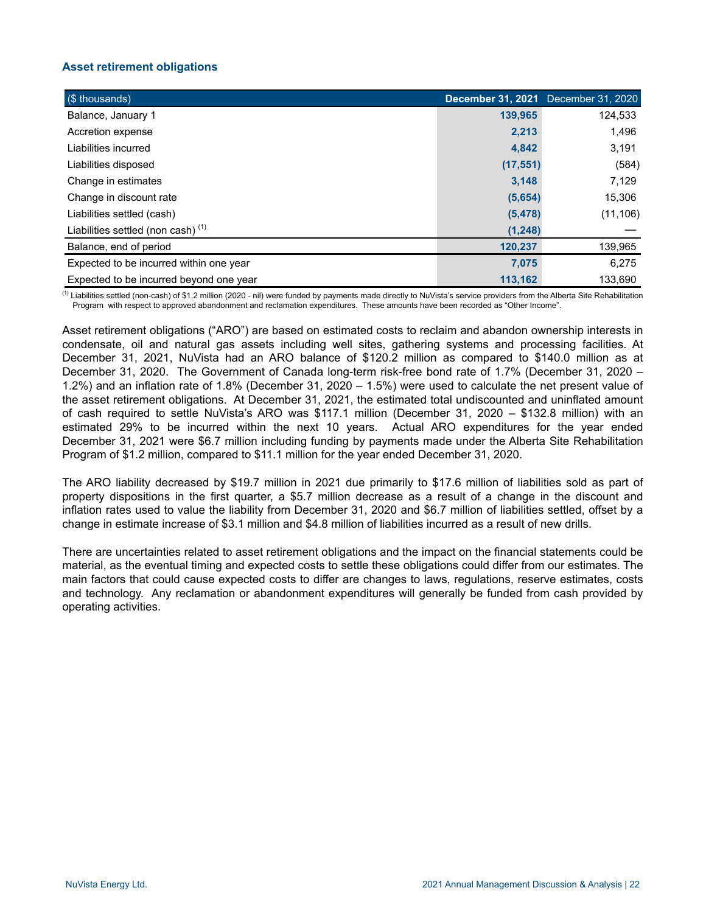### Asset retirement obligations

| ($ thousands) | December 31, 2021 | December 31, 2020 |
|---|---|---|
| Balance, January 1 | 139,965 | 124,533 |
| Accretion expense | 2,213 | 1,496 |
| Liabilities incurred | 4,842 | 3,191 |
| Liabilities disposed | (17,551) | (584) |
| Change in estimates | 3,148 | 7,129 |
| Change in discount rate | (5,654) | 15,306 |
| Liabilities settled (cash) | (5,478) | (11,106) |
| Liabilities settled (non cash) [1] | (1,248) | — |
| Balance, end of period | 120,237 | 139,965 |
| Expected to be incurred within one year | 7,075 | 6,275 |
| Expected to be incurred beyond one year | 113,162 | 133,690 |

[1] Liabilities settled (non-cash) of $1.2 million (2020 - nil) were funded by payments made directly to NuVista's service providers from the Alberta Site Rehabilitation Program with respect to approved abandonment and reclamation expenditures. These amounts have been recorded as "Other Income".

Asset retirement obligations ("ARO") are based on estimated costs to reclaim and abandon ownership interests in condensate, oil and natural gas assets including well sites, gathering systems and processing facilities. At December 31, 2021, NuVista had an ARO balance of $120.2 million as compared to $140.0 million as at December 31, 2020. The Government of Canada long-term risk-free bond rate of 1.7% (December 31, 2020 – 1.2%) and an inflation rate of 1.8% (December 31, 2020 – 1.5%) were used to calculate the net present value of the asset retirement obligations. At December 31, 2021, the estimated total undiscounted and uninflated amount of cash required to settle NuVista's ARO was $117.1 million (December 31, 2020 – $132.8 million) with an estimated 29% to be incurred within the next 10 years. Actual ARO expenditures for the year ended December 31, 2021 were $6.7 million including funding by payments made under the Alberta Site Rehabilitation Program of $1.2 million, compared to $11.1 million for the year ended December 31, 2020.

The ARO liability decreased by $19.7 million in 2021 due primarily to $17.6 million of liabilities sold as part of property dispositions in the first quarter, a $5.7 million decrease as a result of a change in the discount and inflation rates used to value the liability from December 31, 2020 and $6.7 million of liabilities settled, offset by a change in estimate increase of $3.1 million and $4.8 million of liabilities incurred as a result of new drills.

There are uncertainties related to asset retirement obligations and the impact on the financial statements could be material, as the eventual timing and expected costs to settle these obligations could differ from our estimates. The main factors that could cause expected costs to differ are changes to laws, regulations, reserve estimates, costs and technology. Any reclamation or abandonment expenditures will generally be funded from cash provided by operating activities.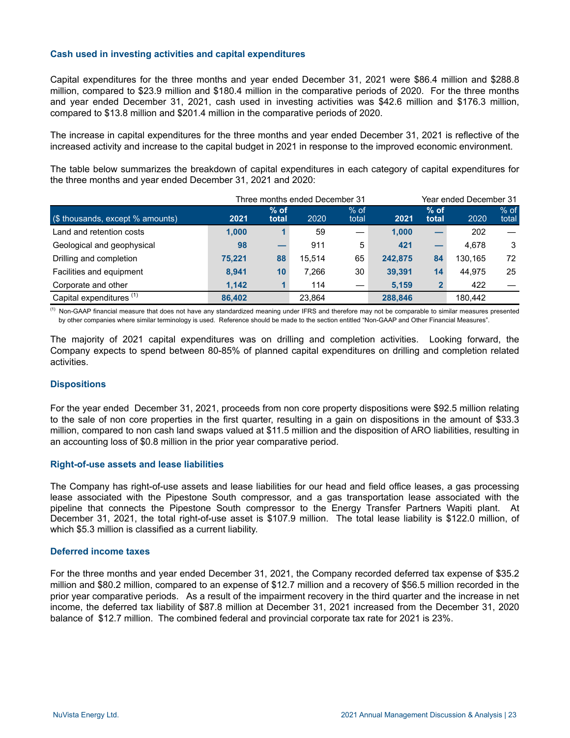### Cash used in investing activities and capital expenditures

Capital expenditures for the three months and year ended December 31, 2021 were \$86.4 million and \$288.8 million, compared to \$23.9 million and \$180.4 million in the comparative periods of 2020. For the three months and year ended December 31, 2021, cash used in investing activities was \$42.6 million and \$176.3 million, compared to \$13.8 million and \$201.4 million in the comparative periods of 2020.

The increase in capital expenditures for the three months and year ended December 31, 2021 is reflective of the increased activity and increase to the capital budget in 2021 in response to the improved economic environment.

The table below summarizes the breakdown of capital expenditures in each category of capital expenditures for the three months and year ended December 31, 2021 and 2020:

| | Three months ended December 31 | | | | Year ended December 31 | | | |
|---|---|---|---|---|---|---|---|---|
| ($ thousands, except % amounts) | **2021** | **% of total** | 2020 | % of total | **2021** | **% of total** | 2020 | % of total |
| Land and retention costs | **1,000** | **1** | 59 | — | **1,000** | **—** | 202 | — |
| Geological and geophysical | **98** | **—** | 911 | 5 | **421** | **—** | 4,678 | 3 |
| Drilling and completion | **75,221** | **88** | 15,514 | 65 | **242,875** | **84** | 130,165 | 72 |
| Facilities and equipment | **8,941** | **10** | 7,266 | 30 | **39,391** | **14** | 44,975 | 25 |
| Corporate and other | **1,142** | **1** | 114 | — | **5,159** | **2** | 422 | — |
| Capital expenditures [(1)] | **86,402** | | 23,864 | | **288,846** | | 180,442 | |

[(1)] Non-GAAP financial measure that does not have any standardized meaning under IFRS and therefore may not be comparable to similar measures presented by other companies where similar terminology is used. Reference should be made to the section entitled "Non-GAAP and Other Financial Measures".

The majority of 2021 capital expenditures was on drilling and completion activities. Looking forward, the Company expects to spend between 80-85% of planned capital expenditures on drilling and completion related activities.

### Dispositions

For the year ended December 31, 2021, proceeds from non core property dispositions were \$92.5 million relating to the sale of non core properties in the first quarter, resulting in a gain on dispositions in the amount of \$33.3 million, compared to non cash land swaps valued at \$11.5 million and the disposition of ARO liabilities, resulting in an accounting loss of \$0.8 million in the prior year comparative period.

### Right-of-use assets and lease liabilities

The Company has right-of-use assets and lease liabilities for our head and field office leases, a gas processing lease associated with the Pipestone South compressor, and a gas transportation lease associated with the pipeline that connects the Pipestone South compressor to the Energy Transfer Partners Wapiti plant. At December 31, 2021, the total right-of-use asset is \$107.9 million. The total lease liability is \$122.0 million, of which \$5.3 million is classified as a current liability.

### Deferred income taxes

For the three months and year ended December 31, 2021, the Company recorded deferred tax expense of \$35.2 million and \$80.2 million, compared to an expense of \$12.7 million and a recovery of \$56.5 million recorded in the prior year comparative periods. As a result of the impairment recovery in the third quarter and the increase in net income, the deferred tax liability of \$87.8 million at December 31, 2021 increased from the December 31, 2020 balance of \$12.7 million. The combined federal and provincial corporate tax rate for 2021 is 23%.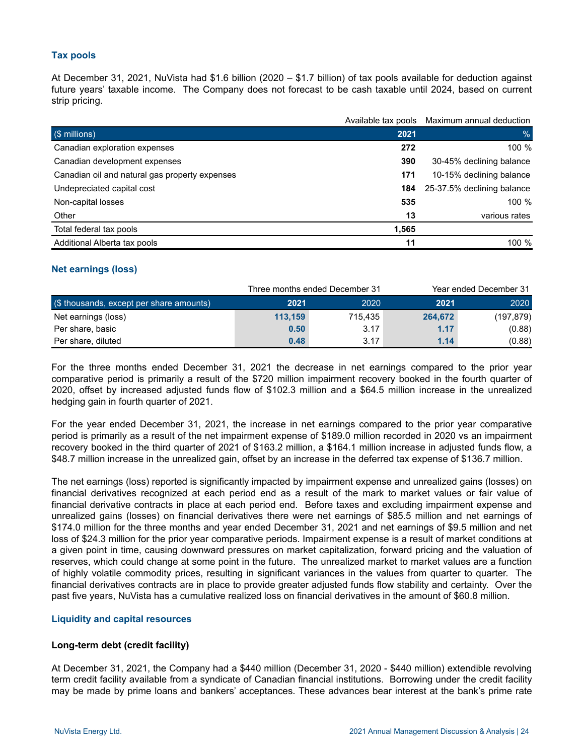### Tax pools

At December 31, 2021, NuVista had $1.6 billion (2020 – $1.7 billion) of tax pools available for deduction against future years' taxable income. The Company does not forecast to be cash taxable until 2024, based on current strip pricing.

| | Available tax pools | Maximum annual deduction |
|---|---|---|
| ($ millions) | **2021** | % |
| Canadian exploration expenses | **272** | 100 % |
| Canadian development expenses | **390** | 30-45% declining balance |
| Canadian oil and natural gas property expenses | **171** | 10-15% declining balance |
| Undepreciated capital cost | **184** | 25-37.5% declining balance |
| Non-capital losses | **535** | 100 % |
| Other | **13** | various rates |
| Total federal tax pools | **1,565** | |
| Additional Alberta tax pools | **11** | 100 % |

### Net earnings (loss)

| | Three months ended December 31 | | Year ended December 31 | |
|---|---|---|---|---|
| ($ thousands, except per share amounts) | **2021** | 2020 | **2021** | 2020 |
| Net earnings (loss) | **113,159** | 715,435 | **264,672** | (197,879) |
| Per share, basic | **0.50** | 3.17 | **1.17** | (0.88) |
| Per share, diluted | **0.48** | 3.17 | **1.14** | (0.88) |

For the three months ended December 31, 2021 the decrease in net earnings compared to the prior year comparative period is primarily a result of the $720 million impairment recovery booked in the fourth quarter of 2020, offset by increased adjusted funds flow of $102.3 million and a $64.5 million increase in the unrealized hedging gain in fourth quarter of 2021.

For the year ended December 31, 2021, the increase in net earnings compared to the prior year comparative period is primarily as a result of the net impairment expense of $189.0 million recorded in 2020 vs an impairment recovery booked in the third quarter of 2021 of $163.2 million, a $164.1 million increase in adjusted funds flow, a $48.7 million increase in the unrealized gain, offset by an increase in the deferred tax expense of $136.7 million.

The net earnings (loss) reported is significantly impacted by impairment expense and unrealized gains (losses) on financial derivatives recognized at each period end as a result of the mark to market values or fair value of financial derivative contracts in place at each period end. Before taxes and excluding impairment expense and unrealized gains (losses) on financial derivatives there were net earnings of $85.5 million and net earnings of $174.0 million for the three months and year ended December 31, 2021 and net earnings of $9.5 million and net loss of $24.3 million for the prior year comparative periods. Impairment expense is a result of market conditions at a given point in time, causing downward pressures on market capitalization, forward pricing and the valuation of reserves, which could change at some point in the future. The unrealized market to market values are a function of highly volatile commodity prices, resulting in significant variances in the values from quarter to quarter. The financial derivatives contracts are in place to provide greater adjusted funds flow stability and certainty. Over the past five years, NuVista has a cumulative realized loss on financial derivatives in the amount of $60.8 million.

### Liquidity and capital resources

**Long-term debt (credit facility)**

At December 31, 2021, the Company had a $440 million (December 31, 2020 - $440 million) extendible revolving term credit facility available from a syndicate of Canadian financial institutions. Borrowing under the credit facility may be made by prime loans and bankers' acceptances. These advances bear interest at the bank's prime rate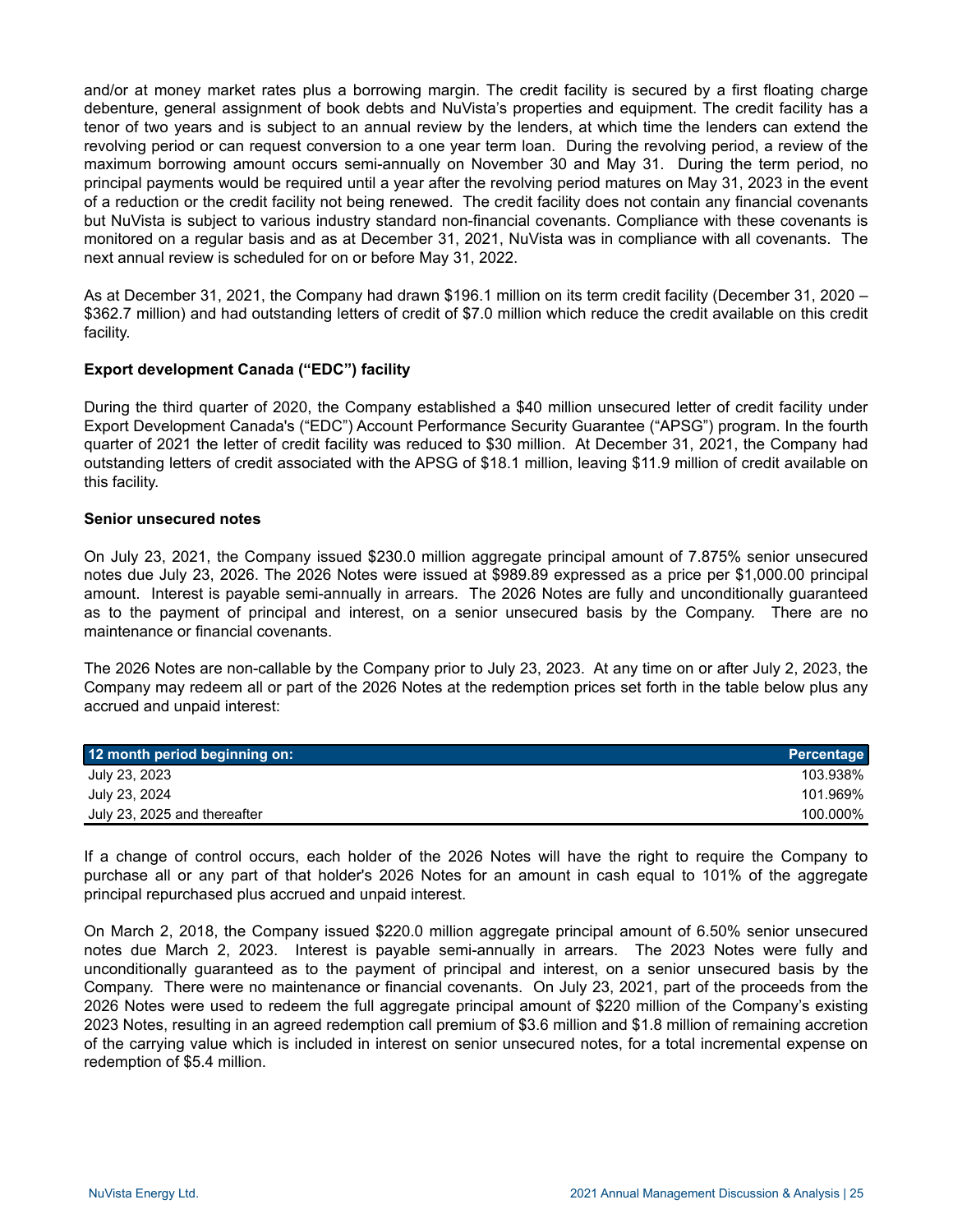and/or at money market rates plus a borrowing margin. The credit facility is secured by a first floating charge debenture, general assignment of book debts and NuVista's properties and equipment. The credit facility has a tenor of two years and is subject to an annual review by the lenders, at which time the lenders can extend the revolving period or can request conversion to a one year term loan. During the revolving period, a review of the maximum borrowing amount occurs semi-annually on November 30 and May 31. During the term period, no principal payments would be required until a year after the revolving period matures on May 31, 2023 in the event of a reduction or the credit facility not being renewed. The credit facility does not contain any financial covenants but NuVista is subject to various industry standard non-financial covenants. Compliance with these covenants is monitored on a regular basis and as at December 31, 2021, NuVista was in compliance with all covenants. The next annual review is scheduled for on or before May 31, 2022.

As at December 31, 2021, the Company had drawn $196.1 million on its term credit facility (December 31, 2020 – $362.7 million) and had outstanding letters of credit of $7.0 million which reduce the credit available on this credit facility.

**Export development Canada ("EDC") facility**

During the third quarter of 2020, the Company established a $40 million unsecured letter of credit facility under Export Development Canada's ("EDC") Account Performance Security Guarantee ("APSG") program. In the fourth quarter of 2021 the letter of credit facility was reduced to $30 million. At December 31, 2021, the Company had outstanding letters of credit associated with the APSG of $18.1 million, leaving $11.9 million of credit available on this facility.

**Senior unsecured notes**

On July 23, 2021, the Company issued $230.0 million aggregate principal amount of 7.875% senior unsecured notes due July 23, 2026. The 2026 Notes were issued at $989.89 expressed as a price per $1,000.00 principal amount. Interest is payable semi-annually in arrears. The 2026 Notes are fully and unconditionally guaranteed as to the payment of principal and interest, on a senior unsecured basis by the Company. There are no maintenance or financial covenants.

The 2026 Notes are non-callable by the Company prior to July 23, 2023. At any time on or after July 2, 2023, the Company may redeem all or part of the 2026 Notes at the redemption prices set forth in the table below plus any accrued and unpaid interest:

| 12 month period beginning on: | Percentage |
|---|---|
| July 23, 2023 | 103.938% |
| July 23, 2024 | 101.969% |
| July 23, 2025 and thereafter | 100.000% |

If a change of control occurs, each holder of the 2026 Notes will have the right to require the Company to purchase all or any part of that holder's 2026 Notes for an amount in cash equal to 101% of the aggregate principal repurchased plus accrued and unpaid interest.

On March 2, 2018, the Company issued $220.0 million aggregate principal amount of 6.50% senior unsecured notes due March 2, 2023. Interest is payable semi-annually in arrears. The 2023 Notes were fully and unconditionally guaranteed as to the payment of principal and interest, on a senior unsecured basis by the Company. There were no maintenance or financial covenants. On July 23, 2021, part of the proceeds from the 2026 Notes were used to redeem the full aggregate principal amount of $220 million of the Company's existing 2023 Notes, resulting in an agreed redemption call premium of $3.6 million and $1.8 million of remaining accretion of the carrying value which is included in interest on senior unsecured notes, for a total incremental expense on redemption of $5.4 million.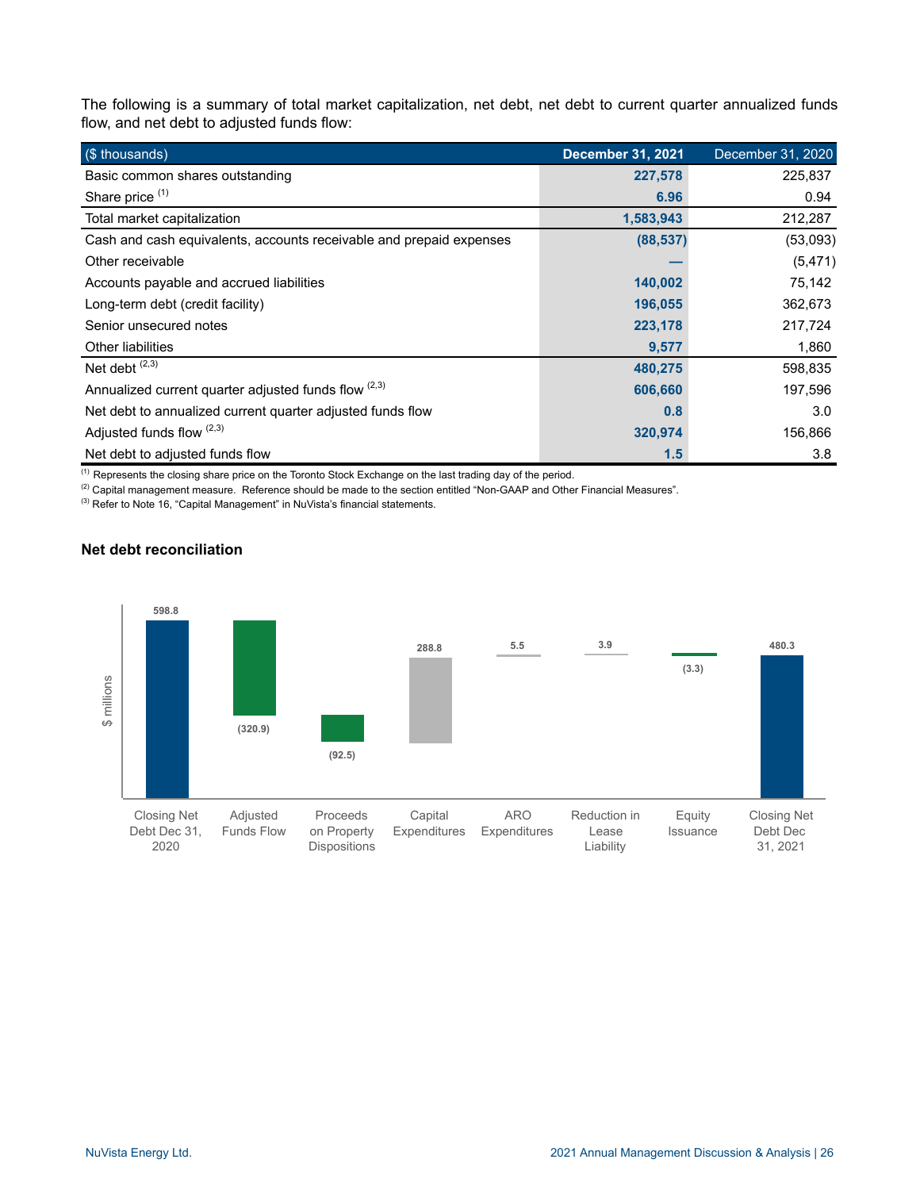The following is a summary of total market capitalization, net debt, net debt to current quarter annualized funds flow, and net debt to adjusted funds flow:

| ($ thousands) | December 31, 2021 | December 31, 2020 |
|---|---|---|
| Basic common shares outstanding | 227,578 | 225,837 |
| Share price [(1)] | 6.96 | 0.94 |
| Total market capitalization | 1,583,943 | 212,287 |
| Cash and cash equivalents, accounts receivable and prepaid expenses | (88,537) | (53,093) |
| Other receivable | — | (5,471) |
| Accounts payable and accrued liabilities | 140,002 | 75,142 |
| Long-term debt (credit facility) | 196,055 | 362,673 |
| Senior unsecured notes | 223,178 | 217,724 |
| Other liabilities | 9,577 | 1,860 |
| Net debt [(2,3)] | 480,275 | 598,835 |
| Annualized current quarter adjusted funds flow [(2,3)] | 606,660 | 197,596 |
| Net debt to annualized current quarter adjusted funds flow | 0.8 | 3.0 |
| Adjusted funds flow [(2,3)] | 320,974 | 156,866 |
| Net debt to adjusted funds flow | 1.5 | 3.8 |

(1) Represents the closing share price on the Toronto Stock Exchange on the last trading day of the period.

(2) Capital management measure. Reference should be made to the section entitled "Non-GAAP and Other Financial Measures".

(3) Refer to Note 16, "Capital Management" in NuVista's financial statements.

### Net debt reconciliation

| $ millions | |
|---|---|
| Closing Net Debt Dec 31, 2020 | 598.8 |
| Adjusted Funds Flow | (320.9) |
| Proceeds on Property Dispositions | (92.5) |
| Capital Expenditures | 288.8 |
| ARO Expenditures | 5.5 |
| Reduction in Lease Liability | 3.9 |
| Equity Issuance | (3.3) |
| Closing Net Debt Dec 31, 2021 | 480.3 |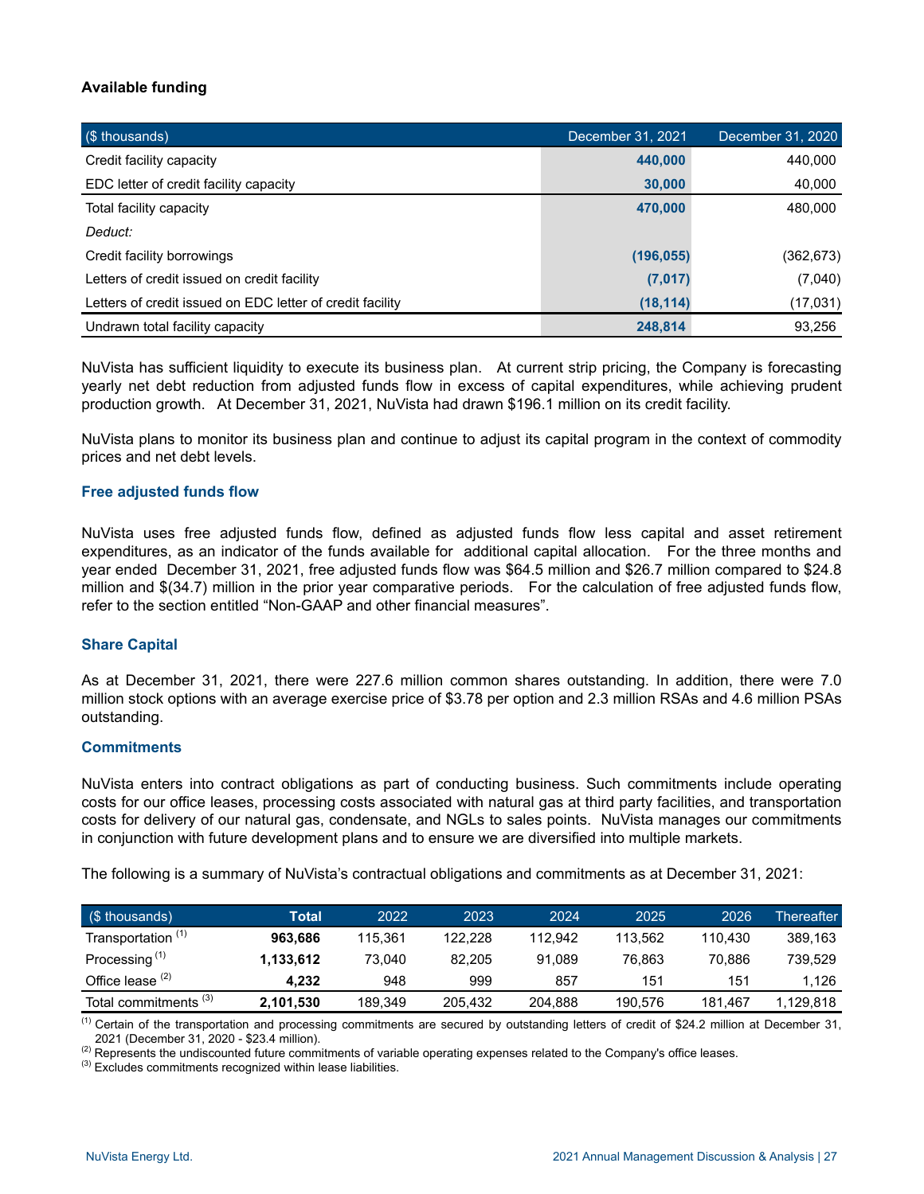**Available funding**

| ($ thousands) | December 31, 2021 | December 31, 2020 |
|---|---|---|
| Credit facility capacity | **440,000** | 440,000 |
| EDC letter of credit facility capacity | **30,000** | 40,000 |
| Total facility capacity | **470,000** | 480,000 |
| *Deduct:* | | |
| Credit facility borrowings | **(196,055)** | (362,673) |
| Letters of credit issued on credit facility | **(7,017)** | (7,040) |
| Letters of credit issued on EDC letter of credit facility | **(18,114)** | (17,031) |
| Undrawn total facility capacity | **248,814** | 93,256 |

NuVista has sufficient liquidity to execute its business plan. At current strip pricing, the Company is forecasting yearly net debt reduction from adjusted funds flow in excess of capital expenditures, while achieving prudent production growth. At December 31, 2021, NuVista had drawn $196.1 million on its credit facility.

NuVista plans to monitor its business plan and continue to adjust its capital program in the context of commodity prices and net debt levels.

### Free adjusted funds flow

NuVista uses free adjusted funds flow, defined as adjusted funds flow less capital and asset retirement expenditures, as an indicator of the funds available for additional capital allocation. For the three months and year ended December 31, 2021, free adjusted funds flow was $64.5 million and $26.7 million compared to $24.8 million and $(34.7) million in the prior year comparative periods. For the calculation of free adjusted funds flow, refer to the section entitled "Non-GAAP and other financial measures".

### Share Capital

As at December 31, 2021, there were 227.6 million common shares outstanding. In addition, there were 7.0 million stock options with an average exercise price of $3.78 per option and 2.3 million RSAs and 4.6 million PSAs outstanding.

### Commitments

NuVista enters into contract obligations as part of conducting business. Such commitments include operating costs for our office leases, processing costs associated with natural gas at third party facilities, and transportation costs for delivery of our natural gas, condensate, and NGLs to sales points. NuVista manages our commitments in conjunction with future development plans and to ensure we are diversified into multiple markets.

The following is a summary of NuVista's contractual obligations and commitments as at December 31, 2021:

| ($ thousands) | Total | 2022 | 2023 | 2024 | 2025 | 2026 | Thereafter |
|---|---|---|---|---|---|---|---|
| Transportation [(1)] | **963,686** | 115,361 | 122,228 | 112,942 | 113,562 | 110,430 | 389,163 |
| Processing [(1)] | **1,133,612** | 73,040 | 82,205 | 91,089 | 76,863 | 70,886 | 739,529 |
| Office lease [(2)] | **4,232** | 948 | 999 | 857 | 151 | 151 | 1,126 |
| Total commitments [(3)] | **2,101,530** | 189,349 | 205,432 | 204,888 | 190,576 | 181,467 | 1,129,818 |

[(1)] Certain of the transportation and processing commitments are secured by outstanding letters of credit of $24.2 million at December 31, 2021 (December 31, 2020 - $23.4 million).
[(2)] Represents the undiscounted future commitments of variable operating expenses related to the Company's office leases.
[(3)] Excludes commitments recognized within lease liabilities.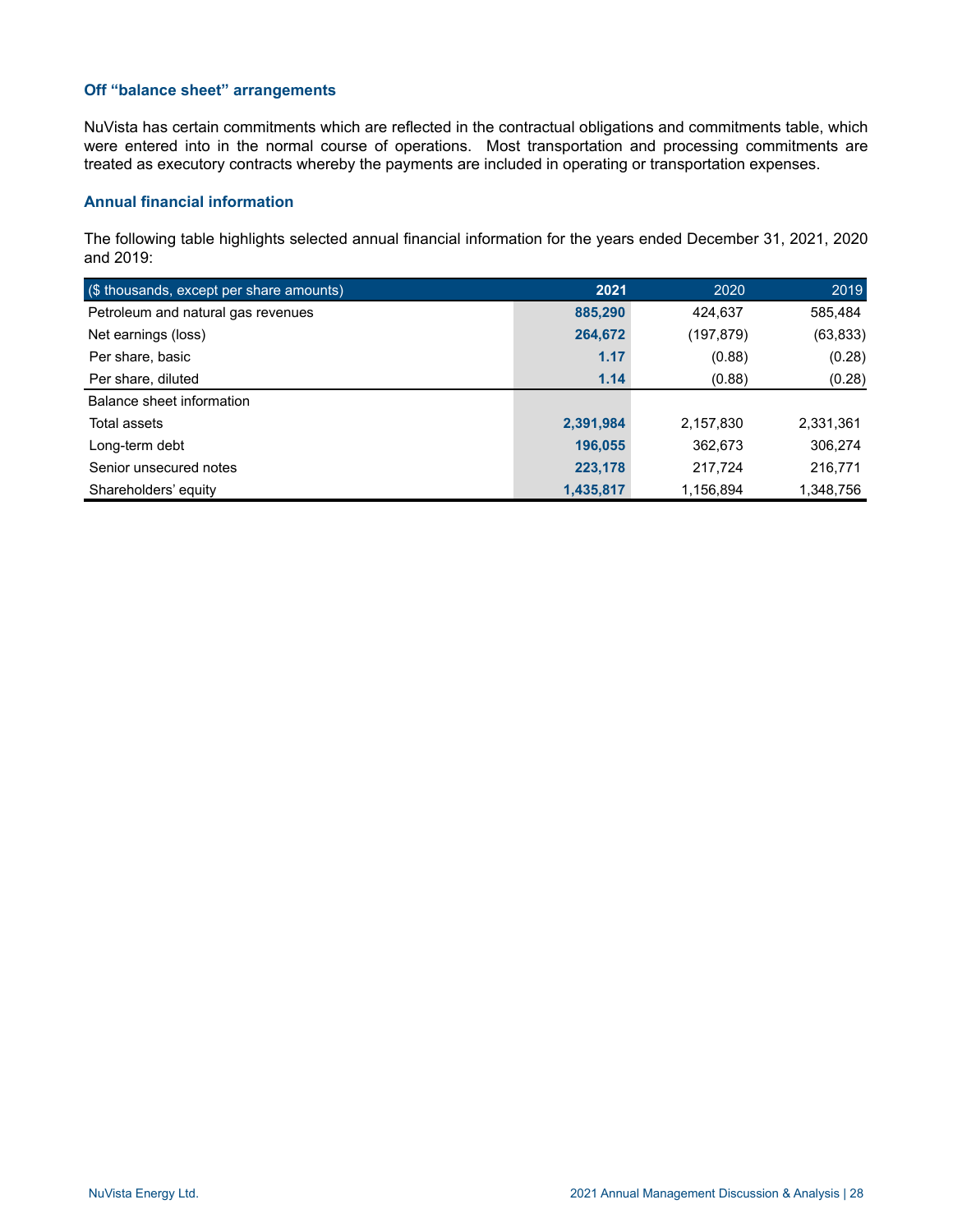### Off "balance sheet" arrangements

NuVista has certain commitments which are reflected in the contractual obligations and commitments table, which were entered into in the normal course of operations. Most transportation and processing commitments are treated as executory contracts whereby the payments are included in operating or transportation expenses.

### Annual financial information

The following table highlights selected annual financial information for the years ended December 31, 2021, 2020 and 2019:

| ($ thousands, except per share amounts) | 2021 | 2020 | 2019 |
|---|---|---|---|
| Petroleum and natural gas revenues | 885,290 | 424,637 | 585,484 |
| Net earnings (loss) | 264,672 | (197,879) | (63,833) |
| Per share, basic | 1.17 | (0.88) | (0.28) |
| Per share, diluted | 1.14 | (0.88) | (0.28) |
| Balance sheet information | | | |
| Total assets | 2,391,984 | 2,157,830 | 2,331,361 |
| Long-term debt | 196,055 | 362,673 | 306,274 |
| Senior unsecured notes | 223,178 | 217,724 | 216,771 |
| Shareholders' equity | 1,435,817 | 1,156,894 | 1,348,756 |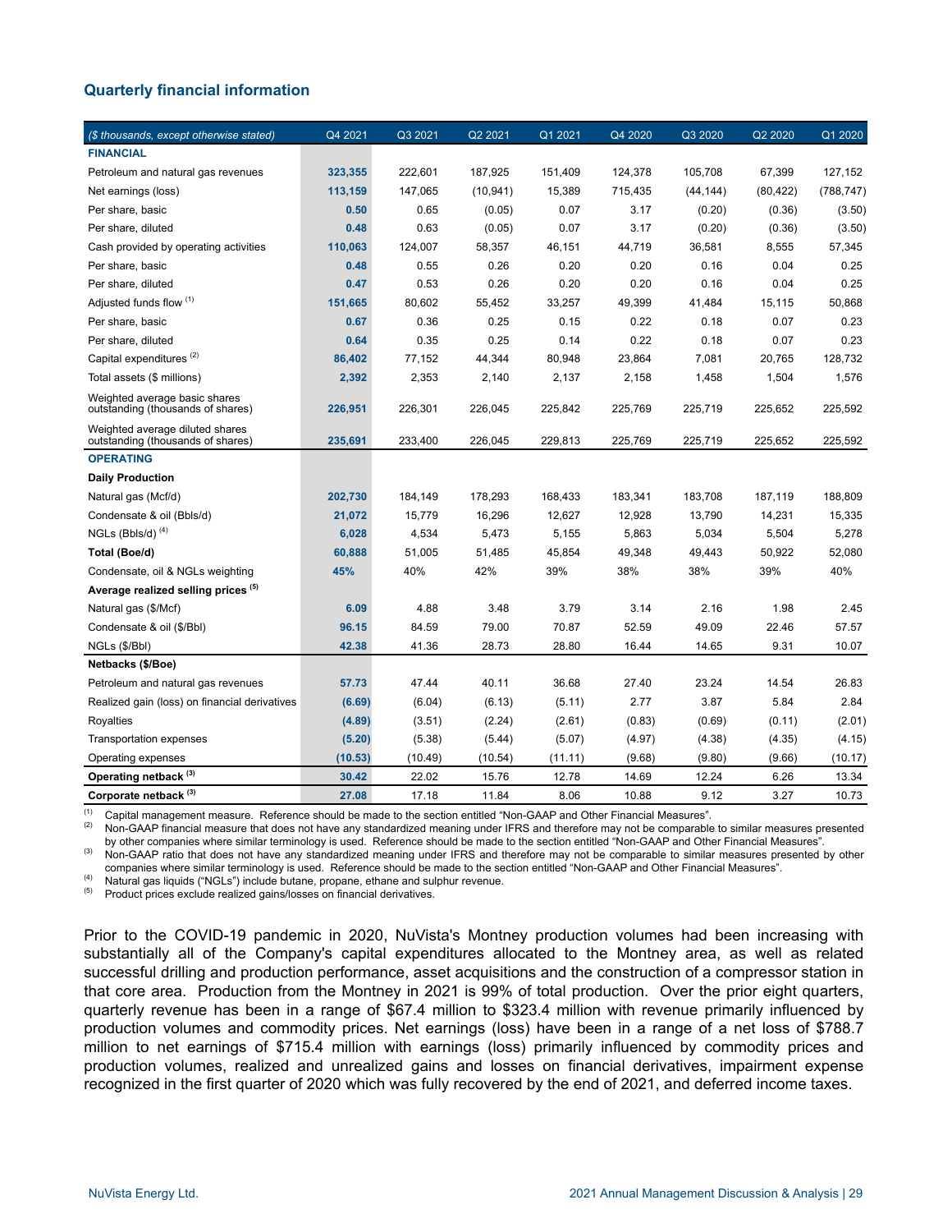## Quarterly financial information

| ($ thousands, except otherwise stated) | Q4 2021 | Q3 2021 | Q2 2021 | Q1 2021 | Q4 2020 | Q3 2020 | Q2 2020 | Q1 2020 |
|---|---|---|---|---|---|---|---|---|
| **FINANCIAL** | | | | | | | | |
| Petroleum and natural gas revenues | **323,355** | 222,601 | 187,925 | 151,409 | 124,378 | 105,708 | 67,399 | 127,152 |
| Net earnings (loss) | **113,159** | 147,065 | (10,941) | 15,389 | 715,435 | (44,144) | (80,422) | (788,747) |
| Per share, basic | **0.50** | 0.65 | (0.05) | 0.07 | 3.17 | (0.20) | (0.36) | (3.50) |
| Per share, diluted | **0.48** | 0.63 | (0.05) | 0.07 | 3.17 | (0.20) | (0.36) | (3.50) |
| Cash provided by operating activities | **110,063** | 124,007 | 58,357 | 46,151 | 44,719 | 36,581 | 8,555 | 57,345 |
| Per share, basic | **0.48** | 0.55 | 0.26 | 0.20 | 0.20 | 0.16 | 0.04 | 0.25 |
| Per share, diluted | **0.47** | 0.53 | 0.26 | 0.20 | 0.20 | 0.16 | 0.04 | 0.25 |
| Adjusted funds flow (1) | **151,665** | 80,602 | 55,452 | 33,257 | 49,399 | 41,484 | 15,115 | 50,868 |
| Per share, basic | **0.67** | 0.36 | 0.25 | 0.15 | 0.22 | 0.18 | 0.07 | 0.23 |
| Per share, diluted | **0.64** | 0.35 | 0.25 | 0.14 | 0.22 | 0.18 | 0.07 | 0.23 |
| Capital expenditures (2) | **86,402** | 77,152 | 44,344 | 80,948 | 23,864 | 7,081 | 20,765 | 128,732 |
| Total assets ($ millions) | **2,392** | 2,353 | 2,140 | 2,137 | 2,158 | 1,458 | 1,504 | 1,576 |
| Weighted average basic shares outstanding (thousands of shares) | **226,951** | 226,301 | 226,045 | 225,842 | 225,769 | 225,719 | 225,652 | 225,592 |
| Weighted average diluted shares outstanding (thousands of shares) | **235,691** | 233,400 | 226,045 | 229,813 | 225,769 | 225,719 | 225,652 | 225,592 |
| **OPERATING** | | | | | | | | |
| **Daily Production** | | | | | | | | |
| Natural gas (Mcf/d) | **202,730** | 184,149 | 178,293 | 168,433 | 183,341 | 183,708 | 187,119 | 188,809 |
| Condensate & oil (Bbls/d) | **21,072** | 15,779 | 16,296 | 12,627 | 12,928 | 13,790 | 14,231 | 15,335 |
| NGLs (Bbls/d) (4) | **6,028** | 4,534 | 5,473 | 5,155 | 5,863 | 5,034 | 5,504 | 5,278 |
| **Total (Boe/d)** | **60,888** | 51,005 | 51,485 | 45,854 | 49,348 | 49,443 | 50,922 | 52,080 |
| Condensate, oil & NGLs weighting | **45%** | 40% | 42% | 39% | 38% | 38% | 39% | 40% |
| **Average realized selling prices (5)** | | | | | | | | |
| Natural gas ($/Mcf) | **6.09** | 4.88 | 3.48 | 3.79 | 3.14 | 2.16 | 1.98 | 2.45 |
| Condensate & oil ($/Bbl) | **96.15** | 84.59 | 79.00 | 70.87 | 52.59 | 49.09 | 22.46 | 57.57 |
| NGLs ($/Bbl) | **42.38** | 41.36 | 28.73 | 28.80 | 16.44 | 14.65 | 9.31 | 10.07 |
| **Netbacks ($/Boe)** | | | | | | | | |
| Petroleum and natural gas revenues | **57.73** | 47.44 | 40.11 | 36.68 | 27.40 | 23.24 | 14.54 | 26.83 |
| Realized gain (loss) on financial derivatives | **(6.69)** | (6.04) | (6.13) | (5.11) | 2.77 | 3.87 | 5.84 | 2.84 |
| Royalties | **(4.89)** | (3.51) | (2.24) | (2.61) | (0.83) | (0.69) | (0.11) | (2.01) |
| Transportation expenses | **(5.20)** | (5.38) | (5.44) | (5.07) | (4.97) | (4.38) | (4.35) | (4.15) |
| Operating expenses | **(10.53)** | (10.49) | (10.54) | (11.11) | (9.68) | (9.80) | (9.66) | (10.17) |
| **Operating netback (3)** | **30.42** | 22.02 | 15.76 | 12.78 | 14.69 | 12.24 | 6.26 | 13.34 |
| **Corporate netback (3)** | **27.08** | 17.18 | 11.84 | 8.06 | 10.88 | 9.12 | 3.27 | 10.73 |

(1) Capital management measure. Reference should be made to the section entitled "Non-GAAP and Other Financial Measures".
(2) Non-GAAP financial measure that does not have any standardized meaning under IFRS and therefore may not be comparable to similar measures presented by other companies where similar terminology is used. Reference should be made to the section entitled "Non-GAAP and Other Financial Measures".
(3) Non-GAAP ratio that does not have any standardized meaning under IFRS and therefore may not be comparable to similar measures presented by other companies where similar terminology is used. Reference should be made to the section entitled "Non-GAAP and Other Financial Measures".
(4) Natural gas liquids ("NGLs") include butane, propane, ethane and sulphur revenue.
(5) Product prices exclude realized gains/losses on financial derivatives.

Prior to the COVID-19 pandemic in 2020, NuVista's Montney production volumes had been increasing with substantially all of the Company's capital expenditures allocated to the Montney area, as well as related successful drilling and production performance, asset acquisitions and the construction of a compressor station in that core area. Production from the Montney in 2021 is 99% of total production. Over the prior eight quarters, quarterly revenue has been in a range of $67.4 million to $323.4 million with revenue primarily influenced by production volumes and commodity prices. Net earnings (loss) have been in a range of a net loss of $788.7 million to net earnings of $715.4 million with earnings (loss) primarily influenced by commodity prices and production volumes, realized and unrealized gains and losses on financial derivatives, impairment expense recognized in the first quarter of 2020 which was fully recovered by the end of 2021, and deferred income taxes.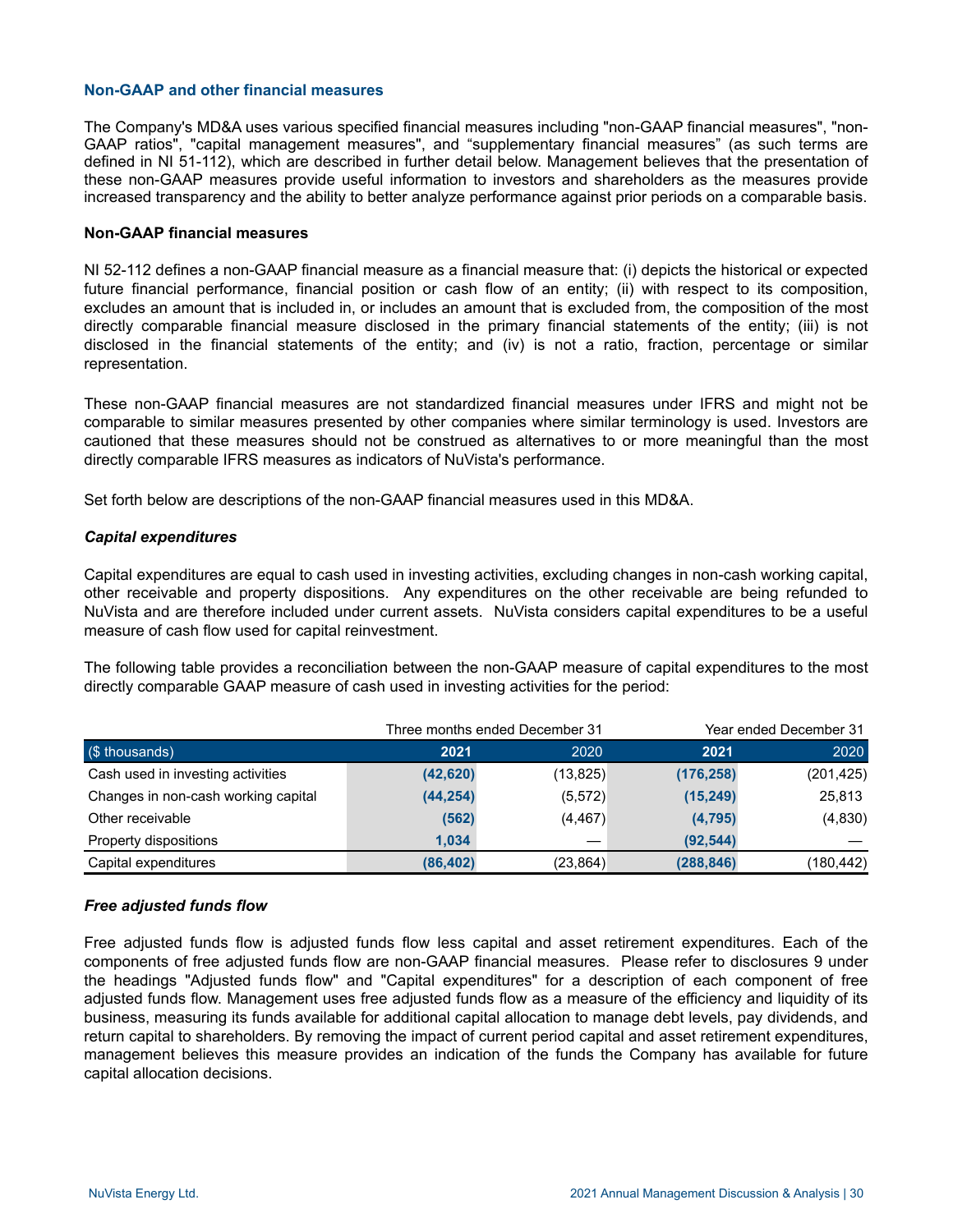### Non-GAAP and other financial measures

The Company's MD&A uses various specified financial measures including "non-GAAP financial measures", "non-GAAP ratios", "capital management measures", and “supplementary financial measures” (as such terms are defined in NI 51-112), which are described in further detail below. Management believes that the presentation of these non-GAAP measures provide useful information to investors and shareholders as the measures provide increased transparency and the ability to better analyze performance against prior periods on a comparable basis.

#### Non-GAAP financial measures

NI 52-112 defines a non-GAAP financial measure as a financial measure that: (i) depicts the historical or expected future financial performance, financial position or cash flow of an entity; (ii) with respect to its composition, excludes an amount that is included in, or includes an amount that is excluded from, the composition of the most directly comparable financial measure disclosed in the primary financial statements of the entity; (iii) is not disclosed in the financial statements of the entity; and (iv) is not a ratio, fraction, percentage or similar representation.

These non-GAAP financial measures are not standardized financial measures under IFRS and might not be comparable to similar measures presented by other companies where similar terminology is used. Investors are cautioned that these measures should not be construed as alternatives to or more meaningful than the most directly comparable IFRS measures as indicators of NuVista's performance.

Set forth below are descriptions of the non-GAAP financial measures used in this MD&A.

***Capital expenditures***

Capital expenditures are equal to cash used in investing activities, excluding changes in non-cash working capital, other receivable and property dispositions. Any expenditures on the other receivable are being refunded to NuVista and are therefore included under current assets. NuVista considers capital expenditures to be a useful measure of cash flow used for capital reinvestment.

The following table provides a reconciliation between the non-GAAP measure of capital expenditures to the most directly comparable GAAP measure of cash used in investing activities for the period:

| | Three months ended December 31 | | Year ended December 31 | |
|---|---|---|---|---|
| ($ thousands) | **2021** | 2020 | **2021** | 2020 |
| Cash used in investing activities | **(42,620)** | (13,825) | **(176,258)** | (201,425) |
| Changes in non-cash working capital | **(44,254)** | (5,572) | **(15,249)** | 25,813 |
| Other receivable | **(562)** | (4,467) | **(4,795)** | (4,830) |
| Property dispositions | **1,034** | — | **(92,544)** | — |
| Capital expenditures | **(86,402)** | (23,864) | **(288,846)** | (180,442) |

***Free adjusted funds flow***

Free adjusted funds flow is adjusted funds flow less capital and asset retirement expenditures. Each of the components of free adjusted funds flow are non-GAAP financial measures. Please refer to disclosures 9 under the headings "Adjusted funds flow" and "Capital expenditures" for a description of each component of free adjusted funds flow. Management uses free adjusted funds flow as a measure of the efficiency and liquidity of its business, measuring its funds available for additional capital allocation to manage debt levels, pay dividends, and return capital to shareholders. By removing the impact of current period capital and asset retirement expenditures, management believes this measure provides an indication of the funds the Company has available for future capital allocation decisions.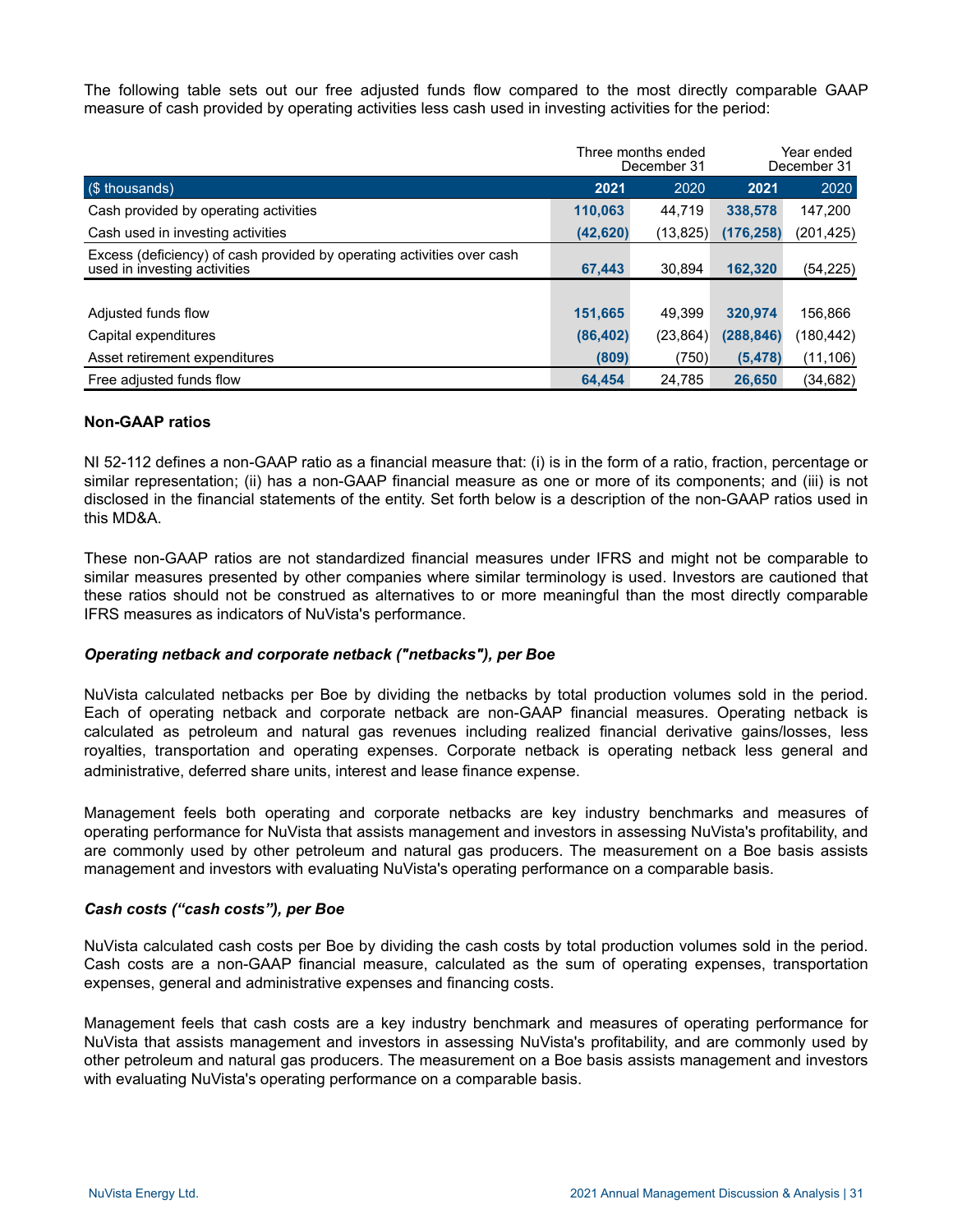The following table sets out our free adjusted funds flow compared to the most directly comparable GAAP measure of cash provided by operating activities less cash used in investing activities for the period:

| | Three months ended December 31 | | Year ended December 31 | |
|---|---|---|---|---|
| ($ thousands) | **2021** | 2020 | **2021** | 2020 |
| Cash provided by operating activities | **110,063** | 44,719 | **338,578** | 147,200 |
| Cash used in investing activities | **(42,620)** | (13,825) | **(176,258)** | (201,425) |
| Excess (deficiency) of cash provided by operating activities over cash used in investing activities | **67,443** | 30,894 | **162,320** | (54,225) |
| | | | | |
| Adjusted funds flow | **151,665** | 49,399 | **320,974** | 156,866 |
| Capital expenditures | **(86,402)** | (23,864) | **(288,846)** | (180,442) |
| Asset retirement expenditures | **(809)** | (750) | **(5,478)** | (11,106) |
| Free adjusted funds flow | **64,454** | 24,785 | **26,650** | (34,682) |

**Non-GAAP ratios**

NI 52-112 defines a non-GAAP ratio as a financial measure that: (i) is in the form of a ratio, fraction, percentage or similar representation; (ii) has a non-GAAP financial measure as one or more of its components; and (iii) is not disclosed in the financial statements of the entity. Set forth below is a description of the non-GAAP ratios used in this MD&A.

These non-GAAP ratios are not standardized financial measures under IFRS and might not be comparable to similar measures presented by other companies where similar terminology is used. Investors are cautioned that these ratios should not be construed as alternatives to or more meaningful than the most directly comparable IFRS measures as indicators of NuVista's performance.

***Operating netback and corporate netback ("netbacks"), per Boe***

NuVista calculated netbacks per Boe by dividing the netbacks by total production volumes sold in the period. Each of operating netback and corporate netback are non-GAAP financial measures. Operating netback is calculated as petroleum and natural gas revenues including realized financial derivative gains/losses, less royalties, transportation and operating expenses. Corporate netback is operating netback less general and administrative, deferred share units, interest and lease finance expense.

Management feels both operating and corporate netbacks are key industry benchmarks and measures of operating performance for NuVista that assists management and investors in assessing NuVista's profitability, and are commonly used by other petroleum and natural gas producers. The measurement on a Boe basis assists management and investors with evaluating NuVista's operating performance on a comparable basis.

***Cash costs ("cash costs"), per Boe***

NuVista calculated cash costs per Boe by dividing the cash costs by total production volumes sold in the period. Cash costs are a non-GAAP financial measure, calculated as the sum of operating expenses, transportation expenses, general and administrative expenses and financing costs.

Management feels that cash costs are a key industry benchmark and measures of operating performance for NuVista that assists management and investors in assessing NuVista's profitability, and are commonly used by other petroleum and natural gas producers. The measurement on a Boe basis assists management and investors with evaluating NuVista's operating performance on a comparable basis.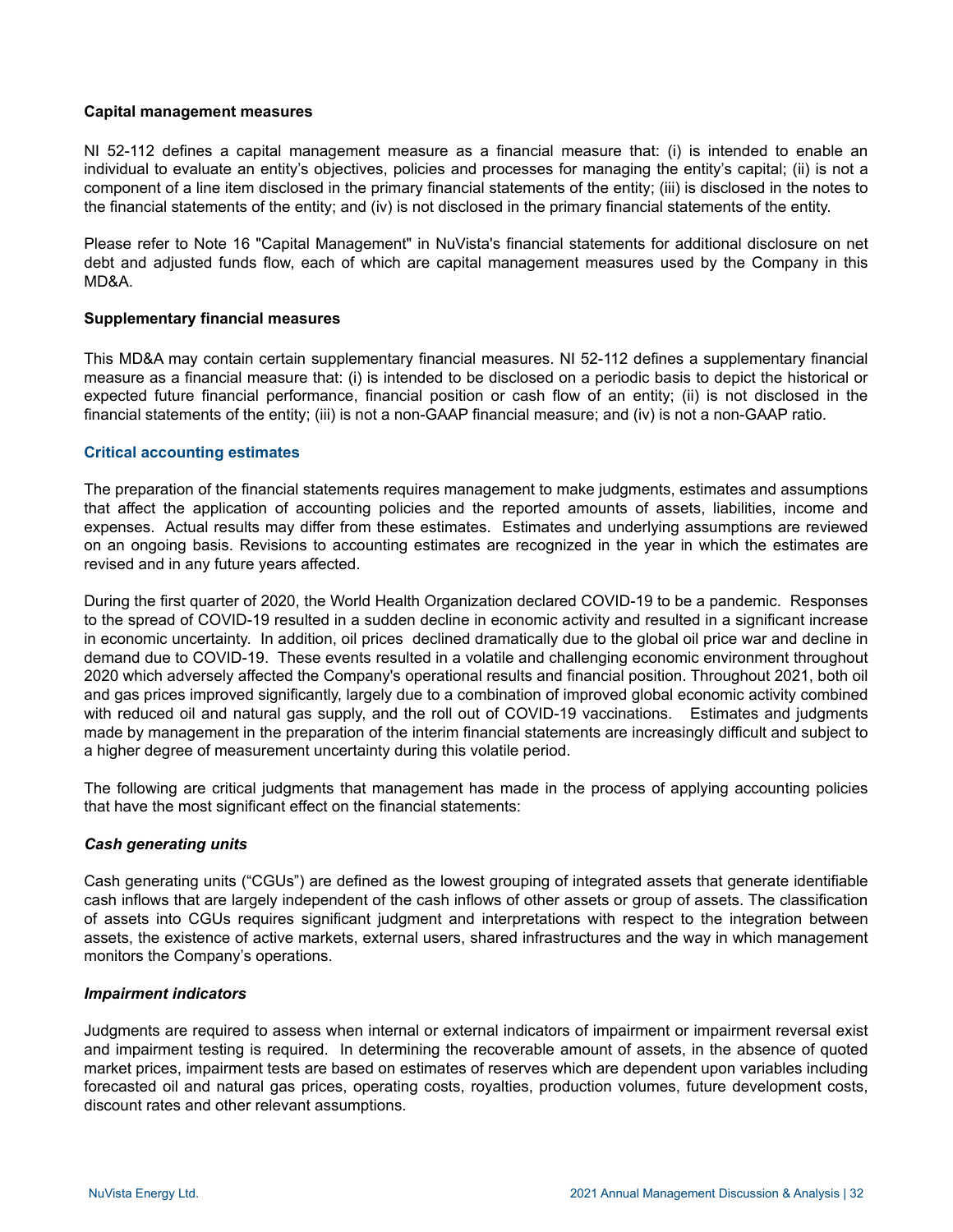**Capital management measures**

NI 52-112 defines a capital management measure as a financial measure that: (i) is intended to enable an individual to evaluate an entity's objectives, policies and processes for managing the entity's capital; (ii) is not a component of a line item disclosed in the primary financial statements of the entity; (iii) is disclosed in the notes to the financial statements of the entity; and (iv) is not disclosed in the primary financial statements of the entity.

Please refer to Note 16 "Capital Management" in NuVista's financial statements for additional disclosure on net debt and adjusted funds flow, each of which are capital management measures used by the Company in this MD&A.

**Supplementary financial measures**

This MD&A may contain certain supplementary financial measures. NI 52-112 defines a supplementary financial measure as a financial measure that: (i) is intended to be disclosed on a periodic basis to depict the historical or expected future financial performance, financial position or cash flow of an entity; (ii) is not disclosed in the financial statements of the entity; (iii) is not a non-GAAP financial measure; and (iv) is not a non-GAAP ratio.

## Critical accounting estimates

The preparation of the financial statements requires management to make judgments, estimates and assumptions that affect the application of accounting policies and the reported amounts of assets, liabilities, income and expenses. Actual results may differ from these estimates. Estimates and underlying assumptions are reviewed on an ongoing basis. Revisions to accounting estimates are recognized in the year in which the estimates are revised and in any future years affected.

During the first quarter of 2020, the World Health Organization declared COVID-19 to be a pandemic. Responses to the spread of COVID-19 resulted in a sudden decline in economic activity and resulted in a significant increase in economic uncertainty. In addition, oil prices declined dramatically due to the global oil price war and decline in demand due to COVID-19. These events resulted in a volatile and challenging economic environment throughout 2020 which adversely affected the Company's operational results and financial position. Throughout 2021, both oil and gas prices improved significantly, largely due to a combination of improved global economic activity combined with reduced oil and natural gas supply, and the roll out of COVID-19 vaccinations. Estimates and judgments made by management in the preparation of the interim financial statements are increasingly difficult and subject to a higher degree of measurement uncertainty during this volatile period.

The following are critical judgments that management has made in the process of applying accounting policies that have the most significant effect on the financial statements:

***Cash generating units***

Cash generating units ("CGUs") are defined as the lowest grouping of integrated assets that generate identifiable cash inflows that are largely independent of the cash inflows of other assets or group of assets. The classification of assets into CGUs requires significant judgment and interpretations with respect to the integration between assets, the existence of active markets, external users, shared infrastructures and the way in which management monitors the Company's operations.

***Impairment indicators***

Judgments are required to assess when internal or external indicators of impairment or impairment reversal exist and impairment testing is required. In determining the recoverable amount of assets, in the absence of quoted market prices, impairment tests are based on estimates of reserves which are dependent upon variables including forecasted oil and natural gas prices, operating costs, royalties, production volumes, future development costs, discount rates and other relevant assumptions.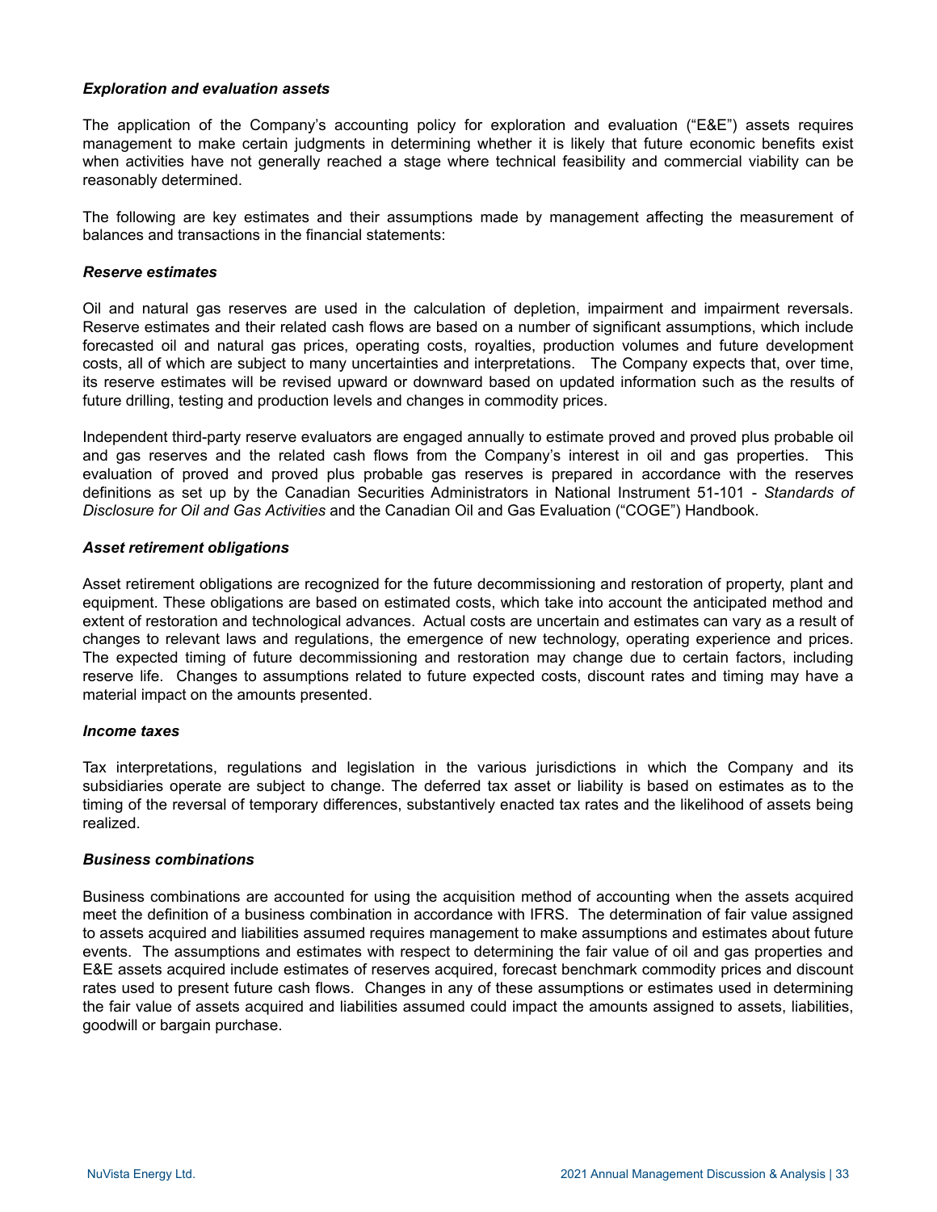***Exploration and evaluation assets***

The application of the Company's accounting policy for exploration and evaluation ("E&E") assets requires management to make certain judgments in determining whether it is likely that future economic benefits exist when activities have not generally reached a stage where technical feasibility and commercial viability can be reasonably determined.

The following are key estimates and their assumptions made by management affecting the measurement of balances and transactions in the financial statements:

***Reserve estimates***

Oil and natural gas reserves are used in the calculation of depletion, impairment and impairment reversals. Reserve estimates and their related cash flows are based on a number of significant assumptions, which include forecasted oil and natural gas prices, operating costs, royalties, production volumes and future development costs, all of which are subject to many uncertainties and interpretations. The Company expects that, over time, its reserve estimates will be revised upward or downward based on updated information such as the results of future drilling, testing and production levels and changes in commodity prices.

Independent third-party reserve evaluators are engaged annually to estimate proved and proved plus probable oil and gas reserves and the related cash flows from the Company's interest in oil and gas properties. This evaluation of proved and proved plus probable gas reserves is prepared in accordance with the reserves definitions as set up by the Canadian Securities Administrators in National Instrument 51-101 - *Standards of Disclosure for Oil and Gas Activities* and the Canadian Oil and Gas Evaluation ("COGE") Handbook.

***Asset retirement obligations***

Asset retirement obligations are recognized for the future decommissioning and restoration of property, plant and equipment. These obligations are based on estimated costs, which take into account the anticipated method and extent of restoration and technological advances. Actual costs are uncertain and estimates can vary as a result of changes to relevant laws and regulations, the emergence of new technology, operating experience and prices. The expected timing of future decommissioning and restoration may change due to certain factors, including reserve life. Changes to assumptions related to future expected costs, discount rates and timing may have a material impact on the amounts presented.

***Income taxes***

Tax interpretations, regulations and legislation in the various jurisdictions in which the Company and its subsidiaries operate are subject to change. The deferred tax asset or liability is based on estimates as to the timing of the reversal of temporary differences, substantively enacted tax rates and the likelihood of assets being realized.

***Business combinations***

Business combinations are accounted for using the acquisition method of accounting when the assets acquired meet the definition of a business combination in accordance with IFRS. The determination of fair value assigned to assets acquired and liabilities assumed requires management to make assumptions and estimates about future events. The assumptions and estimates with respect to determining the fair value of oil and gas properties and E&E assets acquired include estimates of reserves acquired, forecast benchmark commodity prices and discount rates used to present future cash flows. Changes in any of these assumptions or estimates used in determining the fair value of assets acquired and liabilities assumed could impact the amounts assigned to assets, liabilities, goodwill or bargain purchase.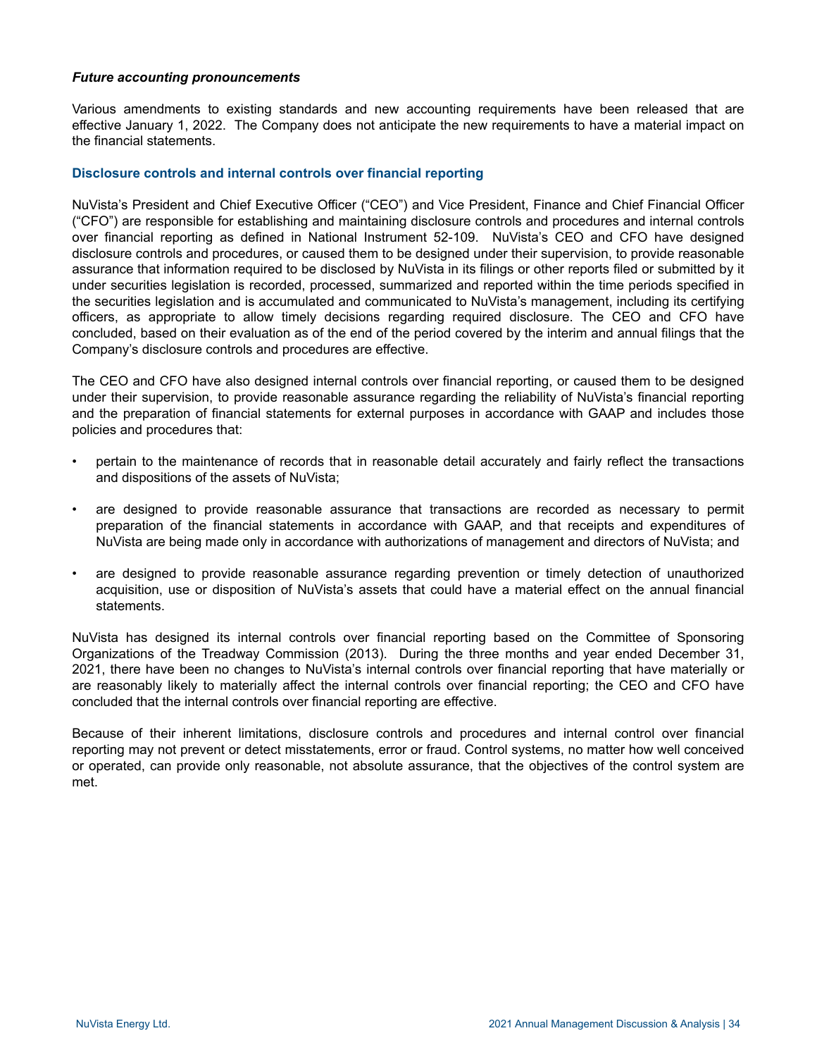### *Future accounting pronouncements*

Various amendments to existing standards and new accounting requirements have been released that are effective January 1, 2022. The Company does not anticipate the new requirements to have a material impact on the financial statements.

## Disclosure controls and internal controls over financial reporting

NuVista's President and Chief Executive Officer ("CEO") and Vice President, Finance and Chief Financial Officer ("CFO") are responsible for establishing and maintaining disclosure controls and procedures and internal controls over financial reporting as defined in National Instrument 52-109. NuVista's CEO and CFO have designed disclosure controls and procedures, or caused them to be designed under their supervision, to provide reasonable assurance that information required to be disclosed by NuVista in its filings or other reports filed or submitted by it under securities legislation is recorded, processed, summarized and reported within the time periods specified in the securities legislation and is accumulated and communicated to NuVista's management, including its certifying officers, as appropriate to allow timely decisions regarding required disclosure. The CEO and CFO have concluded, based on their evaluation as of the end of the period covered by the interim and annual filings that the Company's disclosure controls and procedures are effective.

The CEO and CFO have also designed internal controls over financial reporting, or caused them to be designed under their supervision, to provide reasonable assurance regarding the reliability of NuVista's financial reporting and the preparation of financial statements for external purposes in accordance with GAAP and includes those policies and procedures that:

- pertain to the maintenance of records that in reasonable detail accurately and fairly reflect the transactions and dispositions of the assets of NuVista;
- are designed to provide reasonable assurance that transactions are recorded as necessary to permit preparation of the financial statements in accordance with GAAP, and that receipts and expenditures of NuVista are being made only in accordance with authorizations of management and directors of NuVista; and
- are designed to provide reasonable assurance regarding prevention or timely detection of unauthorized acquisition, use or disposition of NuVista's assets that could have a material effect on the annual financial statements.

NuVista has designed its internal controls over financial reporting based on the Committee of Sponsoring Organizations of the Treadway Commission (2013). During the three months and year ended December 31, 2021, there have been no changes to NuVista's internal controls over financial reporting that have materially or are reasonably likely to materially affect the internal controls over financial reporting; the CEO and CFO have concluded that the internal controls over financial reporting are effective.

Because of their inherent limitations, disclosure controls and procedures and internal control over financial reporting may not prevent or detect misstatements, error or fraud. Control systems, no matter how well conceived or operated, can provide only reasonable, not absolute assurance, that the objectives of the control system are met.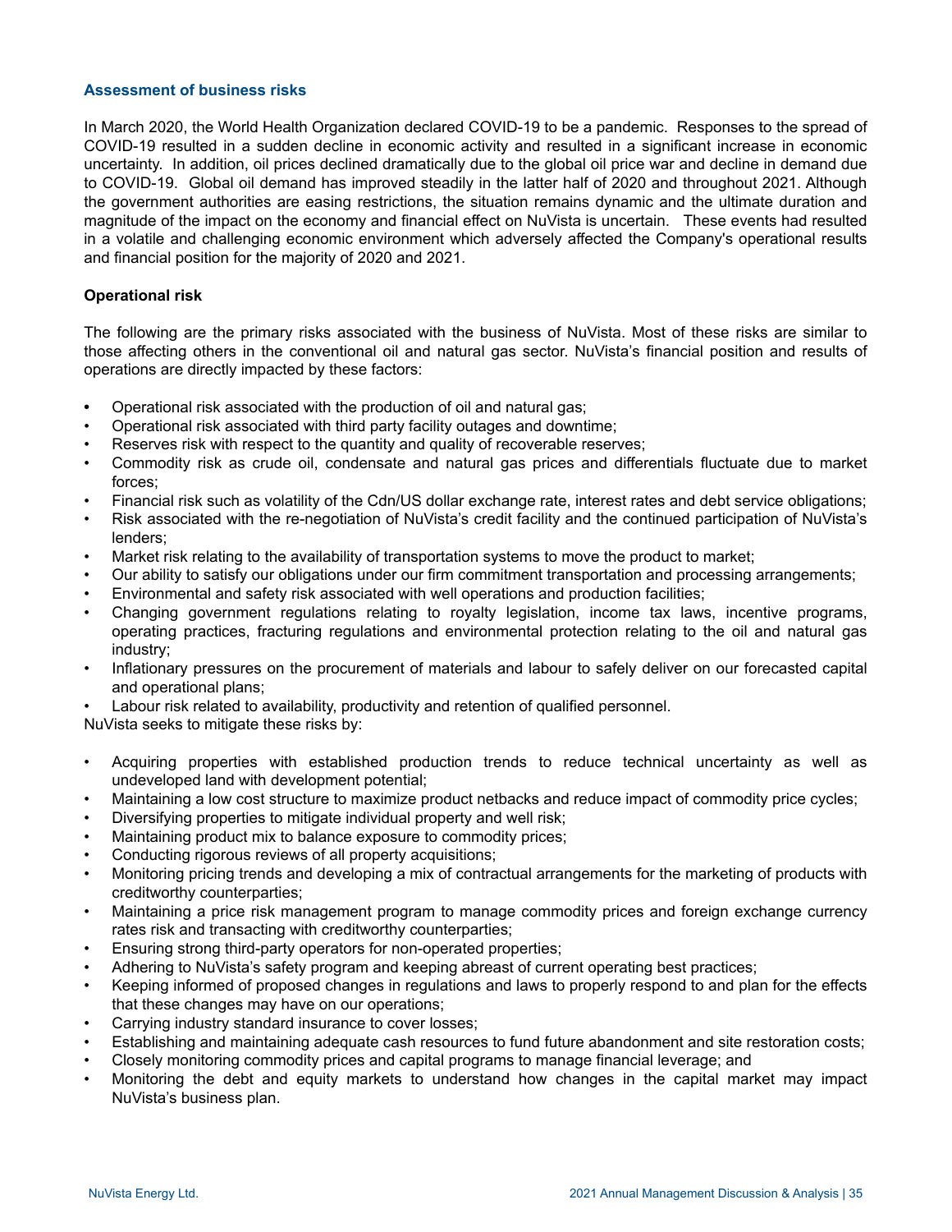## Assessment of business risks

In March 2020, the World Health Organization declared COVID-19 to be a pandemic. Responses to the spread of COVID-19 resulted in a sudden decline in economic activity and resulted in a significant increase in economic uncertainty. In addition, oil prices declined dramatically due to the global oil price war and decline in demand due to COVID-19. Global oil demand has improved steadily in the latter half of 2020 and throughout 2021. Although the government authorities are easing restrictions, the situation remains dynamic and the ultimate duration and magnitude of the impact on the economy and financial effect on NuVista is uncertain. These events had resulted in a volatile and challenging economic environment which adversely affected the Company's operational results and financial position for the majority of 2020 and 2021.

### Operational risk

The following are the primary risks associated with the business of NuVista. Most of these risks are similar to those affecting others in the conventional oil and natural gas sector. NuVista's financial position and results of operations are directly impacted by these factors:

- Operational risk associated with the production of oil and natural gas;
- Operational risk associated with third party facility outages and downtime;
- Reserves risk with respect to the quantity and quality of recoverable reserves;
- Commodity risk as crude oil, condensate and natural gas prices and differentials fluctuate due to market forces;
- Financial risk such as volatility of the Cdn/US dollar exchange rate, interest rates and debt service obligations;
- Risk associated with the re-negotiation of NuVista's credit facility and the continued participation of NuVista's lenders;
- Market risk relating to the availability of transportation systems to move the product to market;
- Our ability to satisfy our obligations under our firm commitment transportation and processing arrangements;
- Environmental and safety risk associated with well operations and production facilities;
- Changing government regulations relating to royalty legislation, income tax laws, incentive programs, operating practices, fracturing regulations and environmental protection relating to the oil and natural gas industry;
- Inflationary pressures on the procurement of materials and labour to safely deliver on our forecasted capital and operational plans;
- Labour risk related to availability, productivity and retention of qualified personnel.

NuVista seeks to mitigate these risks by:

- Acquiring properties with established production trends to reduce technical uncertainty as well as undeveloped land with development potential;
- Maintaining a low cost structure to maximize product netbacks and reduce impact of commodity price cycles;
- Diversifying properties to mitigate individual property and well risk;
- Maintaining product mix to balance exposure to commodity prices;
- Conducting rigorous reviews of all property acquisitions;
- Monitoring pricing trends and developing a mix of contractual arrangements for the marketing of products with creditworthy counterparties;
- Maintaining a price risk management program to manage commodity prices and foreign exchange currency rates risk and transacting with creditworthy counterparties;
- Ensuring strong third-party operators for non-operated properties;
- Adhering to NuVista's safety program and keeping abreast of current operating best practices;
- Keeping informed of proposed changes in regulations and laws to properly respond to and plan for the effects that these changes may have on our operations;
- Carrying industry standard insurance to cover losses;
- Establishing and maintaining adequate cash resources to fund future abandonment and site restoration costs;
- Closely monitoring commodity prices and capital programs to manage financial leverage; and
- Monitoring the debt and equity markets to understand how changes in the capital market may impact NuVista's business plan.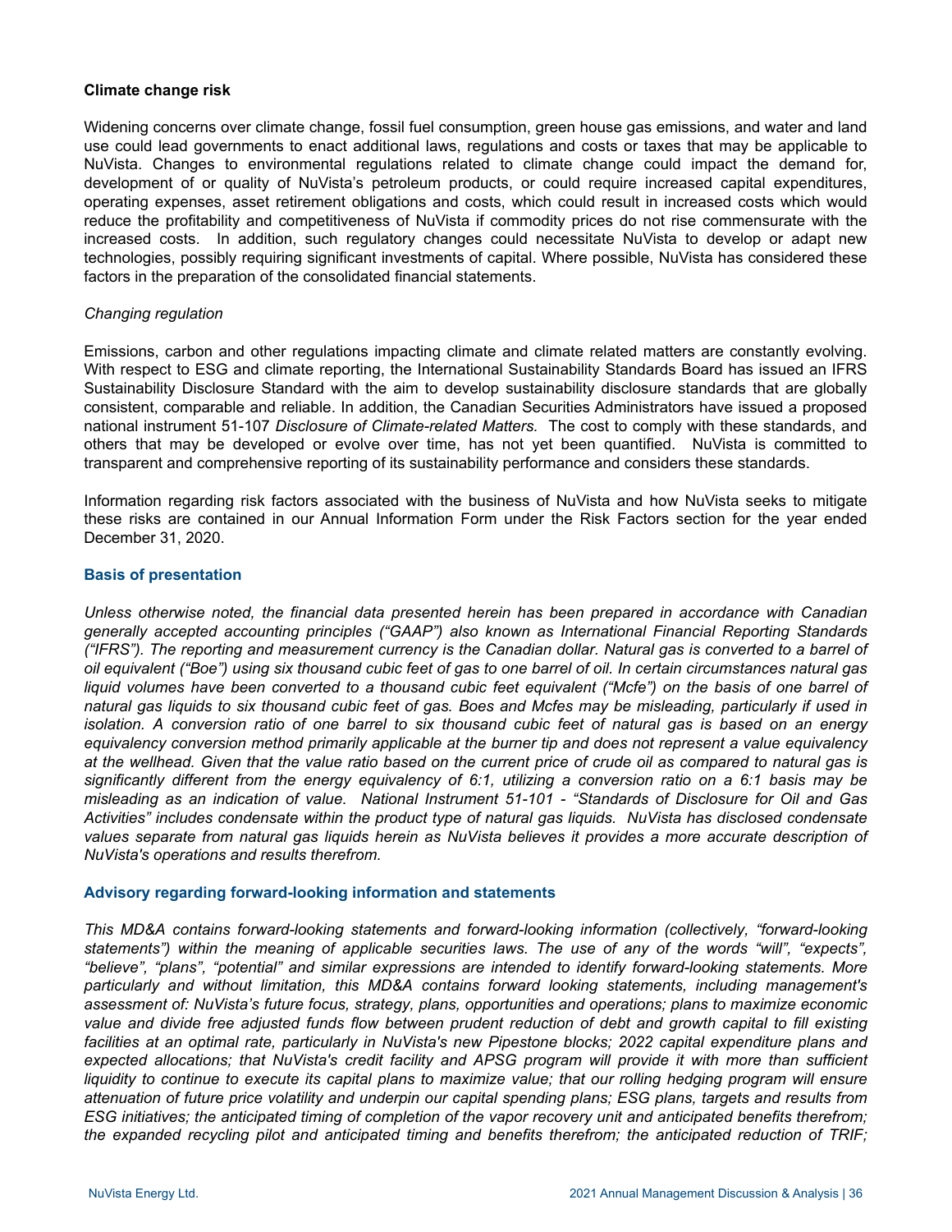**Climate change risk**

Widening concerns over climate change, fossil fuel consumption, green house gas emissions, and water and land use could lead governments to enact additional laws, regulations and costs or taxes that may be applicable to NuVista. Changes to environmental regulations related to climate change could impact the demand for, development of or quality of NuVista's petroleum products, or could require increased capital expenditures, operating expenses, asset retirement obligations and costs, which could result in increased costs which would reduce the profitability and competitiveness of NuVista if commodity prices do not rise commensurate with the increased costs. In addition, such regulatory changes could necessitate NuVista to develop or adapt new technologies, possibly requiring significant investments of capital. Where possible, NuVista has considered these factors in the preparation of the consolidated financial statements.

*Changing regulation*

Emissions, carbon and other regulations impacting climate and climate related matters are constantly evolving. With respect to ESG and climate reporting, the International Sustainability Standards Board has issued an IFRS Sustainability Disclosure Standard with the aim to develop sustainability disclosure standards that are globally consistent, comparable and reliable. In addition, the Canadian Securities Administrators have issued a proposed national instrument 51-107 *Disclosure of Climate-related Matters.* The cost to comply with these standards, and others that may be developed or evolve over time, has not yet been quantified. NuVista is committed to transparent and comprehensive reporting of its sustainability performance and considers these standards.

Information regarding risk factors associated with the business of NuVista and how NuVista seeks to mitigate these risks are contained in our Annual Information Form under the Risk Factors section for the year ended December 31, 2020.

## Basis of presentation

*Unless otherwise noted, the financial data presented herein has been prepared in accordance with Canadian generally accepted accounting principles ("GAAP") also known as International Financial Reporting Standards ("IFRS"). The reporting and measurement currency is the Canadian dollar. Natural gas is converted to a barrel of oil equivalent ("Boe") using six thousand cubic feet of gas to one barrel of oil. In certain circumstances natural gas liquid volumes have been converted to a thousand cubic feet equivalent ("Mcfe") on the basis of one barrel of natural gas liquids to six thousand cubic feet of gas. Boes and Mcfes may be misleading, particularly if used in isolation. A conversion ratio of one barrel to six thousand cubic feet of natural gas is based on an energy equivalency conversion method primarily applicable at the burner tip and does not represent a value equivalency at the wellhead. Given that the value ratio based on the current price of crude oil as compared to natural gas is significantly different from the energy equivalency of 6:1, utilizing a conversion ratio on a 6:1 basis may be misleading as an indication of value. National Instrument 51-101 - "Standards of Disclosure for Oil and Gas Activities" includes condensate within the product type of natural gas liquids. NuVista has disclosed condensate values separate from natural gas liquids herein as NuVista believes it provides a more accurate description of NuVista's operations and results therefrom.*

## Advisory regarding forward-looking information and statements

*This MD&A contains forward-looking statements and forward-looking information (collectively, "forward-looking statements") within the meaning of applicable securities laws. The use of any of the words "will", "expects", "believe", "plans", "potential" and similar expressions are intended to identify forward-looking statements. More particularly and without limitation, this MD&A contains forward looking statements, including management's assessment of: NuVista's future focus, strategy, plans, opportunities and operations; plans to maximize economic value and divide free adjusted funds flow between prudent reduction of debt and growth capital to fill existing facilities at an optimal rate, particularly in NuVista's new Pipestone blocks; 2022 capital expenditure plans and expected allocations; that NuVista's credit facility and APSG program will provide it with more than sufficient liquidity to continue to execute its capital plans to maximize value; that our rolling hedging program will ensure attenuation of future price volatility and underpin our capital spending plans; ESG plans, targets and results from ESG initiatives; the anticipated timing of completion of the vapor recovery unit and anticipated benefits therefrom; the expanded recycling pilot and anticipated timing and benefits therefrom; the anticipated reduction of TRIF;*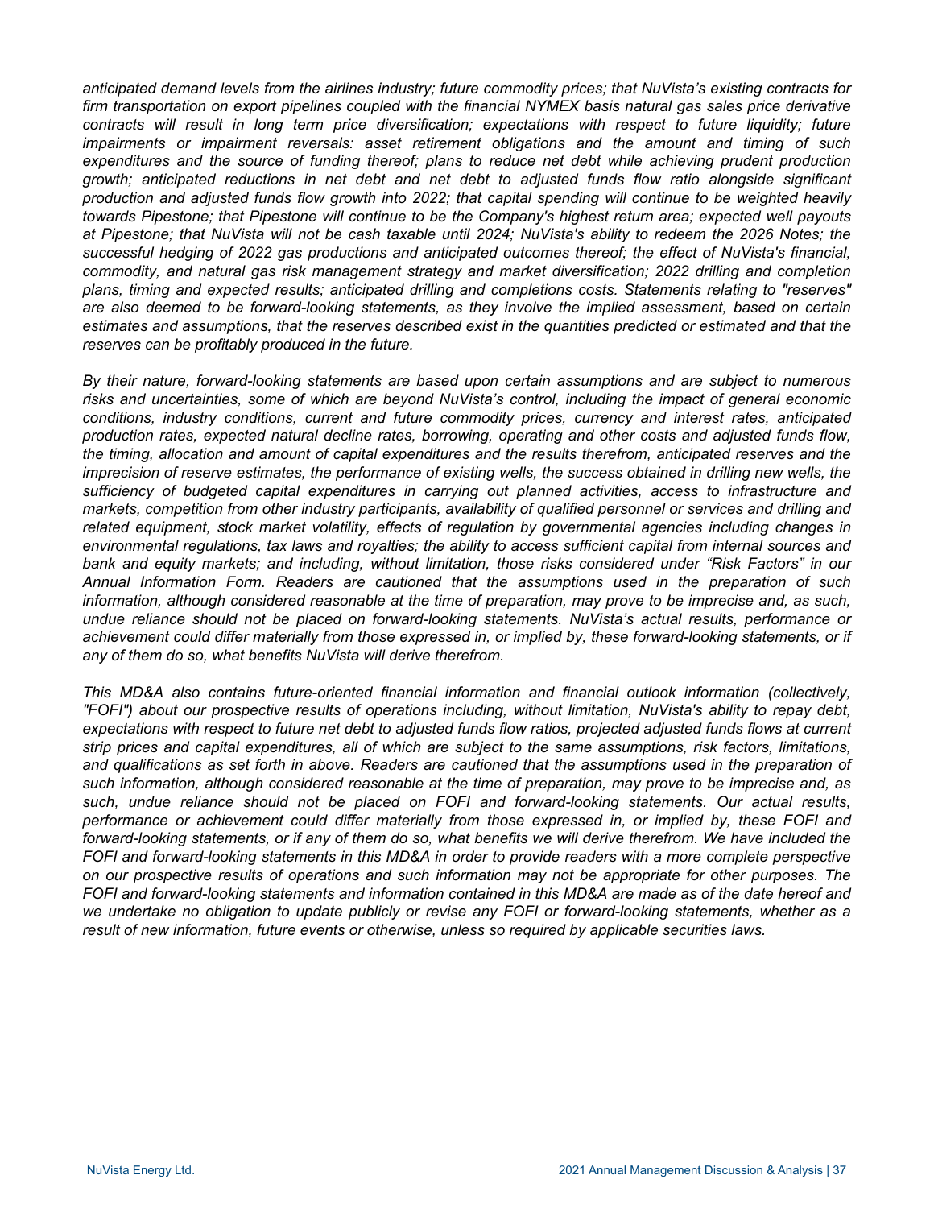*anticipated demand levels from the airlines industry; future commodity prices; that NuVista's existing contracts for firm transportation on export pipelines coupled with the financial NYMEX basis natural gas sales price derivative contracts will result in long term price diversification; expectations with respect to future liquidity; future impairments or impairment reversals: asset retirement obligations and the amount and timing of such expenditures and the source of funding thereof; plans to reduce net debt while achieving prudent production growth; anticipated reductions in net debt and net debt to adjusted funds flow ratio alongside significant production and adjusted funds flow growth into 2022; that capital spending will continue to be weighted heavily towards Pipestone; that Pipestone will continue to be the Company's highest return area; expected well payouts at Pipestone; that NuVista will not be cash taxable until 2024; NuVista's ability to redeem the 2026 Notes; the successful hedging of 2022 gas productions and anticipated outcomes thereof; the effect of NuVista's financial, commodity, and natural gas risk management strategy and market diversification; 2022 drilling and completion plans, timing and expected results; anticipated drilling and completions costs. Statements relating to "reserves" are also deemed to be forward-looking statements, as they involve the implied assessment, based on certain estimates and assumptions, that the reserves described exist in the quantities predicted or estimated and that the reserves can be profitably produced in the future.*

*By their nature, forward-looking statements are based upon certain assumptions and are subject to numerous risks and uncertainties, some of which are beyond NuVista's control, including the impact of general economic conditions, industry conditions, current and future commodity prices, currency and interest rates, anticipated production rates, expected natural decline rates, borrowing, operating and other costs and adjusted funds flow, the timing, allocation and amount of capital expenditures and the results therefrom, anticipated reserves and the imprecision of reserve estimates, the performance of existing wells, the success obtained in drilling new wells, the sufficiency of budgeted capital expenditures in carrying out planned activities, access to infrastructure and markets, competition from other industry participants, availability of qualified personnel or services and drilling and related equipment, stock market volatility, effects of regulation by governmental agencies including changes in environmental regulations, tax laws and royalties; the ability to access sufficient capital from internal sources and bank and equity markets; and including, without limitation, those risks considered under "Risk Factors" in our Annual Information Form. Readers are cautioned that the assumptions used in the preparation of such information, although considered reasonable at the time of preparation, may prove to be imprecise and, as such, undue reliance should not be placed on forward-looking statements. NuVista's actual results, performance or achievement could differ materially from those expressed in, or implied by, these forward-looking statements, or if any of them do so, what benefits NuVista will derive therefrom.*

*This MD&A also contains future-oriented financial information and financial outlook information (collectively, "FOFI") about our prospective results of operations including, without limitation, NuVista's ability to repay debt, expectations with respect to future net debt to adjusted funds flow ratios, projected adjusted funds flows at current strip prices and capital expenditures, all of which are subject to the same assumptions, risk factors, limitations, and qualifications as set forth in above. Readers are cautioned that the assumptions used in the preparation of such information, although considered reasonable at the time of preparation, may prove to be imprecise and, as such, undue reliance should not be placed on FOFI and forward-looking statements. Our actual results, performance or achievement could differ materially from those expressed in, or implied by, these FOFI and forward-looking statements, or if any of them do so, what benefits we will derive therefrom. We have included the FOFI and forward-looking statements in this MD&A in order to provide readers with a more complete perspective on our prospective results of operations and such information may not be appropriate for other purposes. The FOFI and forward-looking statements and information contained in this MD&A are made as of the date hereof and we undertake no obligation to update publicly or revise any FOFI or forward-looking statements, whether as a result of new information, future events or otherwise, unless so required by applicable securities laws.*